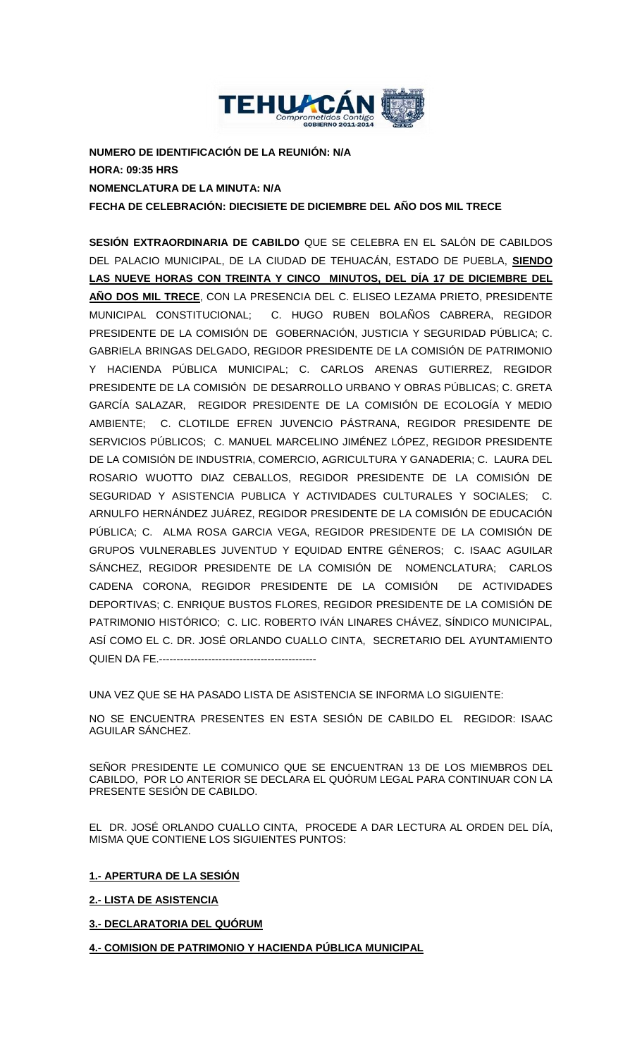**NUMERO DE IDENTIFICACIÓN DE LA REUNIÓN: N/A**

**HORA: 09:35 HRS**

**NOMENCLATURA DE LA MINUTA: N/A**

**FECHA DE CELEBRACIÓN: DIECISIETE DE DICIEMBRE DEL AÑO DOS MIL TRECE**

**SESIÓN EXTRAORDINARIA DE CABILDO** QUE SE CELEBRA EN EL SALÓN DE CABILDOS DEL PALACIO MUNICIPAL, DE LA CIUDAD DE TEHUACÁN, ESTADO DE PUEBLA, **SIENDO LAS NUEVE HORAS CON TREINTA Y CINCO MINUTOS, DEL DÍA 17 DE DICIEMBRE DEL AÑO DOS MIL TRECE**, CON LA PRESENCIA DEL C. ELISEO LEZAMA PRIETO, PRESIDENTE MUNICIPAL CONSTITUCIONAL; C. HUGO RUBEN BOLAÑOS CABRERA, REGIDOR PRESIDENTE DE LA COMISIÓN DE GOBERNACIÓN, JUSTICIA Y SEGURIDAD PÚBLICA; C. GABRIELA BRINGAS DELGADO, REGIDOR PRESIDENTE DE LA COMISIÓN DE PATRIMONIO Y HACIENDA PÚBLICA MUNICIPAL; C. CARLOS ARENAS GUTIERREZ, REGIDOR PRESIDENTE DE LA COMISIÓN DE DESARROLLO URBANO Y OBRAS PÚBLICAS; C. GRETA GARCÍA SALAZAR, REGIDOR PRESIDENTE DE LA COMISIÓN DE ECOLOGÍA Y MEDIO AMBIENTE; C. CLOTILDE EFREN JUVENCIO PÁSTRANA, REGIDOR PRESIDENTE DE SERVICIOS PÚBLICOS; C. MANUEL MARCELINO JIMÉNEZ LÓPEZ, REGIDOR PRESIDENTE DE LA COMISIÓN DE INDUSTRIA, COMERCIO, AGRICULTURA Y GANADERIA; C. LAURA DEL ROSARIO WUOTTO DIAZ CEBALLOS, REGIDOR PRESIDENTE DE LA COMISIÓN DE SEGURIDAD Y ASISTENCIA PUBLICA Y ACTIVIDADES CULTURALES Y SOCIALES; C. ARNULFO HERNÁNDEZ JUÁREZ, REGIDOR PRESIDENTE DE LA COMISIÓN DE EDUCACIÓN PÚBLICA; C. ALMA ROSA GARCIA VEGA, REGIDOR PRESIDENTE DE LA COMISIÓN DE GRUPOS VULNERABLES JUVENTUD Y EQUIDAD ENTRE GÉNEROS; C. ISAAC AGUILAR SÁNCHEZ, REGIDOR PRESIDENTE DE LA COMISIÓN DE NOMENCLATURA; CARLOS CADENA CORONA, REGIDOR PRESIDENTE DE LA COMISIÓN DE ACTIVIDADES DEPORTIVAS; C. ENRIQUE BUSTOS FLORES, REGIDOR PRESIDENTE DE LA COMISIÓN DE PATRIMONIO HISTÓRICO; C. LIC. ROBERTO IVÁN LINARES CHÁVEZ, SÍNDICO MUNICIPAL, ASÍ COMO EL C. DR. JOSÉ ORLANDO CUALLO CINTA, SECRETARIO DEL AYUNTAMIENTO QUIEN DA FE.---------------------------------------------

UNA VEZ QUE SE HA PASADO LISTA DE ASISTENCIA SE INFORMA LO SIGUIENTE:

NO SE ENCUENTRA PRESENTES EN ESTA SESIÓN DE CABILDO EL REGIDOR: ISAAC AGUILAR SÁNCHEZ.

SEÑOR PRESIDENTE LE COMUNICO QUE SE ENCUENTRAN 13 DE LOS MIEMBROS DEL CABILDO, POR LO ANTERIOR SE DECLARA EL QUÓRUM LEGAL PARA CONTINUAR CON LA PRESENTE SESIÓN DE CABILDO.

EL DR. JOSÉ ORLANDO CUALLO CINTA, PROCEDE A DAR LECTURA AL ORDEN DEL DÍA, MISMA QUE CONTIENE LOS SIGUIENTES PUNTOS:

**1.- APERTURA DE LA SESIÓN**

**2.- LISTA DE ASISTENCIA**

**3.- DECLARATORIA DEL QUÓRUM**

**4.- COMISION DE PATRIMONIO Y HACIENDA PÚBLICA MUNICIPAL**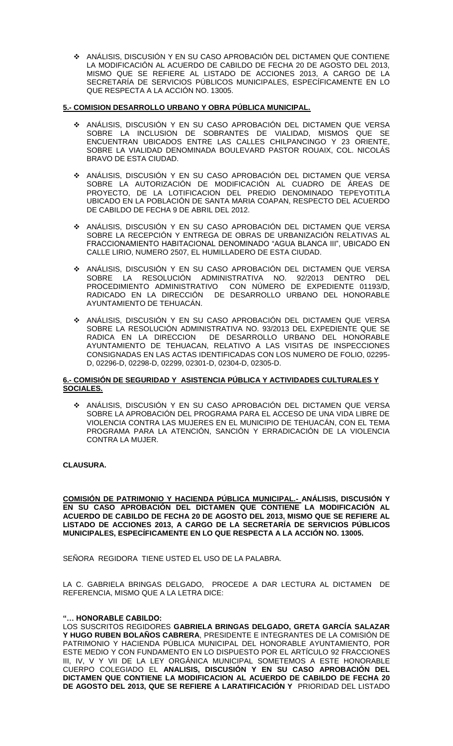- ANÁLISIS, DISCUSIÓN Y EN SU CASO APROBACIÓN DEL DICTAMEN QUE CONTIENE LA MODIFICACIÓN AL ACUERDO DE CABILDO DE FECHA 20 DE AGOSTO DEL 2013, MISMO QUE SE REFIERE AL LISTADO DE ACCIONES 2013, A CARGO DE LA SECRETARÍA DE SERVICIOS PÚBLICOS MUNICIPALES, ESPECÍFICAMENTE EN LO QUE RESPECTA A LA ACCIÓN NO. 13005.

**5.- COMISION DESARROLLO URBANO Y OBRA PÚBLICA MUNICIPAL.**

- ANÁLISIS, DISCUSIÓN Y EN SU CASO APROBACIÓN DEL DICTAMEN QUE VERSA SOBRE LA INCLUSION DE SOBRANTES DE VIALIDAD, MISMOS QUE SE ENCUENTRAN UBICADOS ENTRE LAS CALLES CHILPANCINGO Y 23 ORIENTE, SOBRE LA VIALIDAD DENOMINADA BOULEVARD PASTOR ROUAIX, COL. NICOLÁS BRAVO DE ESTA CIUDAD.

- ANÁLISIS, DISCUSIÓN Y EN SU CASO APROBACIÓN DEL DICTAMEN QUE VERSA SOBRE LA AUTORIZACIÓN DE MODIFICACIÓN AL CUADRO DE ÁREAS DE PROYECTO, DE LA LOTIFICACION DEL PREDIO DENOMINADO TEPEYOTITLA UBICADO EN LA POBLACIÓN DE SANTA MARIA COAPAN, RESPECTO DEL ACUERDO DE CABILDO DE FECHA 9 DE ABRIL DEL 2012.

- ANÁLISIS, DISCUSIÓN Y EN SU CASO APROBACIÓN DEL DICTAMEN QUE VERSA SOBRE LA RECEPCIÓN Y ENTREGA DE OBRAS DE URBANIZACIÓN RELATIVAS AL FRACCIONAMIENTO HABITACIONAL DENOMINADO "AGUA BLANCA III", UBICADO EN CALLE LIRIO, NUMERO 2507, EL HUMILLADERO DE ESTA CIUDAD.

- ANÁLISIS, DISCUSIÓN Y EN SU CASO APROBACIÓN DEL DICTAMEN QUE VERSA SOBRE LA RESOLUCIÓN ADMINISTRATIVA NO. 92/2013 DENTRO DEL PROCEDIMIENTO ADMINISTRATIVO CON NÚMERO DE EXPEDIENTE 01193/D, RADICADO EN LA DIRECCIÓN DE DESARROLLO URBANO DEL HONORABLE AYUNTAMIENTO DE TEHUACÁN.

- ANÁLISIS, DISCUSIÓN Y EN SU CASO APROBACIÓN DEL DICTAMEN QUE VERSA SOBRE LA RESOLUCIÓN ADMINISTRATIVA NO. 93/2013 DEL EXPEDIENTE QUE SE RADICA EN LA DIRECCION DE DESARROLLO URBANO DEL HONORABLE AYUNTAMIENTO DE TEHUACAN, RELATIVO A LAS VISITAS DE INSPECCIONES CONSIGNADAS EN LAS ACTAS IDENTIFICADAS CON LOS NUMERO DE FOLIO, 02295-D, 02296-D, 02298-D, 02299, 02301-D, 02304-D, 02305-D.

**6.- COMISIÓN DE SEGURIDAD Y ASISTENCIA PÚBLICA Y ACTIVIDADES CULTURALES Y SOCIALES.**

- ANÁLISIS, DISCUSIÓN Y EN SU CASO APROBACIÓN DEL DICTAMEN QUE VERSA SOBRE LA APROBACIÓN DEL PROGRAMA PARA EL ACCESO DE UNA VIDA LIBRE DE VIOLENCIA CONTRA LAS MUJERES EN EL MUNICIPIO DE TEHUACÁN, CON EL TEMA PROGRAMA PARA LA ATENCIÓN, SANCIÓN Y ERRADICACIÓN DE LA VIOLENCIA CONTRA LA MUJER.

**CLAUSURA.**

**COMISIÓN DE PATRIMONIO Y HACIENDA PÚBLICA MUNICIPAL.- ANÁLISIS, DISCUSIÓN Y EN SU CASO APROBACIÓN DEL DICTAMEN QUE CONTIENE LA MODIFICACIÓN AL ACUERDO DE CABILDO DE FECHA 20 DE AGOSTO DEL 2013, MISMO QUE SE REFIERE AL LISTADO DE ACCIONES 2013, A CARGO DE LA SECRETARÍA DE SERVICIOS PÚBLICOS MUNICIPALES, ESPECÍFICAMENTE EN LO QUE RESPECTA A LA ACCIÓN NO. 13005.**

SEÑORA REGIDORA TIENE USTED EL USO DE LA PALABRA.

LA C. GABRIELA BRINGAS DELGADO, PROCEDE A DAR LECTURA AL DICTAMEN DE REFERENCIA, MISMO QUE A LA LETRA DICE:

**"… HONORABLE CABILDO:**
LOS SUSCRITOS REGIDORES **GABRIELA BRINGAS DELGADO, GRETA GARCÍA SALAZAR Y HUGO RUBEN BOLAÑOS CABRERA**, PRESIDENTE E INTEGRANTES DE LA COMISIÓN DE PATRIMONIO Y HACIENDA PÚBLICA MUNICIPAL DEL HONORABLE AYUNTAMIENTO, POR ESTE MEDIO Y CON FUNDAMENTO EN LO DISPUESTO POR EL ARTÍCULO 92 FRACCIONES III, IV, V Y VII DE LA LEY ORGÁNICA MUNICIPAL SOMETEMOS A ESTE HONORABLE CUERPO COLEGIADO EL **ANALISIS, DISCUSIÓN Y EN SU CASO APROBACIÓN DEL DICTAMEN QUE CONTIENE LA MODIFICACION AL ACUERDO DE CABILDO DE FECHA 20 DE AGOSTO DEL 2013, QUE SE REFIERE A LARATIFICACIÓN Y** PRIORIDAD DEL LISTADO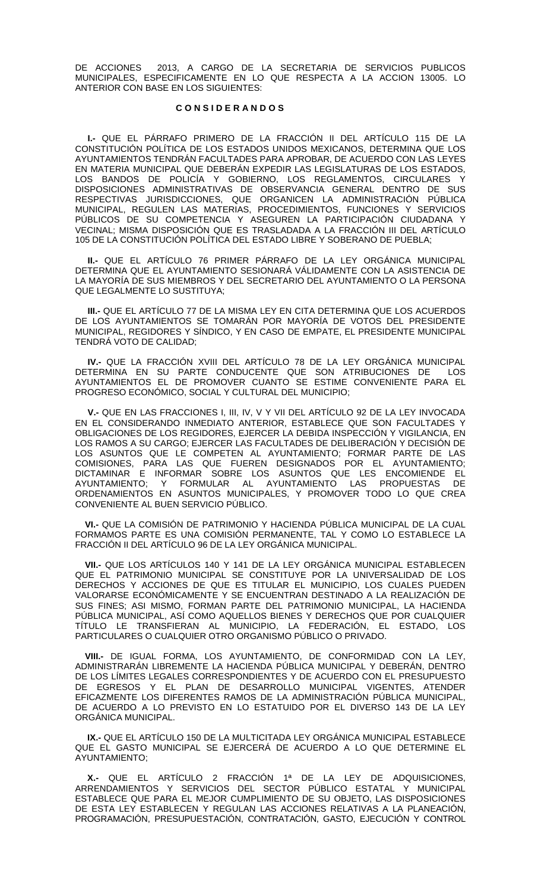DE ACCIONES 2013, A CARGO DE LA SECRETARIA DE SERVICIOS PUBLICOS MUNICIPALES, ESPECIFICAMENTE EN LO QUE RESPECTA A LA ACCION 13005. LO ANTERIOR CON BASE EN LOS SIGUIENTES:

**C O N S I D E R A N D O S**

**I.-** QUE EL PÁRRAFO PRIMERO DE LA FRACCIÓN II DEL ARTÍCULO 115 DE LA CONSTITUCIÓN POLÍTICA DE LOS ESTADOS UNIDOS MEXICANOS, DETERMINA QUE LOS AYUNTAMIENTOS TENDRÁN FACULTADES PARA APROBAR, DE ACUERDO CON LAS LEYES EN MATERIA MUNICIPAL QUE DEBERÁN EXPEDIR LAS LEGISLATURAS DE LOS ESTADOS, LOS BANDOS DE POLICÍA Y GOBIERNO, LOS REGLAMENTOS, CIRCULARES Y DISPOSICIONES ADMINISTRATIVAS DE OBSERVANCIA GENERAL DENTRO DE SUS RESPECTIVAS JURISDICCIONES, QUE ORGANICEN LA ADMINISTRACIÓN PÚBLICA MUNICIPAL, REGULEN LAS MATERIAS, PROCEDIMIENTOS, FUNCIONES Y SERVICIOS PÚBLICOS DE SU COMPETENCIA Y ASEGUREN LA PARTICIPACIÓN CIUDADANA Y VECINAL; MISMA DISPOSICIÓN QUE ES TRASLADADA A LA FRACCIÓN III DEL ARTÍCULO 105 DE LA CONSTITUCIÓN POLÍTICA DEL ESTADO LIBRE Y SOBERANO DE PUEBLA;

**II.-** QUE EL ARTÍCULO 76 PRIMER PÁRRAFO DE LA LEY ORGÁNICA MUNICIPAL DETERMINA QUE EL AYUNTAMIENTO SESIONARÁ VÁLIDAMENTE CON LA ASISTENCIA DE LA MAYORÍA DE SUS MIEMBROS Y DEL SECRETARIO DEL AYUNTAMIENTO O LA PERSONA QUE LEGALMENTE LO SUSTITUYA;

**III.-** QUE EL ARTÍCULO 77 DE LA MISMA LEY EN CITA DETERMINA QUE LOS ACUERDOS DE LOS AYUNTAMIENTOS SE TOMARÁN POR MAYORÍA DE VOTOS DEL PRESIDENTE MUNICIPAL, REGIDORES Y SÍNDICO, Y EN CASO DE EMPATE, EL PRESIDENTE MUNICIPAL TENDRÁ VOTO DE CALIDAD;

**IV.-** QUE LA FRACCIÓN XVIII DEL ARTÍCULO 78 DE LA LEY ORGÁNICA MUNICIPAL DETERMINA EN SU PARTE CONDUCENTE QUE SON ATRIBUCIONES DE LOS AYUNTAMIENTOS EL DE PROMOVER CUANTO SE ESTIME CONVENIENTE PARA EL PROGRESO ECONÓMICO, SOCIAL Y CULTURAL DEL MUNICIPIO;

**V.-** QUE EN LAS FRACCIONES I, III, IV, V Y VII DEL ARTÍCULO 92 DE LA LEY INVOCADA EN EL CONSIDERANDO INMEDIATO ANTERIOR, ESTABLECE QUE SON FACULTADES Y OBLIGACIONES DE LOS REGIDORES, EJERCER LA DEBIDA INSPECCIÓN Y VIGILANCIA, EN LOS RAMOS A SU CARGO; EJERCER LAS FACULTADES DE DELIBERACIÓN Y DECISIÓN DE LOS ASUNTOS QUE LE COMPETEN AL AYUNTAMIENTO; FORMAR PARTE DE LAS COMISIONES, PARA LAS QUE FUEREN DESIGNADOS POR EL AYUNTAMIENTO; DICTAMINAR E INFORMAR SOBRE LOS ASUNTOS QUE LES ENCOMIENDE EL AYUNTAMIENTO; Y FORMULAR AL AYUNTAMIENTO LAS PROPUESTAS DE ORDENAMIENTOS EN ASUNTOS MUNICIPALES, Y PROMOVER TODO LO QUE CREA CONVENIENTE AL BUEN SERVICIO PÚBLICO.

**VI.-** QUE LA COMISIÓN DE PATRIMONIO Y HACIENDA PÚBLICA MUNICIPAL DE LA CUAL FORMAMOS PARTE ES UNA COMISIÓN PERMANENTE, TAL Y COMO LO ESTABLECE LA FRACCIÓN II DEL ARTÍCULO 96 DE LA LEY ORGÁNICA MUNICIPAL.

**VII.-** QUE LOS ARTÍCULOS 140 Y 141 DE LA LEY ORGÁNICA MUNICIPAL ESTABLECEN QUE EL PATRIMONIO MUNICIPAL SE CONSTITUYE POR LA UNIVERSALIDAD DE LOS DERECHOS Y ACCIONES DE QUE ES TITULAR EL MUNICIPIO, LOS CUALES PUEDEN VALORARSE ECONÓMICAMENTE Y SE ENCUENTRAN DESTINADO A LA REALIZACIÓN DE SUS FINES; ASI MISMO, FORMAN PARTE DEL PATRIMONIO MUNICIPAL, LA HACIENDA PÚBLICA MUNICIPAL, ASÍ COMO AQUELLOS BIENES Y DERECHOS QUE POR CUALQUIER TÍTULO LE TRANSFIERAN AL MUNICIPIO, LA FEDERACIÓN, EL ESTADO, LOS PARTICULARES O CUALQUIER OTRO ORGANISMO PÚBLICO O PRIVADO.

**VIII.-** DE IGUAL FORMA, LOS AYUNTAMIENTO, DE CONFORMIDAD CON LA LEY, ADMINISTRARÁN LIBREMENTE LA HACIENDA PÚBLICA MUNICIPAL Y DEBERÁN, DENTRO DE LOS LÍMITES LEGALES CORRESPONDIENTES Y DE ACUERDO CON EL PRESUPUESTO DE EGRESOS Y EL PLAN DE DESARROLLO MUNICIPAL VIGENTES, ATENDER EFICAZMENTE LOS DIFERENTES RAMOS DE LA ADMINISTRACIÓN PÚBLICA MUNICIPAL, DE ACUERDO A LO PREVISTO EN LO ESTATUIDO POR EL DIVERSO 143 DE LA LEY ORGÁNICA MUNICIPAL.

**IX.-** QUE EL ARTÍCULO 150 DE LA MULTICITADA LEY ORGÁNICA MUNICIPAL ESTABLECE QUE EL GASTO MUNICIPAL SE EJERCERÁ DE ACUERDO A LO QUE DETERMINE EL AYUNTAMIENTO;

**X.-** QUE EL ARTÍCULO 2 FRACCIÓN 1ª DE LA LEY DE ADQUISICIONES, ARRENDAMIENTOS Y SERVICIOS DEL SECTOR PÚBLICO ESTATAL Y MUNICIPAL ESTABLECE QUE PARA EL MEJOR CUMPLIMIENTO DE SU OBJETO, LAS DISPOSICIONES DE ESTA LEY ESTABLECEN Y REGULAN LAS ACCIONES RELATIVAS A LA PLANEACIÓN, PROGRAMACIÓN, PRESUPUESTACIÓN, CONTRATACIÓN, GASTO, EJECUCIÓN Y CONTROL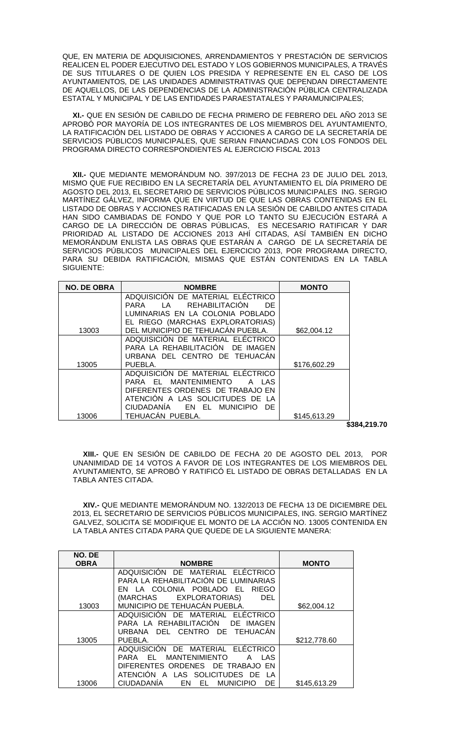QUE, EN MATERIA DE ADQUISICIONES, ARRENDAMIENTOS Y PRESTACIÓN DE SERVICIOS REALICEN EL PODER EJECUTIVO DEL ESTADO Y LOS GOBIERNOS MUNICIPALES, A TRAVÉS DE SUS TITULARES O DE QUIEN LOS PRESIDA Y REPRESENTE EN EL CASO DE LOS AYUNTAMIENTOS, DE LAS UNIDADES ADMINISTRATIVAS QUE DEPENDAN DIRECTAMENTE DE AQUELLOS, DE LAS DEPENDENCIAS DE LA ADMINISTRACIÓN PÚBLICA CENTRALIZADA ESTATAL Y MUNICIPAL Y DE LAS ENTIDADES PARAESTATALES Y PARAMUNICIPALES;

**XI.-** QUE EN SESIÓN DE CABILDO DE FECHA PRIMERO DE FEBRERO DEL AÑO 2013 SE APROBÓ POR MAYORÍA DE LOS INTEGRANTES DE LOS MIEMBROS DEL AYUNTAMIENTO, LA RATIFICACIÓN DEL LISTADO DE OBRAS Y ACCIONES A CARGO DE LA SECRETARÍA DE SERVICIOS PÚBLICOS MUNICIPALES, QUE SERIAN FINANCIADAS CON LOS FONDOS DEL PROGRAMA DIRECTO CORRESPONDIENTES AL EJERCICIO FISCAL 2013

**XII.-** QUE MEDIANTE MEMORÁNDUM NO. 397/2013 DE FECHA 23 DE JULIO DEL 2013, MISMO QUE FUE RECIBIDO EN LA SECRETARÍA DEL AYUNTAMIENTO EL DÍA PRIMERO DE AGOSTO DEL 2013, EL SECRETARIO DE SERVICIOS PÚBLICOS MUNICIPALES ING. SERGIO MARTÍNEZ GÁLVEZ, INFORMA QUE EN VIRTUD DE QUE LAS OBRAS CONTENIDAS EN EL LISTADO DE OBRAS Y ACCIONES RATIFICADAS EN LA SESIÓN DE CABILDO ANTES CITADA HAN SIDO CAMBIADAS DE FONDO Y QUE POR LO TANTO SU EJECUCIÓN ESTARÁ A CARGO DE LA DIRECCIÓN DE OBRAS PÚBLICAS, ES NECESARIO RATIFICAR Y DAR PRIORIDAD AL LISTADO DE ACCIONES 2013 AHÍ CITADAS, ASÍ TAMBIÉN EN DICHO MEMORÁNDUM ENLISTA LAS OBRAS QUE ESTARÁN A CARGO DE LA SECRETARÍA DE SERVICIOS PÚBLICOS MUNICIPALES DEL EJERCICIO 2013, POR PROGRAMA DIRECTO, PARA SU DEBIDA RATIFICACIÓN, MISMAS QUE ESTÁN CONTENIDAS EN LA TABLA SIGUIENTE:

| NO. DE OBRA | NOMBRE | MONTO |
|---|---|---|
| 13003 | ADQUISICIÓN DE MATERIAL ELÉCTRICO PARA LA REHABILITACIÓN DE LUMINARIAS EN LA COLONIA POBLADO EL RIEGO (MARCHAS EXPLORATORIAS) DEL MUNICIPIO DE TEHUACÁN PUEBLA. | \$62,004.12 |
| 13005 | ADQUISICIÓN DE MATERIAL ELÉCTRICO PARA LA REHABILITACIÓN DE IMAGEN URBANA DEL CENTRO DE TEHUACÁN PUEBLA. | \$176,602.29 |
| 13006 | ADQUISICIÓN DE MATERIAL ELÉCTRICO PARA EL MANTENIMIENTO A LAS DIFERENTES ORDENES DE TRABAJO EN ATENCIÓN A LAS SOLICITUDES DE LA CIUDADANÍA EN EL MUNICIPIO DE TEHUACÁN PUEBLA. | \$145,613.29 |
| | | **\$384,219.70** |

**XIII.-** QUE EN SESIÓN DE CABILDO DE FECHA 20 DE AGOSTO DEL 2013, POR UNANIMIDAD DE 14 VOTOS A FAVOR DE LOS INTEGRANTES DE LOS MIEMBROS DEL AYUNTAMIENTO, SE APROBÓ Y RATIFICÓ EL LISTADO DE OBRAS DETALLADAS EN LA TABLA ANTES CITADA.

**XIV.-** QUE MEDIANTE MEMORÁNDUM NO. 132/2013 DE FECHA 13 DE DICIEMBRE DEL 2013, EL SECRETARIO DE SERVICIOS PÚBLICOS MUNICIPALES, ING. SERGIO MARTÍNEZ GALVEZ, SOLICITA SE MODIFIQUE EL MONTO DE LA ACCIÓN NO. 13005 CONTENIDA EN LA TABLA ANTES CITADA PARA QUE QUEDE DE LA SIGUIENTE MANERA:

| NO. DE OBRA | NOMBRE | MONTO |
|---|---|---|
| 13003 | ADQUISICIÓN DE MATERIAL ELÉCTRICO PARA LA REHABILITACIÓN DE LUMINARIAS EN LA COLONIA POBLADO EL RIEGO (MARCHAS EXPLORATORIAS) DEL MUNICIPIO DE TEHUACÁN PUEBLA. | \$62,004.12 |
| 13005 | ADQUISICIÓN DE MATERIAL ELÉCTRICO PARA LA REHABILITACIÓN DE IMAGEN URBANA DEL CENTRO DE TEHUACÁN PUEBLA. | \$212,778.60 |
| 13006 | ADQUISICIÓN DE MATERIAL ELÉCTRICO PARA EL MANTENIMIENTO A LAS DIFERENTES ORDENES DE TRABAJO EN ATENCIÓN A LAS SOLICITUDES DE LA CIUDADANÍA EN EL MUNICIPIO DE | \$145,613.29 |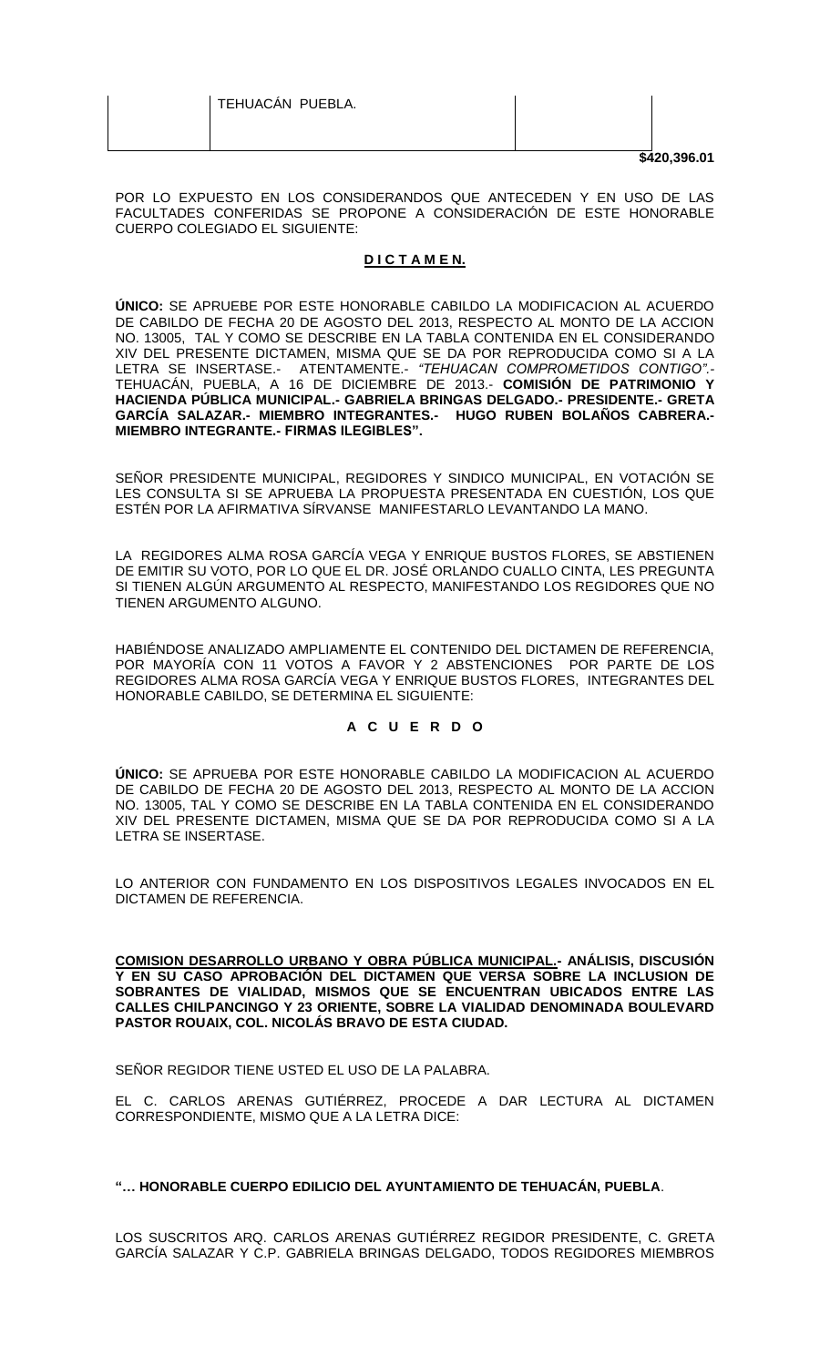| | TEHUACÁN PUEBLA. | | |
|---|---|---|---|
| | | | **$420,396.01** |

POR LO EXPUESTO EN LOS CONSIDERANDOS QUE ANTECEDEN Y EN USO DE LAS FACULTADES CONFERIDAS SE PROPONE A CONSIDERACIÓN DE ESTE HONORABLE CUERPO COLEGIADO EL SIGUIENTE:

**D I C T A M E N.**

**ÚNICO:** SE APRUEBE POR ESTE HONORABLE CABILDO LA MODIFICACION AL ACUERDO DE CABILDO DE FECHA 20 DE AGOSTO DEL 2013, RESPECTO AL MONTO DE LA ACCION NO. 13005, TAL Y COMO SE DESCRIBE EN LA TABLA CONTENIDA EN EL CONSIDERANDO XIV DEL PRESENTE DICTAMEN, MISMA QUE SE DA POR REPRODUCIDA COMO SI A LA LETRA SE INSERTASE.- ATENTAMENTE.- *"TEHUACAN COMPROMETIDOS CONTIGO"*.- TEHUACÁN, PUEBLA, A 16 DE DICIEMBRE DE 2013.- **COMISIÓN DE PATRIMONIO Y HACIENDA PÚBLICA MUNICIPAL.- GABRIELA BRINGAS DELGADO.- PRESIDENTE.- GRETA GARCÍA SALAZAR.- MIEMBRO INTEGRANTES.- HUGO RUBEN BOLAÑOS CABRERA.- MIEMBRO INTEGRANTE.- FIRMAS ILEGIBLES".**

SEÑOR PRESIDENTE MUNICIPAL, REGIDORES Y SINDICO MUNICIPAL, EN VOTACIÓN SE LES CONSULTA SI SE APRUEBA LA PROPUESTA PRESENTADA EN CUESTIÓN, LOS QUE ESTÉN POR LA AFIRMATIVA SÍRVANSE MANIFESTARLO LEVANTANDO LA MANO.

LA REGIDORES ALMA ROSA GARCÍA VEGA Y ENRIQUE BUSTOS FLORES, SE ABSTIENEN DE EMITIR SU VOTO, POR LO QUE EL DR. JOSÉ ORLANDO CUALLO CINTA, LES PREGUNTA SI TIENEN ALGÚN ARGUMENTO AL RESPECTO, MANIFESTANDO LOS REGIDORES QUE NO TIENEN ARGUMENTO ALGUNO.

HABIÉNDOSE ANALIZADO AMPLIAMENTE EL CONTENIDO DEL DICTAMEN DE REFERENCIA, POR MAYORÍA CON 11 VOTOS A FAVOR Y 2 ABSTENCIONES POR PARTE DE LOS REGIDORES ALMA ROSA GARCÍA VEGA Y ENRIQUE BUSTOS FLORES, INTEGRANTES DEL HONORABLE CABILDO, SE DETERMINA EL SIGUIENTE:

**A C U E R D O**

**ÚNICO:** SE APRUEBA POR ESTE HONORABLE CABILDO LA MODIFICACION AL ACUERDO DE CABILDO DE FECHA 20 DE AGOSTO DEL 2013, RESPECTO AL MONTO DE LA ACCION NO. 13005, TAL Y COMO SE DESCRIBE EN LA TABLA CONTENIDA EN EL CONSIDERANDO XIV DEL PRESENTE DICTAMEN, MISMA QUE SE DA POR REPRODUCIDA COMO SI A LA LETRA SE INSERTASE.

LO ANTERIOR CON FUNDAMENTO EN LOS DISPOSITIVOS LEGALES INVOCADOS EN EL DICTAMEN DE REFERENCIA.

**COMISION DESARROLLO URBANO Y OBRA PÚBLICA MUNICIPAL.- ANÁLISIS, DISCUSIÓN Y EN SU CASO APROBACIÓN DEL DICTAMEN QUE VERSA SOBRE LA INCLUSION DE SOBRANTES DE VIALIDAD, MISMOS QUE SE ENCUENTRAN UBICADOS ENTRE LAS CALLES CHILPANCINGO Y 23 ORIENTE, SOBRE LA VIALIDAD DENOMINADA BOULEVARD PASTOR ROUAIX, COL. NICOLÁS BRAVO DE ESTA CIUDAD.**

SEÑOR REGIDOR TIENE USTED EL USO DE LA PALABRA.

EL C. CARLOS ARENAS GUTIÉRREZ, PROCEDE A DAR LECTURA AL DICTAMEN CORRESPONDIENTE, MISMO QUE A LA LETRA DICE:

**"… HONORABLE CUERPO EDILICIO DEL AYUNTAMIENTO DE TEHUACÁN, PUEBLA**.

LOS SUSCRITOS ARQ. CARLOS ARENAS GUTIÉRREZ REGIDOR PRESIDENTE, C. GRETA GARCÍA SALAZAR Y C.P. GABRIELA BRINGAS DELGADO, TODOS REGIDORES MIEMBROS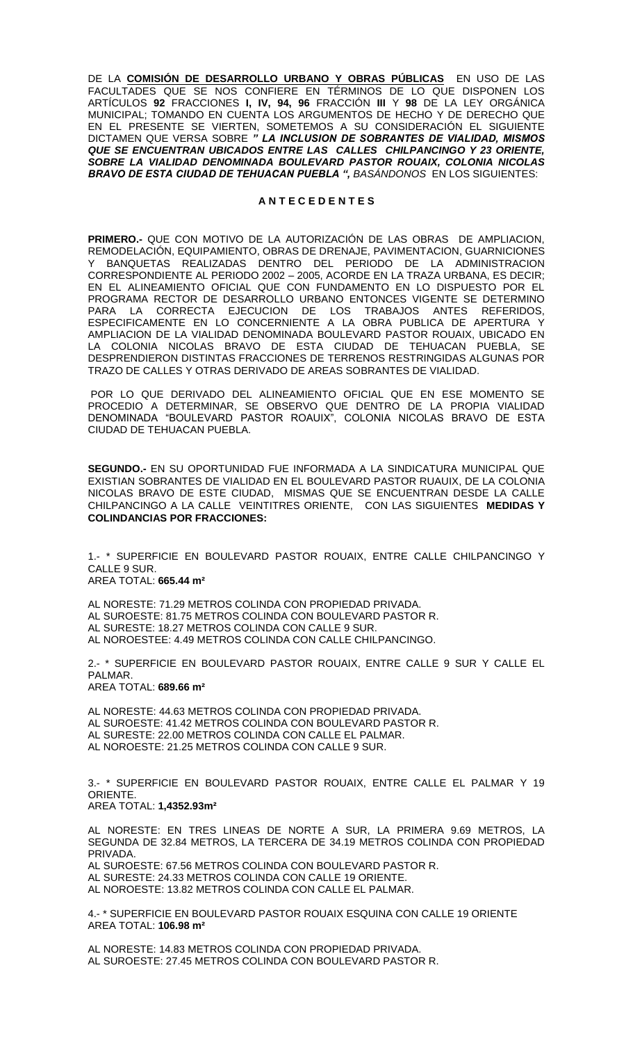DE LA **<u>COMISIÓN DE DESARROLLO URBANO Y OBRAS PÚBLICAS</u>** EN USO DE LAS FACULTADES QUE SE NOS CONFIERE EN TÉRMINOS DE LO QUE DISPONEN LOS ARTÍCULOS **92** FRACCIONES **I, IV, 94, 96** FRACCIÓN **III** Y **98** DE LA LEY ORGÁNICA MUNICIPAL; TOMANDO EN CUENTA LOS ARGUMENTOS DE HECHO Y DE DERECHO QUE EN EL PRESENTE SE VIERTEN, SOMETEMOS A SU CONSIDERACIÓN EL SIGUIENTE DICTAMEN QUE VERSA SOBRE ***" LA INCLUSION DE SOBRANTES DE VIALIDAD, MISMOS QUE SE ENCUENTRAN UBICADOS ENTRE LAS CALLES CHILPANCINGO Y 23 ORIENTE, SOBRE LA VIALIDAD DENOMINADA BOULEVARD PASTOR ROUAIX, COLONIA NICOLAS BRAVO DE ESTA CIUDAD DE TEHUACAN PUEBLA ",*** *BASÁNDONOS* EN LOS SIGUIENTES:

**A N T E C E D E N T E S**

**PRIMERO.-** QUE CON MOTIVO DE LA AUTORIZACIÓN DE LAS OBRAS DE AMPLIACION, REMODELACIÓN, EQUIPAMIENTO, OBRAS DE DRENAJE, PAVIMENTACION, GUARNICIONES Y BANQUETAS REALIZADAS DENTRO DEL PERIODO DE LA ADMINISTRACION CORRESPONDIENTE AL PERIODO 2002 – 2005, ACORDE EN LA TRAZA URBANA, ES DECIR; EN EL ALINEAMIENTO OFICIAL QUE CON FUNDAMENTO EN LO DISPUESTO POR EL PROGRAMA RECTOR DE DESARROLLO URBANO ENTONCES VIGENTE SE DETERMINO PARA LA CORRECTA EJECUCION DE LOS TRABAJOS ANTES REFERIDOS, ESPECIFICAMENTE EN LO CONCERNIENTE A LA OBRA PUBLICA DE APERTURA Y AMPLIACION DE LA VIALIDAD DENOMINADA BOULEVARD PASTOR ROUAIX, UBICADO EN LA COLONIA NICOLAS BRAVO DE ESTA CIUDAD DE TEHUACAN PUEBLA, SE DESPRENDIERON DISTINTAS FRACCIONES DE TERRENOS RESTRINGIDAS ALGUNAS POR TRAZO DE CALLES Y OTRAS DERIVADO DE AREAS SOBRANTES DE VIALIDAD.

POR LO QUE DERIVADO DEL ALINEAMIENTO OFICIAL QUE EN ESE MOMENTO SE PROCEDIO A DETERMINAR, SE OBSERVO QUE DENTRO DE LA PROPIA VIALIDAD DENOMINADA "BOULEVARD PASTOR ROAUIX", COLONIA NICOLAS BRAVO DE ESTA CIUDAD DE TEHUACAN PUEBLA.

**SEGUNDO.-** EN SU OPORTUNIDAD FUE INFORMADA A LA SINDICATURA MUNICIPAL QUE EXISTIAN SOBRANTES DE VIALIDAD EN EL BOULEVARD PASTOR RUAUIX, DE LA COLONIA NICOLAS BRAVO DE ESTE CIUDAD, MISMAS QUE SE ENCUENTRAN DESDE LA CALLE CHILPANCINGO A LA CALLE VEINTITRES ORIENTE, CON LAS SIGUIENTES **MEDIDAS Y COLINDANCIAS POR FRACCIONES:**

1.- * SUPERFICIE EN BOULEVARD PASTOR ROUAIX, ENTRE CALLE CHILPANCINGO Y CALLE 9 SUR.
AREA TOTAL: **665.44 m²**

AL NORESTE: 71.29 METROS COLINDA CON PROPIEDAD PRIVADA.
AL SUROESTE: 81.75 METROS COLINDA CON BOULEVARD PASTOR R.
AL SURESTE: 18.27 METROS COLINDA CON CALLE 9 SUR.
AL NOROESTEE: 4.49 METROS COLINDA CON CALLE CHILPANCINGO.

2.- * SUPERFICIE EN BOULEVARD PASTOR ROUAIX, ENTRE CALLE 9 SUR Y CALLE EL PALMAR.
AREA TOTAL: **689.66 m²**

AL NORESTE: 44.63 METROS COLINDA CON PROPIEDAD PRIVADA.
AL SUROESTE: 41.42 METROS COLINDA CON BOULEVARD PASTOR R.
AL SURESTE: 22.00 METROS COLINDA CON CALLE EL PALMAR.
AL NOROESTE: 21.25 METROS COLINDA CON CALLE 9 SUR.

3.- * SUPERFICIE EN BOULEVARD PASTOR ROUAIX, ENTRE CALLE EL PALMAR Y 19 ORIENTE.
AREA TOTAL: **1,4352.93m²**

AL NORESTE: EN TRES LINEAS DE NORTE A SUR, LA PRIMERA 9.69 METROS, LA SEGUNDA DE 32.84 METROS, LA TERCERA DE 34.19 METROS COLINDA CON PROPIEDAD PRIVADA.
AL SUROESTE: 67.56 METROS COLINDA CON BOULEVARD PASTOR R.
AL SURESTE: 24.33 METROS COLINDA CON CALLE 19 ORIENTE.
AL NOROESTE: 13.82 METROS COLINDA CON CALLE EL PALMAR.

4.- * SUPERFICIE EN BOULEVARD PASTOR ROUAIX ESQUINA CON CALLE 19 ORIENTE
AREA TOTAL: **106.98 m²**

AL NORESTE: 14.83 METROS COLINDA CON PROPIEDAD PRIVADA.
AL SUROESTE: 27.45 METROS COLINDA CON BOULEVARD PASTOR R.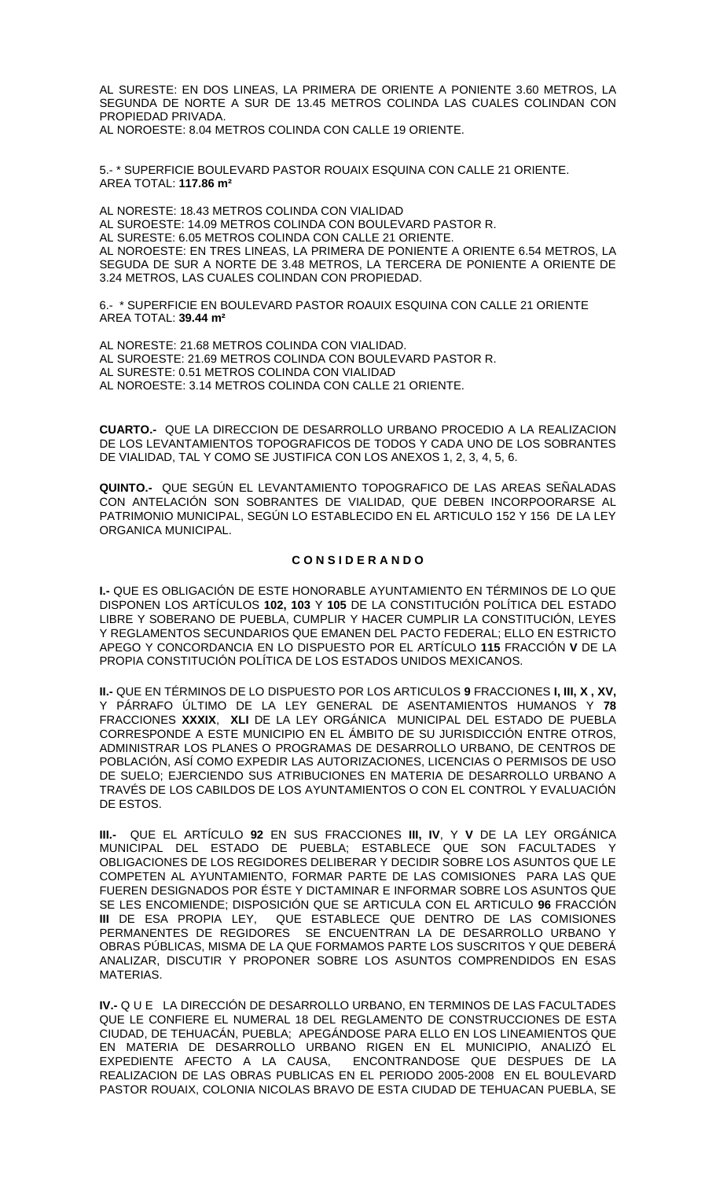AL SURESTE: EN DOS LINEAS, LA PRIMERA DE ORIENTE A PONIENTE 3.60 METROS, LA SEGUNDA DE NORTE A SUR DE 13.45 METROS COLINDA LAS CUALES COLINDAN CON PROPIEDAD PRIVADA.
AL NOROESTE: 8.04 METROS COLINDA CON CALLE 19 ORIENTE.

5.- * SUPERFICIE BOULEVARD PASTOR ROUAIX ESQUINA CON CALLE 21 ORIENTE.
AREA TOTAL: **117.86 m²**

AL NORESTE: 18.43 METROS COLINDA CON VIALIDAD
AL SUROESTE: 14.09 METROS COLINDA CON BOULEVARD PASTOR R.
AL SURESTE: 6.05 METROS COLINDA CON CALLE 21 ORIENTE.
AL NOROESTE: EN TRES LINEAS, LA PRIMERA DE PONIENTE A ORIENTE 6.54 METROS, LA SEGUDA DE SUR A NORTE DE 3.48 METROS, LA TERCERA DE PONIENTE A ORIENTE DE 3.24 METROS, LAS CUALES COLINDAN CON PROPIEDAD.

6.- * SUPERFICIE EN BOULEVARD PASTOR ROAUIX ESQUINA CON CALLE 21 ORIENTE
AREA TOTAL: **39.44 m²**

AL NORESTE: 21.68 METROS COLINDA CON VIALIDAD.
AL SUROESTE: 21.69 METROS COLINDA CON BOULEVARD PASTOR R.
AL SURESTE: 0.51 METROS COLINDA CON VIALIDAD
AL NOROESTE: 3.14 METROS COLINDA CON CALLE 21 ORIENTE.

**CUARTO.-** QUE LA DIRECCION DE DESARROLLO URBANO PROCEDIO A LA REALIZACION DE LOS LEVANTAMIENTOS TOPOGRAFICOS DE TODOS Y CADA UNO DE LOS SOBRANTES DE VIALIDAD, TAL Y COMO SE JUSTIFICA CON LOS ANEXOS 1, 2, 3, 4, 5, 6.

**QUINTO.-** QUE SEGÚN EL LEVANTAMIENTO TOPOGRAFICO DE LAS AREAS SEÑALADAS CON ANTELACIÓN SON SOBRANTES DE VIALIDAD, QUE DEBEN INCORPOORARSE AL PATRIMONIO MUNICIPAL, SEGÚN LO ESTABLECIDO EN EL ARTICULO 152 Y 156 DE LA LEY ORGANICA MUNICIPAL.

## C O N S I D E R A N D O

**I.-** QUE ES OBLIGACIÓN DE ESTE HONORABLE AYUNTAMIENTO EN TÉRMINOS DE LO QUE DISPONEN LOS ARTÍCULOS **102, 103** Y **105** DE LA CONSTITUCIÓN POLÍTICA DEL ESTADO LIBRE Y SOBERANO DE PUEBLA, CUMPLIR Y HACER CUMPLIR LA CONSTITUCIÓN, LEYES Y REGLAMENTOS SECUNDARIOS QUE EMANEN DEL PACTO FEDERAL; ELLO EN ESTRICTO APEGO Y CONCORDANCIA EN LO DISPUESTO POR EL ARTÍCULO **115** FRACCIÓN **V** DE LA PROPIA CONSTITUCIÓN POLÍTICA DE LOS ESTADOS UNIDOS MEXICANOS.

**II.-** QUE EN TÉRMINOS DE LO DISPUESTO POR LOS ARTICULOS **9** FRACCIONES **I, III, X , XV,** Y PÁRRAFO ÚLTIMO DE LA LEY GENERAL DE ASENTAMIENTOS HUMANOS Y **78** FRACCIONES **XXXIX**, **XLI** DE LA LEY ORGÁNICA MUNICIPAL DEL ESTADO DE PUEBLA CORRESPONDE A ESTE MUNICIPIO EN EL ÁMBITO DE SU JURISDICCIÓN ENTRE OTROS, ADMINISTRAR LOS PLANES O PROGRAMAS DE DESARROLLO URBANO, DE CENTROS DE POBLACIÓN, ASÍ COMO EXPEDIR LAS AUTORIZACIONES, LICENCIAS O PERMISOS DE USO DE SUELO; EJERCIENDO SUS ATRIBUCIONES EN MATERIA DE DESARROLLO URBANO A TRAVÉS DE LOS CABILDOS DE LOS AYUNTAMIENTOS O CON EL CONTROL Y EVALUACIÓN DE ESTOS.

**III.-** QUE EL ARTÍCULO **92** EN SUS FRACCIONES **III, IV**, Y **V** DE LA LEY ORGÁNICA MUNICIPAL DEL ESTADO DE PUEBLA; ESTABLECE QUE SON FACULTADES Y OBLIGACIONES DE LOS REGIDORES DELIBERAR Y DECIDIR SOBRE LOS ASUNTOS QUE LE COMPETEN AL AYUNTAMIENTO, FORMAR PARTE DE LAS COMISIONES PARA LAS QUE FUEREN DESIGNADOS POR ÉSTE Y DICTAMINAR E INFORMAR SOBRE LOS ASUNTOS QUE SE LES ENCOMIENDE; DISPOSICIÓN QUE SE ARTICULA CON EL ARTICULO **96** FRACCIÓN **III** DE ESA PROPIA LEY, QUE ESTABLECE QUE DENTRO DE LAS COMISIONES PERMANENTES DE REGIDORES SE ENCUENTRAN LA DE DESARROLLO URBANO Y OBRAS PÚBLICAS, MISMA DE LA QUE FORMAMOS PARTE LOS SUSCRITOS Y QUE DEBERÁ ANALIZAR, DISCUTIR Y PROPONER SOBRE LOS ASUNTOS COMPRENDIDOS EN ESAS MATERIAS.

**IV.-** Q U E LA DIRECCIÓN DE DESARROLLO URBANO, EN TERMINOS DE LAS FACULTADES QUE LE CONFIERE EL NUMERAL 18 DEL REGLAMENTO DE CONSTRUCCIONES DE ESTA CIUDAD, DE TEHUACÁN, PUEBLA; APEGÁNDOSE PARA ELLO EN LOS LINEAMIENTOS QUE EN MATERIA DE DESARROLLO URBANO RIGEN EN EL MUNICIPIO, ANALIZÓ EL EXPEDIENTE AFECTO A LA CAUSA, ENCONTRANDOSE QUE DESPUES DE LA REALIZACION DE LAS OBRAS PUBLICAS EN EL PERIODO 2005-2008 EN EL BOULEVARD PASTOR ROUAIX, COLONIA NICOLAS BRAVO DE ESTA CIUDAD DE TEHUACAN PUEBLA, SE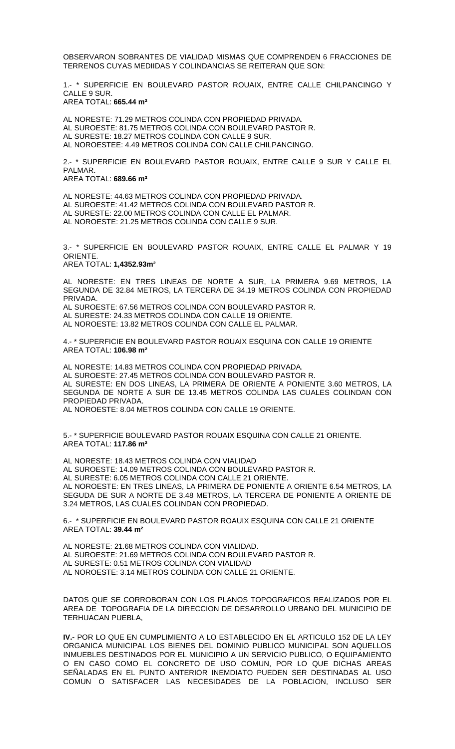OBSERVARON SOBRANTES DE VIALIDAD MISMAS QUE COMPRENDEN 6 FRACCIONES DE TERRENOS CUYAS MEDIIDAS Y COLINDANCIAS SE REITERAN QUE SON:

1.- * SUPERFICIE EN BOULEVARD PASTOR ROUAIX, ENTRE CALLE CHILPANCINGO Y CALLE 9 SUR.
AREA TOTAL: **665.44 m²**

AL NORESTE: 71.29 METROS COLINDA CON PROPIEDAD PRIVADA.
AL SUROESTE: 81.75 METROS COLINDA CON BOULEVARD PASTOR R.
AL SURESTE: 18.27 METROS COLINDA CON CALLE 9 SUR.
AL NOROESTEE: 4.49 METROS COLINDA CON CALLE CHILPANCINGO.

2.- * SUPERFICIE EN BOULEVARD PASTOR ROUAIX, ENTRE CALLE 9 SUR Y CALLE EL PALMAR.
AREA TOTAL: **689.66 m²**

AL NORESTE: 44.63 METROS COLINDA CON PROPIEDAD PRIVADA.
AL SUROESTE: 41.42 METROS COLINDA CON BOULEVARD PASTOR R.
AL SURESTE: 22.00 METROS COLINDA CON CALLE EL PALMAR.
AL NOROESTE: 21.25 METROS COLINDA CON CALLE 9 SUR.

3.- * SUPERFICIE EN BOULEVARD PASTOR ROUAIX, ENTRE CALLE EL PALMAR Y 19 ORIENTE.
AREA TOTAL: **1,4352.93m²**

AL NORESTE: EN TRES LINEAS DE NORTE A SUR, LA PRIMERA 9.69 METROS, LA SEGUNDA DE 32.84 METROS, LA TERCERA DE 34.19 METROS COLINDA CON PROPIEDAD PRIVADA.
AL SUROESTE: 67.56 METROS COLINDA CON BOULEVARD PASTOR R.
AL SURESTE: 24.33 METROS COLINDA CON CALLE 19 ORIENTE.
AL NOROESTE: 13.82 METROS COLINDA CON CALLE EL PALMAR.

4.- * SUPERFICIE EN BOULEVARD PASTOR ROUAIX ESQUINA CON CALLE 19 ORIENTE
AREA TOTAL: **106.98 m²**

AL NORESTE: 14.83 METROS COLINDA CON PROPIEDAD PRIVADA.
AL SUROESTE: 27.45 METROS COLINDA CON BOULEVARD PASTOR R.
AL SURESTE: EN DOS LINEAS, LA PRIMERA DE ORIENTE A PONIENTE 3.60 METROS, LA SEGUNDA DE NORTE A SUR DE 13.45 METROS COLINDA LAS CUALES COLINDAN CON PROPIEDAD PRIVADA.
AL NOROESTE: 8.04 METROS COLINDA CON CALLE 19 ORIENTE.

5.- * SUPERFICIE BOULEVARD PASTOR ROUAIX ESQUINA CON CALLE 21 ORIENTE.
AREA TOTAL: **117.86 m²**

AL NORESTE: 18.43 METROS COLINDA CON VIALIDAD
AL SUROESTE: 14.09 METROS COLINDA CON BOULEVARD PASTOR R.
AL SURESTE: 6.05 METROS COLINDA CON CALLE 21 ORIENTE.
AL NOROESTE: EN TRES LINEAS, LA PRIMERA DE PONIENTE A ORIENTE 6.54 METROS, LA SEGUDA DE SUR A NORTE DE 3.48 METROS, LA TERCERA DE PONIENTE A ORIENTE DE 3.24 METROS, LAS CUALES COLINDAN CON PROPIEDAD.

6.- * SUPERFICIE EN BOULEVARD PASTOR ROAUIX ESQUINA CON CALLE 21 ORIENTE
AREA TOTAL: **39.44 m²**

AL NORESTE: 21.68 METROS COLINDA CON VIALIDAD.
AL SUROESTE: 21.69 METROS COLINDA CON BOULEVARD PASTOR R.
AL SURESTE: 0.51 METROS COLINDA CON VIALIDAD
AL NOROESTE: 3.14 METROS COLINDA CON CALLE 21 ORIENTE.

DATOS QUE SE CORROBORAN CON LOS PLANOS TOPOGRAFICOS REALIZADOS POR EL AREA DE TOPOGRAFIA DE LA DIRECCION DE DESARROLLO URBANO DEL MUNICIPIO DE TERHUACAN PUEBLA,

**IV.-** POR LO QUE EN CUMPLIMIENTO A LO ESTABLECIDO EN EL ARTICULO 152 DE LA LEY ORGANICA MUNICIPAL LOS BIENES DEL DOMINIO PUBLICO MUNICIPAL SON AQUELLOS INMUEBLES DESTINADOS POR EL MUNICIPIO A UN SERVICIO PUBLICO, O EQUIPAMIENTO O EN CASO COMO EL CONCRETO DE USO COMUN, POR LO QUE DICHAS AREAS SEÑALADAS EN EL PUNTO ANTERIOR INEMDIATO PUEDEN SER DESTINADAS AL USO COMUN O SATISFACER LAS NECESIDADES DE LA POBLACION, INCLUSO SER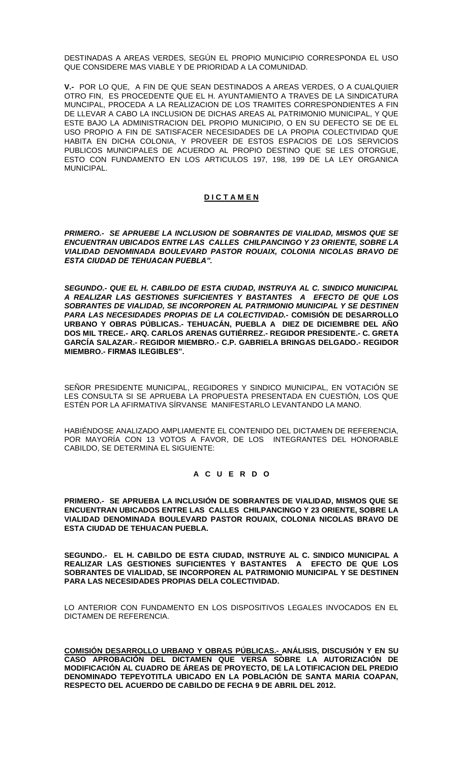DESTINADAS A AREAS VERDES, SEGÚN EL PROPIO MUNICIPIO CORRESPONDA EL USO QUE CONSIDERE MAS VIABLE Y DE PRIORIDAD A LA COMUNIDAD.

**V.-** POR LO QUE, A FIN DE QUE SEAN DESTINADOS A AREAS VERDES, O A CUALQUIER OTRO FIN, ES PROCEDENTE QUE EL H. AYUNTAMIENTO A TRAVES DE LA SINDICATURA MUNCIPAL, PROCEDA A LA REALIZACION DE LOS TRAMITES CORRESPONDIENTES A FIN DE LLEVAR A CABO LA INCLUSION DE DICHAS AREAS AL PATRIMONIO MUNICIPAL, Y QUE ESTE BAJO LA ADMINISTRACION DEL PROPIO MUNICIPIO, O EN SU DEFECTO SE DE EL USO PROPIO A FIN DE SATISFACER NECESIDADES DE LA PROPIA COLECTIVIDAD QUE HABITA EN DICHA COLONIA, Y PROVEER DE ESTOS ESPACIOS DE LOS SERVICIOS PUBLICOS MUNICIPALES DE ACUERDO AL PROPIO DESTINO QUE SE LES OTORGUE, ESTO CON FUNDAMENTO EN LOS ARTICULOS 197, 198, 199 DE LA LEY ORGANICA MUNICIPAL.

## <u>D I C T A M E N</u>

***PRIMERO.- SE APRUEBE LA INCLUSION DE SOBRANTES DE VIALIDAD, MISMOS QUE SE ENCUENTRAN UBICADOS ENTRE LAS CALLES CHILPANCINGO Y 23 ORIENTE, SOBRE LA VIALIDAD DENOMINADA BOULEVARD PASTOR ROUAIX, COLONIA NICOLAS BRAVO DE ESTA CIUDAD DE TEHUACAN PUEBLA".***

***SEGUNDO.- QUE EL H. CABILDO DE ESTA CIUDAD, INSTRUYA AL C. SINDICO MUNICIPAL A REALIZAR LAS GESTIONES SUFICIENTES Y BASTANTES A EFECTO DE QUE LOS SOBRANTES DE VIALIDAD, SE INCORPOREN AL PATRIMONIO MUNICIPAL Y SE DESTINEN PARA LAS NECESIDADES PROPIAS DE LA COLECTIVIDAD.-*** **COMISIÓN DE DESARROLLO URBANO Y OBRAS PÚBLICAS.- TEHUACÁN, PUEBLA A DIEZ DE DICIEMBRE DEL AÑO DOS MIL TRECE.- ARQ. CARLOS ARENAS GUTIÉRREZ.- REGIDOR PRESIDENTE.- C. GRETA GARCÍA SALAZAR.- REGIDOR MIEMBRO.- C.P. GABRIELA BRINGAS DELGADO.- REGIDOR MIEMBRO.- FIRMAS ILEGIBLES".**

SEÑOR PRESIDENTE MUNICIPAL, REGIDORES Y SINDICO MUNICIPAL, EN VOTACIÓN SE LES CONSULTA SI SE APRUEBA LA PROPUESTA PRESENTADA EN CUESTIÓN, LOS QUE ESTÉN POR LA AFIRMATIVA SÍRVANSE MANIFESTARLO LEVANTANDO LA MANO.

HABIÉNDOSE ANALIZADO AMPLIAMENTE EL CONTENIDO DEL DICTAMEN DE REFERENCIA, POR MAYORÍA CON 13 VOTOS A FAVOR, DE LOS INTEGRANTES DEL HONORABLE CABILDO, SE DETERMINA EL SIGUIENTE:

## A C U E R D O

**PRIMERO.- SE APRUEBA LA INCLUSIÓN DE SOBRANTES DE VIALIDAD, MISMOS QUE SE ENCUENTRAN UBICADOS ENTRE LAS CALLES CHILPANCINGO Y 23 ORIENTE, SOBRE LA VIALIDAD DENOMINADA BOULEVARD PASTOR ROUAIX, COLONIA NICOLAS BRAVO DE ESTA CIUDAD DE TEHUACAN PUEBLA.**

**SEGUNDO.- EL H. CABILDO DE ESTA CIUDAD, INSTRUYE AL C. SINDICO MUNICIPAL A REALIZAR LAS GESTIONES SUFICIENTES Y BASTANTES A EFECTO DE QUE LOS SOBRANTES DE VIALIDAD, SE INCORPOREN AL PATRIMONIO MUNICIPAL Y SE DESTINEN PARA LAS NECESIDADES PROPIAS DELA COLECTIVIDAD.**

LO ANTERIOR CON FUNDAMENTO EN LOS DISPOSITIVOS LEGALES INVOCADOS EN EL DICTAMEN DE REFERENCIA.

**<u>COMISIÓN DESARROLLO URBANO Y OBRAS PÚBLICAS.-</u> ANÁLISIS, DISCUSIÓN Y EN SU CASO APROBACIÓN DEL DICTAMEN QUE VERSA SOBRE LA AUTORIZACIÓN DE MODIFICACIÓN AL CUADRO DE ÁREAS DE PROYECTO, DE LA LOTIFICACION DEL PREDIO DENOMINADO TEPEYOTITLA UBICADO EN LA POBLACIÓN DE SANTA MARIA COAPAN, RESPECTO DEL ACUERDO DE CABILDO DE FECHA 9 DE ABRIL DEL 2012.**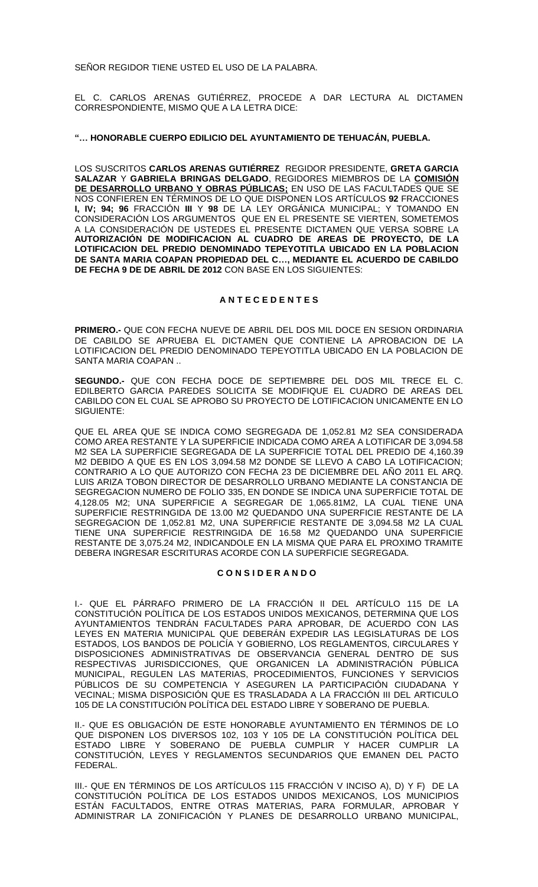SEÑOR REGIDOR TIENE USTED EL USO DE LA PALABRA.

EL C. CARLOS ARENAS GUTIÉRREZ, PROCEDE A DAR LECTURA AL DICTAMEN CORRESPONDIENTE, MISMO QUE A LA LETRA DICE:

**"… HONORABLE CUERPO EDILICIO DEL AYUNTAMIENTO DE TEHUACÁN, PUEBLA.**

LOS SUSCRITOS **CARLOS ARENAS GUTIÉRREZ** REGIDOR PRESIDENTE, **GRETA GARCIA SALAZAR** Y **GABRIELA BRINGAS DELGADO**, REGIDORES MIEMBROS DE LA **COMISIÓN DE DESARROLLO URBANO Y OBRAS PÚBLICAS;** EN USO DE LAS FACULTADES QUE SE NOS CONFIEREN EN TÉRMINOS DE LO QUE DISPONEN LOS ARTÍCULOS **92** FRACCIONES **I, IV; 94; 96** FRACCIÓN **III** Y **98** DE LA LEY ORGÁNICA MUNICIPAL; Y TOMANDO EN CONSIDERACIÓN LOS ARGUMENTOS QUE EN EL PRESENTE SE VIERTEN, SOMETEMOS A LA CONSIDERACIÓN DE USTEDES EL PRESENTE DICTAMEN QUE VERSA SOBRE LA **AUTORIZACIÓN DE MODIFICACION AL CUADRO DE AREAS DE PROYECTO, DE LA LOTIFICACION DEL PREDIO DENOMINADO TEPEYOTITLA UBICADO EN LA POBLACION DE SANTA MARIA COAPAN PROPIEDAD DEL C…, MEDIANTE EL ACUERDO DE CABILDO DE FECHA 9 DE DE ABRIL DE 2012** CON BASE EN LOS SIGUIENTES:

## A N T E C E D E N T E S

**PRIMERO.-** QUE CON FECHA NUEVE DE ABRIL DEL DOS MIL DOCE EN SESION ORDINARIA DE CABILDO SE APRUEBA EL DICTAMEN QUE CONTIENE LA APROBACION DE LA LOTIFICACION DEL PREDIO DENOMINADO TEPEYOTITLA UBICADO EN LA POBLACION DE SANTA MARIA COAPAN ..

**SEGUNDO.-** QUE CON FECHA DOCE DE SEPTIEMBRE DEL DOS MIL TRECE EL C. EDILBERTO GARCIA PAREDES SOLICITA SE MODIFIQUE EL CUADRO DE AREAS DEL CABILDO CON EL CUAL SE APROBO SU PROYECTO DE LOTIFICACION UNICAMENTE EN LO SIGUIENTE:

QUE EL AREA QUE SE INDICA COMO SEGREGADA DE 1,052.81 M2 SEA CONSIDERADA COMO AREA RESTANTE Y LA SUPERFICIE INDICADA COMO AREA A LOTIFICAR DE 3,094.58 M2 SEA LA SUPERFICIE SEGREGADA DE LA SUPERFICIE TOTAL DEL PREDIO DE 4,160.39 M2 DEBIDO A QUE ES EN LOS 3,094.58 M2 DONDE SE LLEVO A CABO LA LOTIFICACION; CONTRARIO A LO QUE AUTORIZO CON FECHA 23 DE DICIEMBRE DEL AÑO 2011 EL ARQ. LUIS ARIZA TOBON DIRECTOR DE DESARROLLO URBANO MEDIANTE LA CONSTANCIA DE SEGREGACION NUMERO DE FOLIO 335, EN DONDE SE INDICA UNA SUPERFICIE TOTAL DE 4,128.05 M2; UNA SUPERFICIE A SEGREGAR DE 1,065.81M2, LA CUAL TIENE UNA SUPERFICIE RESTRINGIDA DE 13.00 M2 QUEDANDO UNA SUPERFICIE RESTANTE DE LA SEGREGACION DE 1,052.81 M2, UNA SUPERFICIE RESTANTE DE 3,094.58 M2 LA CUAL TIENE UNA SUPERFICIE RESTRINGIDA DE 16.58 M2 QUEDANDO UNA SUPERFICIE RESTANTE DE 3,075.24 M2, INDICANDOLE EN LA MISMA QUE PARA EL PROXIMO TRAMITE DEBERA INGRESAR ESCRITURAS ACORDE CON LA SUPERFICIE SEGREGADA.

## C O N S I D E R A N D O

I.- QUE EL PÁRRAFO PRIMERO DE LA FRACCIÓN II DEL ARTÍCULO 115 DE LA CONSTITUCIÓN POLÍTICA DE LOS ESTADOS UNIDOS MEXICANOS, DETERMINA QUE LOS AYUNTAMIENTOS TENDRÁN FACULTADES PARA APROBAR, DE ACUERDO CON LAS LEYES EN MATERIA MUNICIPAL QUE DEBERÁN EXPEDIR LAS LEGISLATURAS DE LOS ESTADOS, LOS BANDOS DE POLICÍA Y GOBIERNO, LOS REGLAMENTOS, CIRCULARES Y DISPOSICIONES ADMINISTRATIVAS DE OBSERVANCIA GENERAL DENTRO DE SUS RESPECTIVAS JURISDICCIONES, QUE ORGANICEN LA ADMINISTRACIÓN PÚBLICA MUNICIPAL, REGULEN LAS MATERIAS, PROCEDIMIENTOS, FUNCIONES Y SERVICIOS PÚBLICOS DE SU COMPETENCIA Y ASEGUREN LA PARTICIPACIÓN CIUDADANA Y VECINAL; MISMA DISPOSICIÓN QUE ES TRASLADADA A LA FRACCIÓN III DEL ARTICULO 105 DE LA CONSTITUCIÓN POLÍTICA DEL ESTADO LIBRE Y SOBERANO DE PUEBLA.

II.- QUE ES OBLIGACIÓN DE ESTE HONORABLE AYUNTAMIENTO EN TÉRMINOS DE LO QUE DISPONEN LOS DIVERSOS 102, 103 Y 105 DE LA CONSTITUCIÓN POLÍTICA DEL ESTADO LIBRE Y SOBERANO DE PUEBLA CUMPLIR Y HACER CUMPLIR LA CONSTITUCIÓN, LEYES Y REGLAMENTOS SECUNDARIOS QUE EMANEN DEL PACTO FEDERAL.

III.- QUE EN TÉRMINOS DE LOS ARTÍCULOS 115 FRACCIÓN V INCISO A), D) Y F) DE LA CONSTITUCIÓN POLÍTICA DE LOS ESTADOS UNIDOS MEXICANOS, LOS MUNICIPIOS ESTÁN FACULTADOS, ENTRE OTRAS MATERIAS, PARA FORMULAR, APROBAR Y ADMINISTRAR LA ZONIFICACIÓN Y PLANES DE DESARROLLO URBANO MUNICIPAL,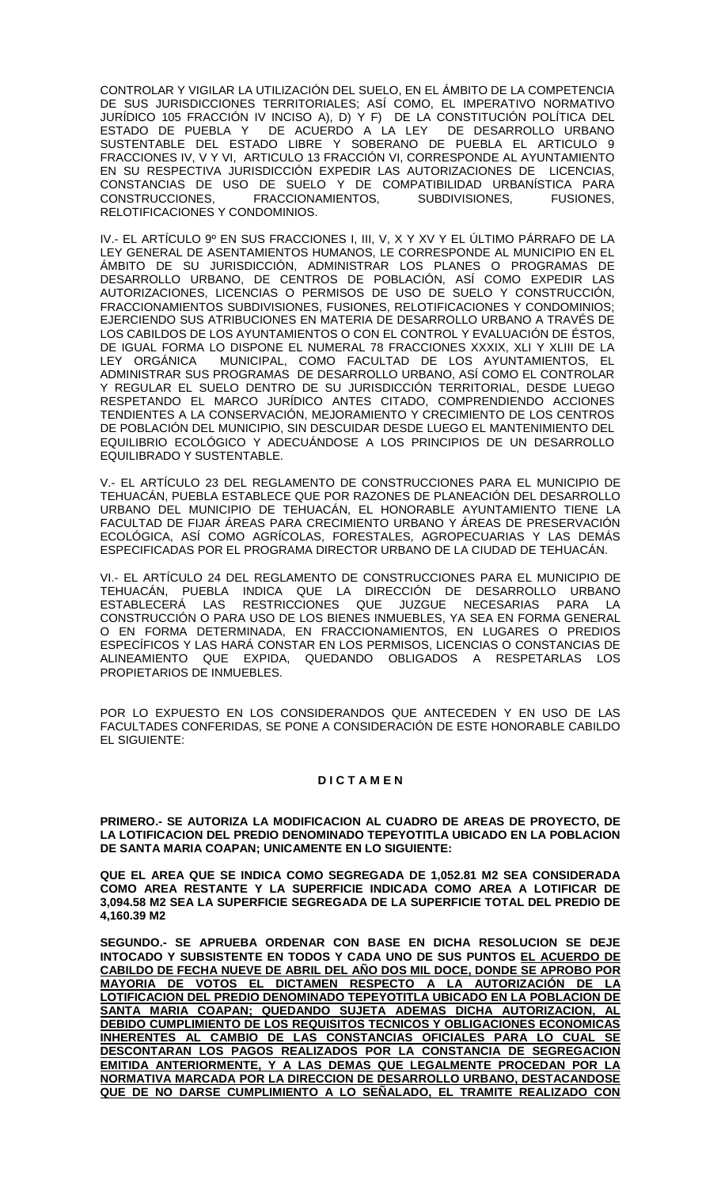CONTROLAR Y VIGILAR LA UTILIZACIÓN DEL SUELO, EN EL ÁMBITO DE LA COMPETENCIA DE SUS JURISDICCIONES TERRITORIALES; ASÍ COMO, EL IMPERATIVO NORMATIVO JURÍDICO 105 FRACCIÓN IV INCISO A), D) Y F) DE LA CONSTITUCIÓN POLÍTICA DEL ESTADO DE PUEBLA Y DE ACUERDO A LA LEY DE DESARROLLO URBANO SUSTENTABLE DEL ESTADO LIBRE Y SOBERANO DE PUEBLA EL ARTICULO 9 FRACCIONES IV, V Y VI, ARTICULO 13 FRACCIÓN VI, CORRESPONDE AL AYUNTAMIENTO EN SU RESPECTIVA JURISDICCIÓN EXPEDIR LAS AUTORIZACIONES DE LICENCIAS, CONSTANCIAS DE USO DE SUELO Y DE COMPATIBILIDAD URBANÍSTICA PARA CONSTRUCCIONES, FRACCIONAMIENTOS, SUBDIVISIONES, FUSIONES, RELOTIFICACIONES Y CONDOMINIOS.

IV.- EL ARTÍCULO 9º EN SUS FRACCIONES I, III, V, X Y XV Y EL ÚLTIMO PÁRRAFO DE LA LEY GENERAL DE ASENTAMIENTOS HUMANOS, LE CORRESPONDE AL MUNICIPIO EN EL ÁMBITO DE SU JURISDICCIÓN, ADMINISTRAR LOS PLANES O PROGRAMAS DE DESARROLLO URBANO, DE CENTROS DE POBLACIÓN, ASÍ COMO EXPEDIR LAS AUTORIZACIONES, LICENCIAS O PERMISOS DE USO DE SUELO Y CONSTRUCCIÓN, FRACCIONAMIENTOS SUBDIVISIONES, FUSIONES, RELOTIFICACIONES Y CONDOMINIOS; EJERCIENDO SUS ATRIBUCIONES EN MATERIA DE DESARROLLO URBANO A TRAVÉS DE LOS CABILDOS DE LOS AYUNTAMIENTOS O CON EL CONTROL Y EVALUACIÓN DE ÉSTOS, DE IGUAL FORMA LO DISPONE EL NUMERAL 78 FRACCIONES XXXIX, XLI Y XLIII DE LA LEY ORGÁNICA MUNICIPAL, COMO FACULTAD DE LOS AYUNTAMIENTOS, EL ADMINISTRAR SUS PROGRAMAS DE DESARROLLO URBANO, ASÍ COMO EL CONTROLAR Y REGULAR EL SUELO DENTRO DE SU JURISDICCIÓN TERRITORIAL, DESDE LUEGO RESPETANDO EL MARCO JURÍDICO ANTES CITADO, COMPRENDIENDO ACCIONES TENDIENTES A LA CONSERVACIÓN, MEJORAMIENTO Y CRECIMIENTO DE LOS CENTROS DE POBLACIÓN DEL MUNICIPIO, SIN DESCUIDAR DESDE LUEGO EL MANTENIMIENTO DEL EQUILIBRIO ECOLÓGICO Y ADECUÁNDOSE A LOS PRINCIPIOS DE UN DESARROLLO EQUILIBRADO Y SUSTENTABLE.

V.- EL ARTÍCULO 23 DEL REGLAMENTO DE CONSTRUCCIONES PARA EL MUNICIPIO DE TEHUACÁN, PUEBLA ESTABLECE QUE POR RAZONES DE PLANEACIÓN DEL DESARROLLO URBANO DEL MUNICIPIO DE TEHUACÁN, EL HONORABLE AYUNTAMIENTO TIENE LA FACULTAD DE FIJAR ÁREAS PARA CRECIMIENTO URBANO Y ÁREAS DE PRESERVACIÓN ECOLÓGICA, ASÍ COMO AGRÍCOLAS, FORESTALES, AGROPECUARIAS Y LAS DEMÁS ESPECIFICADAS POR EL PROGRAMA DIRECTOR URBANO DE LA CIUDAD DE TEHUACÁN.

VI.- EL ARTÍCULO 24 DEL REGLAMENTO DE CONSTRUCCIONES PARA EL MUNICIPIO DE TEHUACÁN, PUEBLA INDICA QUE LA DIRECCIÓN DE DESARROLLO URBANO ESTABLECERÁ LAS RESTRICCIONES QUE JUZGUE NECESARIAS PARA LA CONSTRUCCIÓN O PARA USO DE LOS BIENES INMUEBLES, YA SEA EN FORMA GENERAL O EN FORMA DETERMINADA, EN FRACCIONAMIENTOS, EN LUGARES O PREDIOS ESPECÍFICOS Y LAS HARÁ CONSTAR EN LOS PERMISOS, LICENCIAS O CONSTANCIAS DE ALINEAMIENTO QUE EXPIDA, QUEDANDO OBLIGADOS A RESPETARLAS LOS PROPIETARIOS DE INMUEBLES.

POR LO EXPUESTO EN LOS CONSIDERANDOS QUE ANTECEDEN Y EN USO DE LAS FACULTADES CONFERIDAS, SE PONE A CONSIDERACIÓN DE ESTE HONORABLE CABILDO EL SIGUIENTE:

**D I C T A M E N**

**PRIMERO.- SE AUTORIZA LA MODIFICACION AL CUADRO DE AREAS DE PROYECTO, DE LA LOTIFICACION DEL PREDIO DENOMINADO TEPEYOTITLA UBICADO EN LA POBLACION DE SANTA MARIA COAPAN; UNICAMENTE EN LO SIGUIENTE:**

**QUE EL AREA QUE SE INDICA COMO SEGREGADA DE 1,052.81 M2 SEA CONSIDERADA COMO AREA RESTANTE Y LA SUPERFICIE INDICADA COMO AREA A LOTIFICAR DE 3,094.58 M2 SEA LA SUPERFICIE SEGREGADA DE LA SUPERFICIE TOTAL DEL PREDIO DE 4,160.39 M2**

**SEGUNDO.- SE APRUEBA ORDENAR CON BASE EN DICHA RESOLUCION SE DEJE INTOCADO Y SUBSISTENTE EN TODOS Y CADA UNO DE SUS PUNTOS <u>EL ACUERDO DE CABILDO DE FECHA NUEVE DE ABRIL DEL AÑO DOS MIL DOCE, DONDE SE APROBO POR MAYORIA DE VOTOS EL DICTAMEN RESPECTO A LA AUTORIZACIÓN DE LA LOTIFICACION DEL PREDIO DENOMINADO TEPEYOTITLA UBICADO EN LA POBLACION DE SANTA MARIA COAPAN; QUEDANDO SUJETA ADEMAS DICHA AUTORIZACION, AL DEBIDO CUMPLIMIENTO DE LOS REQUISITOS TECNICOS Y OBLIGACIONES ECONOMICAS INHERENTES AL CAMBIO DE LAS CONSTANCIAS OFICIALES PARA LO CUAL SE DESCONTARAN LOS PAGOS REALIZADOS POR LA CONSTANCIA DE SEGREGACION EMITIDA ANTERIORMENTE, Y A LAS DEMAS QUE LEGALMENTE PROCEDAN POR LA NORMATIVA MARCADA POR LA DIRECCION DE DESARROLLO URBANO, DESTACANDOSE QUE DE NO DARSE CUMPLIMIENTO A LO SEÑALADO, EL TRAMITE REALIZADO CON</u>**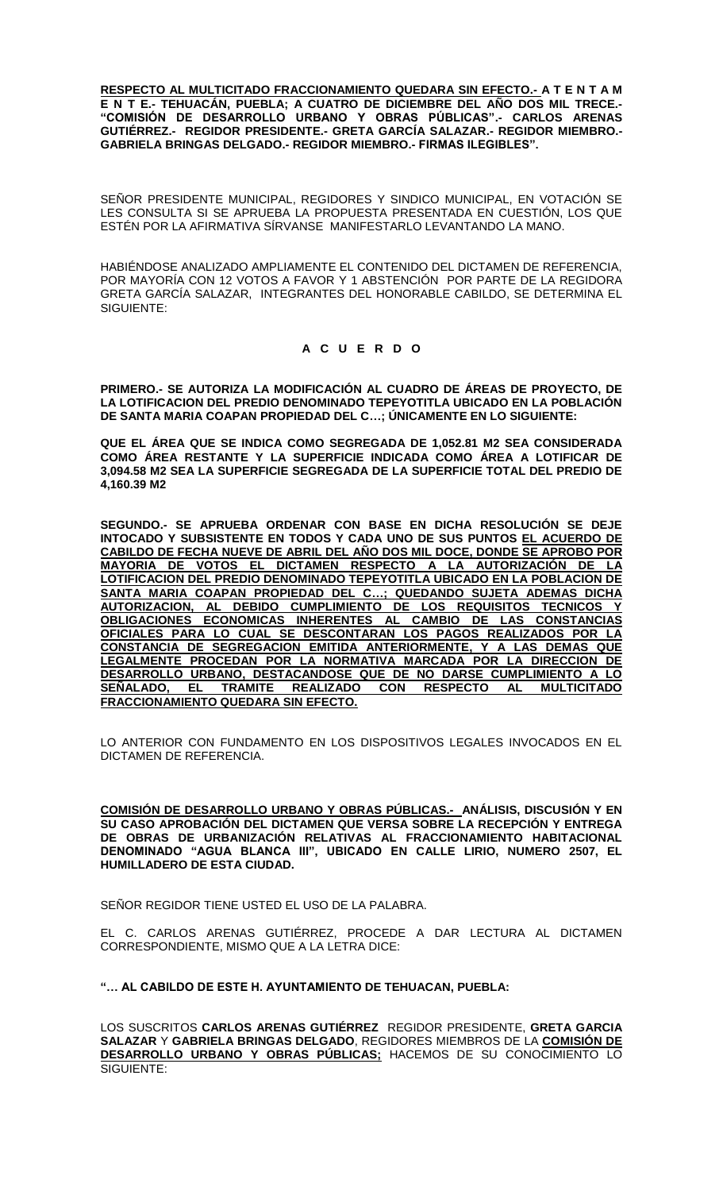**RESPECTO AL MULTICITADO FRACCIONAMIENTO QUEDARA SIN EFECTO.- A T E N T A M E N T E.- TEHUACÁN, PUEBLA; A CUATRO DE DICIEMBRE DEL AÑO DOS MIL TRECE.- "COMISIÓN DE DESARROLLO URBANO Y OBRAS PÚBLICAS".- CARLOS ARENAS GUTIÉRREZ.- REGIDOR PRESIDENTE.- GRETA GARCÍA SALAZAR.- REGIDOR MIEMBRO.- GABRIELA BRINGAS DELGADO.- REGIDOR MIEMBRO.- FIRMAS ILEGIBLES".**

SEÑOR PRESIDENTE MUNICIPAL, REGIDORES Y SINDICO MUNICIPAL, EN VOTACIÓN SE LES CONSULTA SI SE APRUEBA LA PROPUESTA PRESENTADA EN CUESTIÓN, LOS QUE ESTÉN POR LA AFIRMATIVA SÍRVANSE MANIFESTARLO LEVANTANDO LA MANO.

HABIÉNDOSE ANALIZADO AMPLIAMENTE EL CONTENIDO DEL DICTAMEN DE REFERENCIA, POR MAYORÍA CON 12 VOTOS A FAVOR Y 1 ABSTENCIÓN POR PARTE DE LA REGIDORA GRETA GARCÍA SALAZAR, INTEGRANTES DEL HONORABLE CABILDO, SE DETERMINA EL SIGUIENTE:

**A C U E R D O**

**PRIMERO.- SE AUTORIZA LA MODIFICACIÓN AL CUADRO DE ÁREAS DE PROYECTO, DE LA LOTIFICACION DEL PREDIO DENOMINADO TEPEYOTITLA UBICADO EN LA POBLACIÓN DE SANTA MARIA COAPAN PROPIEDAD DEL C…; ÚNICAMENTE EN LO SIGUIENTE:**

**QUE EL ÁREA QUE SE INDICA COMO SEGREGADA DE 1,052.81 M2 SEA CONSIDERADA COMO ÁREA RESTANTE Y LA SUPERFICIE INDICADA COMO ÁREA A LOTIFICAR DE 3,094.58 M2 SEA LA SUPERFICIE SEGREGADA DE LA SUPERFICIE TOTAL DEL PREDIO DE 4,160.39 M2**

**SEGUNDO.- SE APRUEBA ORDENAR CON BASE EN DICHA RESOLUCIÓN SE DEJE INTOCADO Y SUBSISTENTE EN TODOS Y CADA UNO DE SUS PUNTOS EL ACUERDO DE CABILDO DE FECHA NUEVE DE ABRIL DEL AÑO DOS MIL DOCE, DONDE SE APROBO POR MAYORIA DE VOTOS EL DICTAMEN RESPECTO A LA AUTORIZACIÓN DE LA LOTIFICACION DEL PREDIO DENOMINADO TEPEYOTITLA UBICADO EN LA POBLACION DE SANTA MARIA COAPAN PROPIEDAD DEL C…; QUEDANDO SUJETA ADEMAS DICHA AUTORIZACION, AL DEBIDO CUMPLIMIENTO DE LOS REQUISITOS TECNICOS Y OBLIGACIONES ECONOMICAS INHERENTES AL CAMBIO DE LAS CONSTANCIAS OFICIALES PARA LO CUAL SE DESCONTARAN LOS PAGOS REALIZADOS POR LA CONSTANCIA DE SEGREGACION EMITIDA ANTERIORMENTE, Y A LAS DEMAS QUE LEGALMENTE PROCEDAN POR LA NORMATIVA MARCADA POR LA DIRECCION DE DESARROLLO URBANO, DESTACANDOSE QUE DE NO DARSE CUMPLIMIENTO A LO SEÑALADO, EL TRAMITE REALIZADO CON RESPECTO AL MULTICITADO FRACCIONAMIENTO QUEDARA SIN EFECTO.**

LO ANTERIOR CON FUNDAMENTO EN LOS DISPOSITIVOS LEGALES INVOCADOS EN EL DICTAMEN DE REFERENCIA.

**COMISIÓN DE DESARROLLO URBANO Y OBRAS PÚBLICAS.- ANÁLISIS, DISCUSIÓN Y EN SU CASO APROBACIÓN DEL DICTAMEN QUE VERSA SOBRE LA RECEPCIÓN Y ENTREGA DE OBRAS DE URBANIZACIÓN RELATIVAS AL FRACCIONAMIENTO HABITACIONAL DENOMINADO "AGUA BLANCA III", UBICADO EN CALLE LIRIO, NUMERO 2507, EL HUMILLADERO DE ESTA CIUDAD.**

SEÑOR REGIDOR TIENE USTED EL USO DE LA PALABRA.

EL C. CARLOS ARENAS GUTIÉRREZ, PROCEDE A DAR LECTURA AL DICTAMEN CORRESPONDIENTE, MISMO QUE A LA LETRA DICE:

**"… AL CABILDO DE ESTE H. AYUNTAMIENTO DE TEHUACAN, PUEBLA:**

LOS SUSCRITOS **CARLOS ARENAS GUTIÉRREZ** REGIDOR PRESIDENTE, **GRETA GARCIA SALAZAR** Y **GABRIELA BRINGAS DELGADO**, REGIDORES MIEMBROS DE LA **COMISIÓN DE DESARROLLO URBANO Y OBRAS PÚBLICAS;** HACEMOS DE SU CONOCIMIENTO LO SIGUIENTE: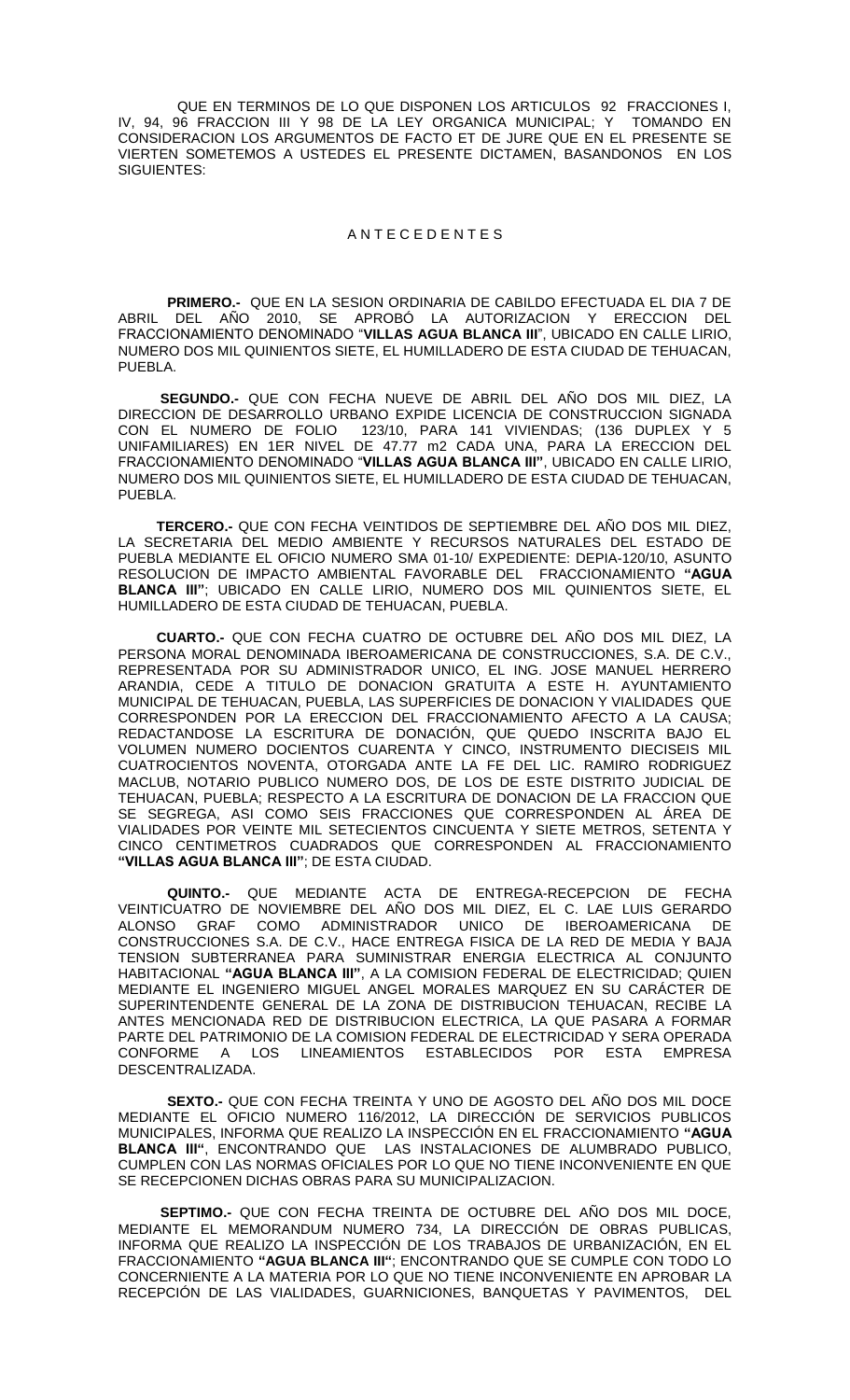QUE EN TERMINOS DE LO QUE DISPONEN LOS ARTICULOS 92 FRACCIONES I, IV, 94, 96 FRACCION III Y 98 DE LA LEY ORGANICA MUNICIPAL; Y TOMANDO EN CONSIDERACION LOS ARGUMENTOS DE FACTO ET DE JURE QUE EN EL PRESENTE SE VIERTEN SOMETEMOS A USTEDES EL PRESENTE DICTAMEN, BASANDONOS EN LOS SIGUIENTES:

## A N T E C E D E N T E S

**PRIMERO.-** QUE EN LA SESION ORDINARIA DE CABILDO EFECTUADA EL DIA 7 DE ABRIL DEL AÑO 2010, SE APROBÓ LA AUTORIZACION Y ERECCION DEL FRACCIONAMIENTO DENOMINADO "**VILLAS AGUA BLANCA III**", UBICADO EN CALLE LIRIO, NUMERO DOS MIL QUINIENTOS SIETE, EL HUMILLADERO DE ESTA CIUDAD DE TEHUACAN, PUEBLA.

**SEGUNDO.-** QUE CON FECHA NUEVE DE ABRIL DEL AÑO DOS MIL DIEZ, LA DIRECCION DE DESARROLLO URBANO EXPIDE LICENCIA DE CONSTRUCCION SIGNADA CON EL NUMERO DE FOLIO 123/10, PARA 141 VIVIENDAS; (136 DUPLEX Y 5 UNIFAMILIARES) EN 1ER NIVEL DE 47.77 m2 CADA UNA, PARA LA ERECCION DEL FRACCIONAMIENTO DENOMINADO "**VILLAS AGUA BLANCA III"**, UBICADO EN CALLE LIRIO, NUMERO DOS MIL QUINIENTOS SIETE, EL HUMILLADERO DE ESTA CIUDAD DE TEHUACAN, PUEBLA.

**TERCERO.-** QUE CON FECHA VEINTIDOS DE SEPTIEMBRE DEL AÑO DOS MIL DIEZ, LA SECRETARIA DEL MEDIO AMBIENTE Y RECURSOS NATURALES DEL ESTADO DE PUEBLA MEDIANTE EL OFICIO NUMERO SMA 01-10/ EXPEDIENTE: DEPIA-120/10, ASUNTO RESOLUCION DE IMPACTO AMBIENTAL FAVORABLE DEL FRACCIONAMIENTO **"AGUA BLANCA III"**; UBICADO EN CALLE LIRIO, NUMERO DOS MIL QUINIENTOS SIETE, EL HUMILLADERO DE ESTA CIUDAD DE TEHUACAN, PUEBLA.

**CUARTO.-** QUE CON FECHA CUATRO DE OCTUBRE DEL AÑO DOS MIL DIEZ, LA PERSONA MORAL DENOMINADA IBEROAMERICANA DE CONSTRUCCIONES, S.A. DE C.V., REPRESENTADA POR SU ADMINISTRADOR UNICO, EL ING. JOSE MANUEL HERRERO ARANDIA, CEDE A TITULO DE DONACION GRATUITA A ESTE H. AYUNTAMIENTO MUNICIPAL DE TEHUACAN, PUEBLA, LAS SUPERFICIES DE DONACION Y VIALIDADES QUE CORRESPONDEN POR LA ERECCION DEL FRACCIONAMIENTO AFECTO A LA CAUSA; REDACTANDOSE LA ESCRITURA DE DONACIÓN, QUE QUEDO INSCRITA BAJO EL VOLUMEN NUMERO DOCIENTOS CUARENTA Y CINCO, INSTRUMENTO DIECISEIS MIL CUATROCIENTOS NOVENTA, OTORGADA ANTE LA FE DEL LIC. RAMIRO RODRIGUEZ MACLUB, NOTARIO PUBLICO NUMERO DOS, DE LOS DE ESTE DISTRITO JUDICIAL DE TEHUACAN, PUEBLA; RESPECTO A LA ESCRITURA DE DONACION DE LA FRACCION QUE SE SEGREGA, ASI COMO SEIS FRACCIONES QUE CORRESPONDEN AL ÁREA DE VIALIDADES POR VEINTE MIL SETECIENTOS CINCUENTA Y SIETE METROS, SETENTA Y CINCO CENTIMETROS CUADRADOS QUE CORRESPONDEN AL FRACCIONAMIENTO **"VILLAS AGUA BLANCA III"**; DE ESTA CIUDAD.

**QUINTO.-** QUE MEDIANTE ACTA DE ENTREGA-RECEPCION DE FECHA VEINTICUATRO DE NOVIEMBRE DEL AÑO DOS MIL DIEZ, EL C. LAE LUIS GERARDO ALONSO GRAF COMO ADMINISTRADOR UNICO DE IBEROAMERICANA DE CONSTRUCCIONES S.A. DE C.V., HACE ENTREGA FISICA DE LA RED DE MEDIA Y BAJA TENSION SUBTERRANEA PARA SUMINISTRAR ENERGIA ELECTRICA AL CONJUNTO HABITACIONAL **"AGUA BLANCA III"**, A LA COMISION FEDERAL DE ELECTRICIDAD; QUIEN MEDIANTE EL INGENIERO MIGUEL ANGEL MORALES MARQUEZ EN SU CARÁCTER DE SUPERINTENDENTE GENERAL DE LA ZONA DE DISTRIBUCION TEHUACAN, RECIBE LA ANTES MENCIONADA RED DE DISTRIBUCION ELECTRICA, LA QUE PASARA A FORMAR PARTE DEL PATRIMONIO DE LA COMISION FEDERAL DE ELECTRICIDAD Y SERA OPERADA CONFORME A LOS LINEAMIENTOS ESTABLECIDOS POR ESTA EMPRESA DESCENTRALIZADA.

**SEXTO.-** QUE CON FECHA TREINTA Y UNO DE AGOSTO DEL AÑO DOS MIL DOCE MEDIANTE EL OFICIO NUMERO 116/2012, LA DIRECCIÓN DE SERVICIOS PUBLICOS MUNICIPALES, INFORMA QUE REALIZO LA INSPECCIÓN EN EL FRACCIONAMIENTO **"AGUA BLANCA III"**, ENCONTRANDO QUE LAS INSTALACIONES DE ALUMBRADO PUBLICO, CUMPLEN CON LAS NORMAS OFICIALES POR LO QUE NO TIENE INCONVENIENTE EN QUE SE RECEPCIONEN DICHAS OBRAS PARA SU MUNICIPALIZACION.

**SEPTIMO.-** QUE CON FECHA TREINTA DE OCTUBRE DEL AÑO DOS MIL DOCE, MEDIANTE EL MEMORANDUM NUMERO 734, LA DIRECCIÓN DE OBRAS PUBLICAS, INFORMA QUE REALIZO LA INSPECCIÓN DE LOS TRABAJOS DE URBANIZACIÓN, EN EL FRACCIONAMIENTO **"AGUA BLANCA III"**; ENCONTRANDO QUE SE CUMPLE CON TODO LO CONCERNIENTE A LA MATERIA POR LO QUE NO TIENE INCONVENIENTE EN APROBAR LA RECEPCIÓN DE LAS VIALIDADES, GUARNICIONES, BANQUETAS Y PAVIMENTOS, DEL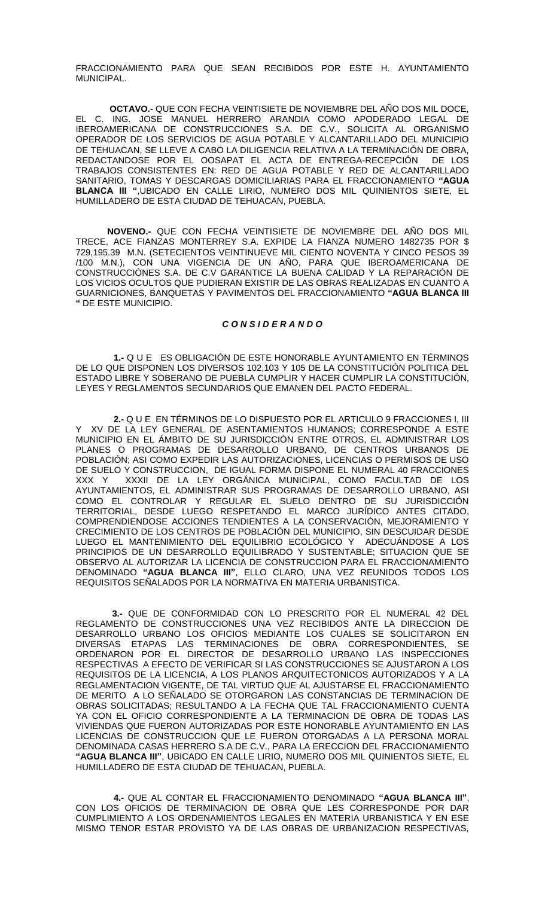FRACCIONAMIENTO PARA QUE SEAN RECIBIDOS POR ESTE H. AYUNTAMIENTO MUNICIPAL.

**OCTAVO.-** QUE CON FECHA VEINTISIETE DE NOVIEMBRE DEL AÑO DOS MIL DOCE, EL C. ING. JOSE MANUEL HERRERO ARANDIA COMO APODERADO LEGAL DE IBEROAMERICANA DE CONSTRUCCIONES S.A. DE C.V., SOLICITA AL ORGANISMO OPERADOR DE LOS SERVICIOS DE AGUA POTABLE Y ALCANTARILLADO DEL MUNICIPIO DE TEHUACAN, SE LLEVE A CABO LA DILIGENCIA RELATIVA A LA TERMINACIÓN DE OBRA, REDACTANDOSE POR EL OOSAPAT EL ACTA DE ENTREGA-RECEPCIÓN DE LOS TRABAJOS CONSISTENTES EN: RED DE AGUA POTABLE Y RED DE ALCANTARILLADO SANITARIO, TOMAS Y DESCARGAS DOMICILIARIAS PARA EL FRACCIONAMIENTO **"AGUA BLANCA III "**,UBICADO EN CALLE LIRIO, NUMERO DOS MIL QUINIENTOS SIETE, EL HUMILLADERO DE ESTA CIUDAD DE TEHUACAN, PUEBLA.

**NOVENO.-** QUE CON FECHA VEINTISIETE DE NOVIEMBRE DEL AÑO DOS MIL TRECE, ACE FIANZAS MONTERREY S.A. EXPIDE LA FIANZA NUMERO 1482735 POR $ 729,195.39 M.N. (SETECIENTOS VEINTINUEVE MIL CIENTO NOVENTA Y CINCO PESOS 39 /100 M.N.), CON UNA VIGENCIA DE UN AÑO, PARA QUE IBEROAMERICANA DE CONSTRUCCIÓNES S.A. DE C.V GARANTICE LA BUENA CALIDAD Y LA REPARACIÓN DE LOS VICIOS OCULTOS QUE PUDIERAN EXISTIR DE LAS OBRAS REALIZADAS EN CUANTO A GUARNICIONES, BANQUETAS Y PAVIMENTOS DEL FRACCIONAMIENTO **"AGUA BLANCA III "** DE ESTE MUNICIPIO.

### *C O N S I D E R A N D O*

**1.-** Q U E ES OBLIGACIÓN DE ESTE HONORABLE AYUNTAMIENTO EN TÉRMINOS DE LO QUE DISPONEN LOS DIVERSOS 102,103 Y 105 DE LA CONSTITUCIÓN POLITICA DEL ESTADO LIBRE Y SOBERANO DE PUEBLA CUMPLIR Y HACER CUMPLIR LA CONSTITUCIÓN, LEYES Y REGLAMENTOS SECUNDARIOS QUE EMANEN DEL PACTO FEDERAL.

**2.-** Q U E EN TÉRMINOS DE LO DISPUESTO POR EL ARTICULO 9 FRACCIONES I, III Y XV DE LA LEY GENERAL DE ASENTAMIENTOS HUMANOS; CORRESPONDE A ESTE MUNICIPIO EN EL ÁMBITO DE SU JURISDICCIÓN ENTRE OTROS, EL ADMINISTRAR LOS PLANES O PROGRAMAS DE DESARROLLO URBANO, DE CENTROS URBANOS DE POBLACIÓN; ASI COMO EXPEDIR LAS AUTORIZACIONES, LICENCIAS O PERMISOS DE USO DE SUELO Y CONSTRUCCION, DE IGUAL FORMA DISPONE EL NUMERAL 40 FRACCIONES XXX Y XXXII DE LA LEY ORGÁNICA MUNICIPAL, COMO FACULTAD DE LOS AYUNTAMIENTOS, EL ADMINISTRAR SUS PROGRAMAS DE DESARROLLO URBANO, ASI COMO EL CONTROLAR Y REGULAR EL SUELO DENTRO DE SU JURISDICCIÓN TERRITORIAL, DESDE LUEGO RESPETANDO EL MARCO JURÍDICO ANTES CITADO, COMPRENDIENDOSE ACCIONES TENDIENTES A LA CONSERVACIÓN, MEJORAMIENTO Y CRECIMIENTO DE LOS CENTROS DE POBLACIÓN DEL MUNICIPIO, SIN DESCUIDAR DESDE LUEGO EL MANTENIMIENTO DEL EQUILIBRIO ECOLÓGICO Y ADECUÁNDOSE A LOS PRINCIPIOS DE UN DESARROLLO EQUILIBRADO Y SUSTENTABLE; SITUACION QUE SE OBSERVO AL AUTORIZAR LA LICENCIA DE CONSTRUCCION PARA EL FRACCIONAMIENTO DENOMINADO **"AGUA BLANCA III"**, ELLO CLARO, UNA VEZ REUNIDOS TODOS LOS REQUISITOS SEÑALADOS POR LA NORMATIVA EN MATERIA URBANISTICA.

**3.-** QUE DE CONFORMIDAD CON LO PRESCRITO POR EL NUMERAL 42 DEL REGLAMENTO DE CONSTRUCCIONES UNA VEZ RECIBIDOS ANTE LA DIRECCION DE DESARROLLO URBANO LOS OFICIOS MEDIANTE LOS CUALES SE SOLICITARON EN DIVERSAS ETAPAS LAS TERMINACIONES DE OBRA CORRESPONDIENTES, SE ORDENARON POR EL DIRECTOR DE DESARROLLO URBANO LAS INSPECCIONES RESPECTIVAS A EFECTO DE VERIFICAR SI LAS CONSTRUCCIONES SE AJUSTARON A LOS REQUISITOS DE LA LICENCIA, A LOS PLANOS ARQUITECTONICOS AUTORIZADOS Y A LA REGLAMENTACION VIGENTE, DE TAL VIRTUD QUE AL AJUSTARSE EL FRACCIONAMIENTO DE MERITO A LO SEÑALADO SE OTORGARON LAS CONSTANCIAS DE TERMINACION DE OBRAS SOLICITADAS; RESULTANDO A LA FECHA QUE TAL FRACCIONAMIENTO CUENTA YA CON EL OFICIO CORRESPONDIENTE A LA TERMINACION DE OBRA DE TODAS LAS VIVIENDAS QUE FUERON AUTORIZADAS POR ESTE HONORABLE AYUNTAMIENTO EN LAS LICENCIAS DE CONSTRUCCION QUE LE FUERON OTORGADAS A LA PERSONA MORAL DENOMINADA CASAS HERRERO S.A DE C.V., PARA LA ERECCION DEL FRACCIONAMIENTO **"AGUA BLANCA III"**, UBICADO EN CALLE LIRIO, NUMERO DOS MIL QUINIENTOS SIETE, EL HUMILLADERO DE ESTA CIUDAD DE TEHUACAN, PUEBLA.

**4.-** QUE AL CONTAR EL FRACCIONAMIENTO DENOMINADO **"AGUA BLANCA III"**, CON LOS OFICIOS DE TERMINACION DE OBRA QUE LES CORRESPONDE POR DAR CUMPLIMIENTO A LOS ORDENAMIENTOS LEGALES EN MATERIA URBANISTICA Y EN ESE MISMO TENOR ESTAR PROVISTO YA DE LAS OBRAS DE URBANIZACION RESPECTIVAS,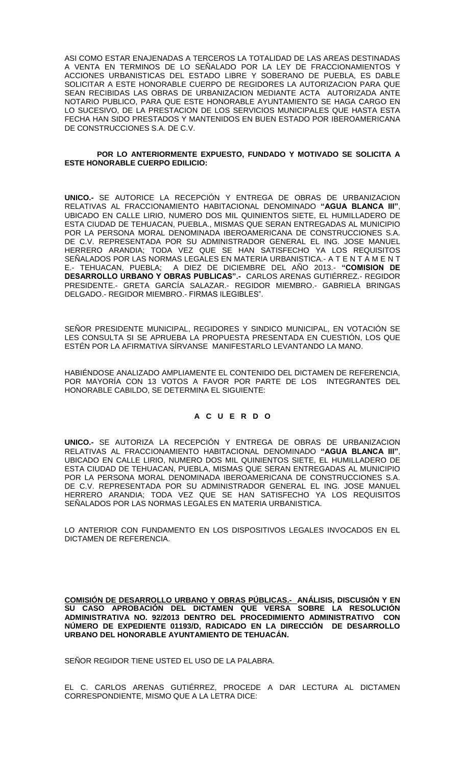ASI COMO ESTAR ENAJENADAS A TERCEROS LA TOTALIDAD DE LAS AREAS DESTINADAS A VENTA EN TERMINOS DE LO SEÑALADO POR LA LEY DE FRACCIONAMIENTOS Y ACCIONES URBANISTICAS DEL ESTADO LIBRE Y SOBERANO DE PUEBLA, ES DABLE SOLICITAR A ESTE HONORABLE CUERPO DE REGIDORES LA AUTORIZACION PARA QUE SEAN RECIBIDAS LAS OBRAS DE URBANIZACION MEDIANTE ACTA AUTORIZADA ANTE NOTARIO PUBLICO, PARA QUE ESTE HONORABLE AYUNTAMIENTO SE HAGA CARGO EN LO SUCESIVO, DE LA PRESTACION DE LOS SERVICIOS MUNICIPALES QUE HASTA ESTA FECHA HAN SIDO PRESTADOS Y MANTENIDOS EN BUEN ESTADO POR IBEROAMERICANA DE CONSTRUCCIONES S.A. DE C.V.

**POR LO ANTERIORMENTE EXPUESTO, FUNDADO Y MOTIVADO SE SOLICITA A ESTE HONORABLE CUERPO EDILICIO:**

**UNICO.-** SE AUTORICE LA RECEPCIÓN Y ENTREGA DE OBRAS DE URBANIZACION RELATIVAS AL FRACCIONAMIENTO HABITACIONAL DENOMINADO **"AGUA BLANCA III"**, UBICADO EN CALLE LIRIO, NUMERO DOS MIL QUINIENTOS SIETE, EL HUMILLADERO DE ESTA CIUDAD DE TEHUACAN, PUEBLA., MISMAS QUE SERAN ENTREGADAS AL MUNICIPIO POR LA PERSONA MORAL DENOMINADA IBEROAMERICANA DE CONSTRUCCIONES S.A. DE C.V. REPRESENTADA POR SU ADMINISTRADOR GENERAL EL ING. JOSE MANUEL HERRERO ARANDIA; TODA VEZ QUE SE HAN SATISFECHO YA LOS REQUISITOS SEÑALADOS POR LAS NORMAS LEGALES EN MATERIA URBANISTICA.- A T E N T A M E N T E.- TEHUACAN, PUEBLA; A DIEZ DE DICIEMBRE DEL AÑO 2013.- **"COMISION DE DESARROLLO URBANO Y OBRAS PUBLICAS".-** CARLOS ARENAS GUTIÉRREZ.- REGIDOR PRESIDENTE.- GRETA GARCÍA SALAZAR.- REGIDOR MIEMBRO.- GABRIELA BRINGAS DELGADO.- REGIDOR MIEMBRO.- FIRMAS ILEGIBLES".

SEÑOR PRESIDENTE MUNICIPAL, REGIDORES Y SINDICO MUNICIPAL, EN VOTACIÓN SE LES CONSULTA SI SE APRUEBA LA PROPUESTA PRESENTADA EN CUESTIÓN, LOS QUE ESTÉN POR LA AFIRMATIVA SÍRVANSE MANIFESTARLO LEVANTANDO LA MANO.

HABIÉNDOSE ANALIZADO AMPLIAMENTE EL CONTENIDO DEL DICTAMEN DE REFERENCIA, POR MAYORÍA CON 13 VOTOS A FAVOR POR PARTE DE LOS INTEGRANTES DEL HONORABLE CABILDO, SE DETERMINA EL SIGUIENTE:

**A C U E R D O**

**UNICO.-** SE AUTORIZA LA RECEPCIÓN Y ENTREGA DE OBRAS DE URBANIZACION RELATIVAS AL FRACCIONAMIENTO HABITACIONAL DENOMINADO **"AGUA BLANCA III"**, UBICADO EN CALLE LIRIO, NUMERO DOS MIL QUINIENTOS SIETE, EL HUMILLADERO DE ESTA CIUDAD DE TEHUACAN, PUEBLA, MISMAS QUE SERAN ENTREGADAS AL MUNICIPIO POR LA PERSONA MORAL DENOMINADA IBEROAMERICANA DE CONSTRUCCIONES S.A. DE C.V. REPRESENTADA POR SU ADMINISTRADOR GENERAL EL ING. JOSE MANUEL HERRERO ARANDIA; TODA VEZ QUE SE HAN SATISFECHO YA LOS REQUISITOS SEÑALADOS POR LAS NORMAS LEGALES EN MATERIA URBANISTICA.

LO ANTERIOR CON FUNDAMENTO EN LOS DISPOSITIVOS LEGALES INVOCADOS EN EL DICTAMEN DE REFERENCIA.

**COMISIÓN DE DESARROLLO URBANO Y OBRAS PÚBLICAS.- ANÁLISIS, DISCUSIÓN Y EN SU CASO APROBACIÓN DEL DICTAMEN QUE VERSA SOBRE LA RESOLUCIÓN ADMINISTRATIVA NO. 92/2013 DENTRO DEL PROCEDIMIENTO ADMINISTRATIVO CON NÚMERO DE EXPEDIENTE 01193/D, RADICADO EN LA DIRECCIÓN DE DESARROLLO URBANO DEL HONORABLE AYUNTAMIENTO DE TEHUACÁN.**

SEÑOR REGIDOR TIENE USTED EL USO DE LA PALABRA.

EL C. CARLOS ARENAS GUTIÉRREZ, PROCEDE A DAR LECTURA AL DICTAMEN CORRESPONDIENTE, MISMO QUE A LA LETRA DICE: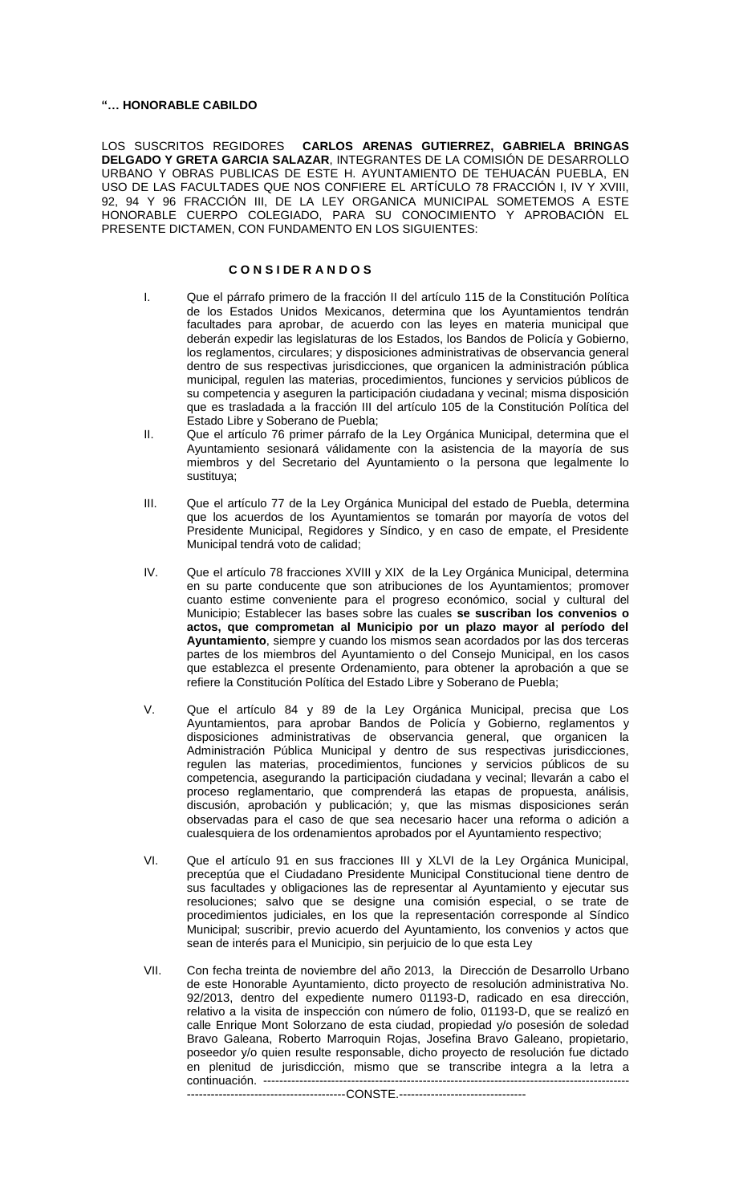**"… HONORABLE CABILDO**

LOS SUSCRITOS REGIDORES **CARLOS ARENAS GUTIERREZ, GABRIELA BRINGAS DELGADO Y GRETA GARCIA SALAZAR**, INTEGRANTES DE LA COMISIÓN DE DESARROLLO URBANO Y OBRAS PUBLICAS DE ESTE H. AYUNTAMIENTO DE TEHUACÁN PUEBLA, EN USO DE LAS FACULTADES QUE NOS CONFIERE EL ARTÍCULO 78 FRACCIÓN I, IV Y XVIII, 92, 94 Y 96 FRACCIÓN III, DE LA LEY ORGANICA MUNICIPAL SOMETEMOS A ESTE HONORABLE CUERPO COLEGIADO, PARA SU CONOCIMIENTO Y APROBACIÓN EL PRESENTE DICTAMEN, CON FUNDAMENTO EN LOS SIGUIENTES:

**C O N S I DE R A N D O S**

I. Que el párrafo primero de la fracción II del artículo 115 de la Constitución Política de los Estados Unidos Mexicanos, determina que los Ayuntamientos tendrán facultades para aprobar, de acuerdo con las leyes en materia municipal que deberán expedir las legislaturas de los Estados, los Bandos de Policía y Gobierno, los reglamentos, circulares; y disposiciones administrativas de observancia general dentro de sus respectivas jurisdicciones, que organicen la administración pública municipal, regulen las materias, procedimientos, funciones y servicios públicos de su competencia y aseguren la participación ciudadana y vecinal; misma disposición que es trasladada a la fracción III del artículo 105 de la Constitución Política del Estado Libre y Soberano de Puebla;

II. Que el artículo 76 primer párrafo de la Ley Orgánica Municipal, determina que el Ayuntamiento sesionará válidamente con la asistencia de la mayoría de sus miembros y del Secretario del Ayuntamiento o la persona que legalmente lo sustituya;

III. Que el artículo 77 de la Ley Orgánica Municipal del estado de Puebla, determina que los acuerdos de los Ayuntamientos se tomarán por mayoría de votos del Presidente Municipal, Regidores y Síndico, y en caso de empate, el Presidente Municipal tendrá voto de calidad;

IV. Que el artículo 78 fracciones XVIII y XIX de la Ley Orgánica Municipal, determina en su parte conducente que son atribuciones de los Ayuntamientos; promover cuanto estime conveniente para el progreso económico, social y cultural del Municipio; Establecer las bases sobre las cuales **se suscriban los convenios o actos, que comprometan al Municipio por un plazo mayor al período del Ayuntamiento**, siempre y cuando los mismos sean acordados por las dos terceras partes de los miembros del Ayuntamiento o del Consejo Municipal, en los casos que establezca el presente Ordenamiento, para obtener la aprobación a que se refiere la Constitución Política del Estado Libre y Soberano de Puebla;

V. Que el artículo 84 y 89 de la Ley Orgánica Municipal, precisa que Los Ayuntamientos, para aprobar Bandos de Policía y Gobierno, reglamentos y disposiciones administrativas de observancia general, que organicen la Administración Pública Municipal y dentro de sus respectivas jurisdicciones, regulen las materias, procedimientos, funciones y servicios públicos de su competencia, asegurando la participación ciudadana y vecinal; llevarán a cabo el proceso reglamentario, que comprenderá las etapas de propuesta, análisis, discusión, aprobación y publicación; y, que las mismas disposiciones serán observadas para el caso de que sea necesario hacer una reforma o adición a cualesquiera de los ordenamientos aprobados por el Ayuntamiento respectivo;

VI. Que el artículo 91 en sus fracciones III y XLVI de la Ley Orgánica Municipal, preceptúa que el Ciudadano Presidente Municipal Constitucional tiene dentro de sus facultades y obligaciones las de representar al Ayuntamiento y ejecutar sus resoluciones; salvo que se designe una comisión especial, o se trate de procedimientos judiciales, en los que la representación corresponde al Síndico Municipal; suscribir, previo acuerdo del Ayuntamiento, los convenios y actos que sean de interés para el Municipio, sin perjuicio de lo que esta Ley

VII. Con fecha treinta de noviembre del año 2013, la Dirección de Desarrollo Urbano de este Honorable Ayuntamiento, dicto proyecto de resolución administrativa No. 92/2013, dentro del expediente numero 01193-D, radicado en esa dirección, relativo a la visita de inspección con número de folio, 01193-D, que se realizó en calle Enrique Mont Solorzano de esta ciudad, propiedad y/o posesión de soledad Bravo Galeana, Roberto Marroquin Rojas, Josefina Bravo Galeano, propietario, poseedor y/o quien resulte responsable, dicho proyecto de resolución fue dictado en plenitud de jurisdicción, mismo que se transcribe integra a la letra a continuación. ----------------------------------------------------------------------------------------------------------------------------------------CONSTE.--------------------------------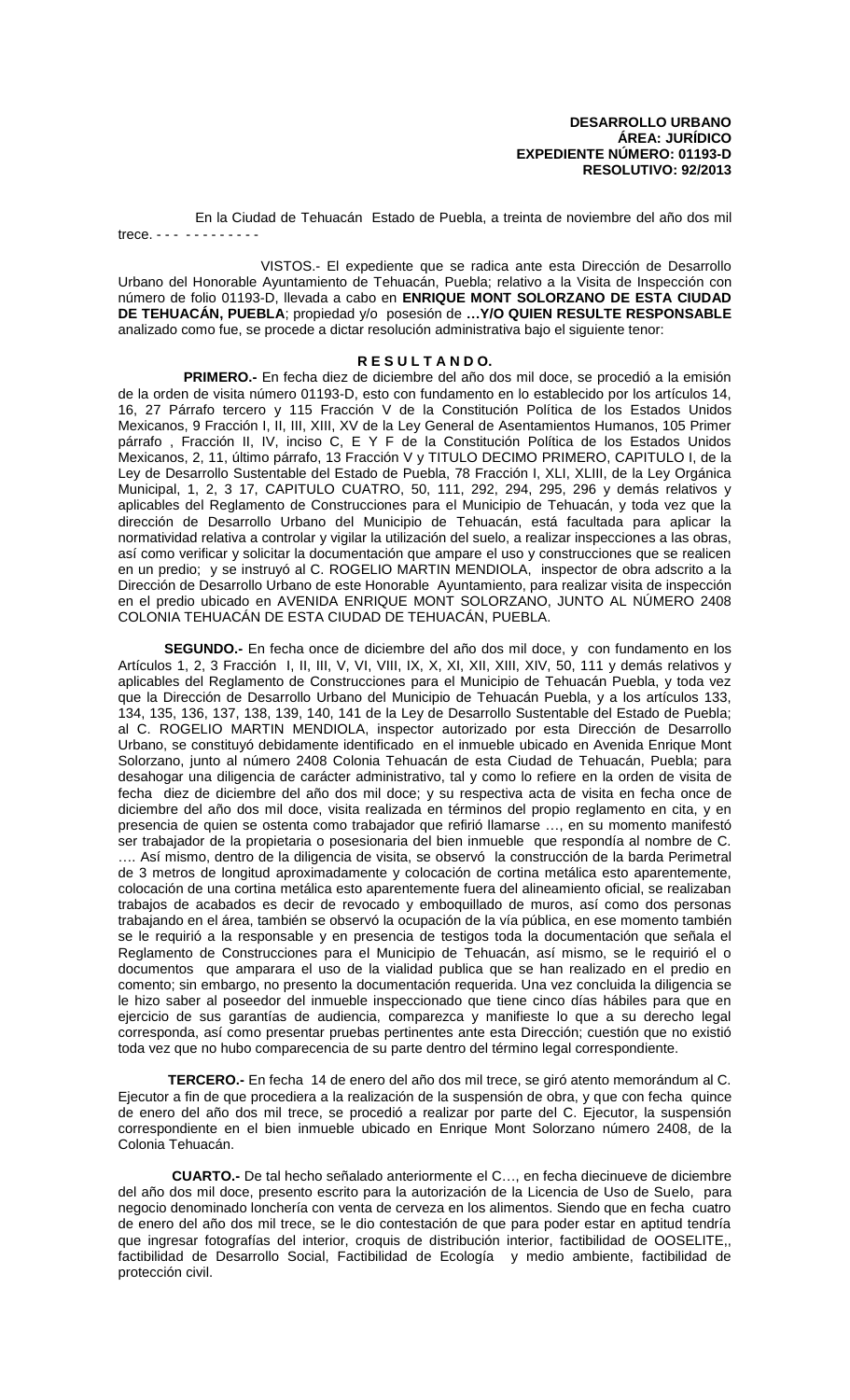**DESARROLLO URBANO**
**ÁREA: JURÍDICO**
**EXPEDIENTE NÚMERO: 01193-D**
**RESOLUTIVO: 92/2013**

En la Ciudad de Tehuacán Estado de Puebla, a treinta de noviembre del año dos mil trece. - - - - - - - - - - - - -

VISTOS.- El expediente que se radica ante esta Dirección de Desarrollo Urbano del Honorable Ayuntamiento de Tehuacán, Puebla; relativo a la Visita de Inspección con número de folio 01193-D, llevada a cabo en **ENRIQUE MONT SOLORZANO DE ESTA CIUDAD DE TEHUACÁN, PUEBLA**; propiedad y/o posesión de **…Y/O QUIEN RESULTE RESPONSABLE** analizado como fue, se procede a dictar resolución administrativa bajo el siguiente tenor:

**R E S U L T A N D O.**

**PRIMERO.-** En fecha diez de diciembre del año dos mil doce, se procedió a la emisión de la orden de visita número 01193-D, esto con fundamento en lo establecido por los artículos 14, 16, 27 Párrafo tercero y 115 Fracción V de la Constitución Política de los Estados Unidos Mexicanos, 9 Fracción I, II, III, XIII, XV de la Ley General de Asentamientos Humanos, 105 Primer párrafo , Fracción II, IV, inciso C, E Y F de la Constitución Política de los Estados Unidos Mexicanos, 2, 11, último párrafo, 13 Fracción V y TITULO DECIMO PRIMERO, CAPITULO I, de la Ley de Desarrollo Sustentable del Estado de Puebla, 78 Fracción I, XLI, XLIII, de la Ley Orgánica Municipal, 1, 2, 3 17, CAPITULO CUATRO, 50, 111, 292, 294, 295, 296 y demás relativos y aplicables del Reglamento de Construcciones para el Municipio de Tehuacán, y toda vez que la dirección de Desarrollo Urbano del Municipio de Tehuacán, está facultada para aplicar la normatividad relativa a controlar y vigilar la utilización del suelo, a realizar inspecciones a las obras, así como verificar y solicitar la documentación que ampare el uso y construcciones que se realicen en un predio; y se instruyó al C. ROGELIO MARTIN MENDIOLA, inspector de obra adscrito a la Dirección de Desarrollo Urbano de este Honorable Ayuntamiento, para realizar visita de inspección en el predio ubicado en AVENIDA ENRIQUE MONT SOLORZANO, JUNTO AL NÚMERO 2408 COLONIA TEHUACÁN DE ESTA CIUDAD DE TEHUACÁN, PUEBLA.

**SEGUNDO.-** En fecha once de diciembre del año dos mil doce, y con fundamento en los Artículos 1, 2, 3 Fracción I, II, III, V, VI, VIII, IX, X, XI, XII, XIII, XIV, 50, 111 y demás relativos y aplicables del Reglamento de Construcciones para el Municipio de Tehuacán Puebla, y toda vez que la Dirección de Desarrollo Urbano del Municipio de Tehuacán Puebla, y a los artículos 133, 134, 135, 136, 137, 138, 139, 140, 141 de la Ley de Desarrollo Sustentable del Estado de Puebla; al C. ROGELIO MARTIN MENDIOLA, inspector autorizado por esta Dirección de Desarrollo Urbano, se constituyó debidamente identificado en el inmueble ubicado en Avenida Enrique Mont Solorzano, junto al número 2408 Colonia Tehuacán de esta Ciudad de Tehuacán, Puebla; para desahogar una diligencia de carácter administrativo, tal y como lo refiere en la orden de visita de fecha diez de diciembre del año dos mil doce; y su respectiva acta de visita en fecha once de diciembre del año dos mil doce, visita realizada en términos del propio reglamento en cita, y en presencia de quien se ostenta como trabajador que refirió llamarse …, en su momento manifestó ser trabajador de la propietaria o posesionaria del bien inmueble que respondía al nombre de C. …. Así mismo, dentro de la diligencia de visita, se observó la construcción de la barda Perimetral de 3 metros de longitud aproximadamente y colocación de cortina metálica esto aparentemente, colocación de una cortina metálica esto aparentemente fuera del alineamiento oficial, se realizaban trabajos de acabados es decir de revocado y emboquillado de muros, así como dos personas trabajando en el área, también se observó la ocupación de la vía pública, en ese momento también se le requirió a la responsable y en presencia de testigos toda la documentación que señala el Reglamento de Construcciones para el Municipio de Tehuacán, así mismo, se le requirió el o documentos que amparara el uso de la vialidad publica que se han realizado en el predio en comento; sin embargo, no presento la documentación requerida. Una vez concluida la diligencia se le hizo saber al poseedor del inmueble inspeccionado que tiene cinco días hábiles para que en ejercicio de sus garantías de audiencia, comparezca y manifieste lo que a su derecho legal corresponda, así como presentar pruebas pertinentes ante esta Dirección; cuestión que no existió toda vez que no hubo comparecencia de su parte dentro del término legal correspondiente.

**TERCERO.-** En fecha 14 de enero del año dos mil trece, se giró atento memorándum al C. Ejecutor a fin de que procediera a la realización de la suspensión de obra, y que con fecha quince de enero del año dos mil trece, se procedió a realizar por parte del C. Ejecutor, la suspensión correspondiente en el bien inmueble ubicado en Enrique Mont Solorzano número 2408, de la Colonia Tehuacán.

**CUARTO.-** De tal hecho señalado anteriormente el C…, en fecha diecinueve de diciembre del año dos mil doce, presento escrito para la autorización de la Licencia de Uso de Suelo, para negocio denominado lonchería con venta de cerveza en los alimentos. Siendo que en fecha cuatro de enero del año dos mil trece, se le dio contestación de que para poder estar en aptitud tendría que ingresar fotografías del interior, croquis de distribución interior, factibilidad de OOSELITE,, factibilidad de Desarrollo Social, Factibilidad de Ecología y medio ambiente, factibilidad de protección civil.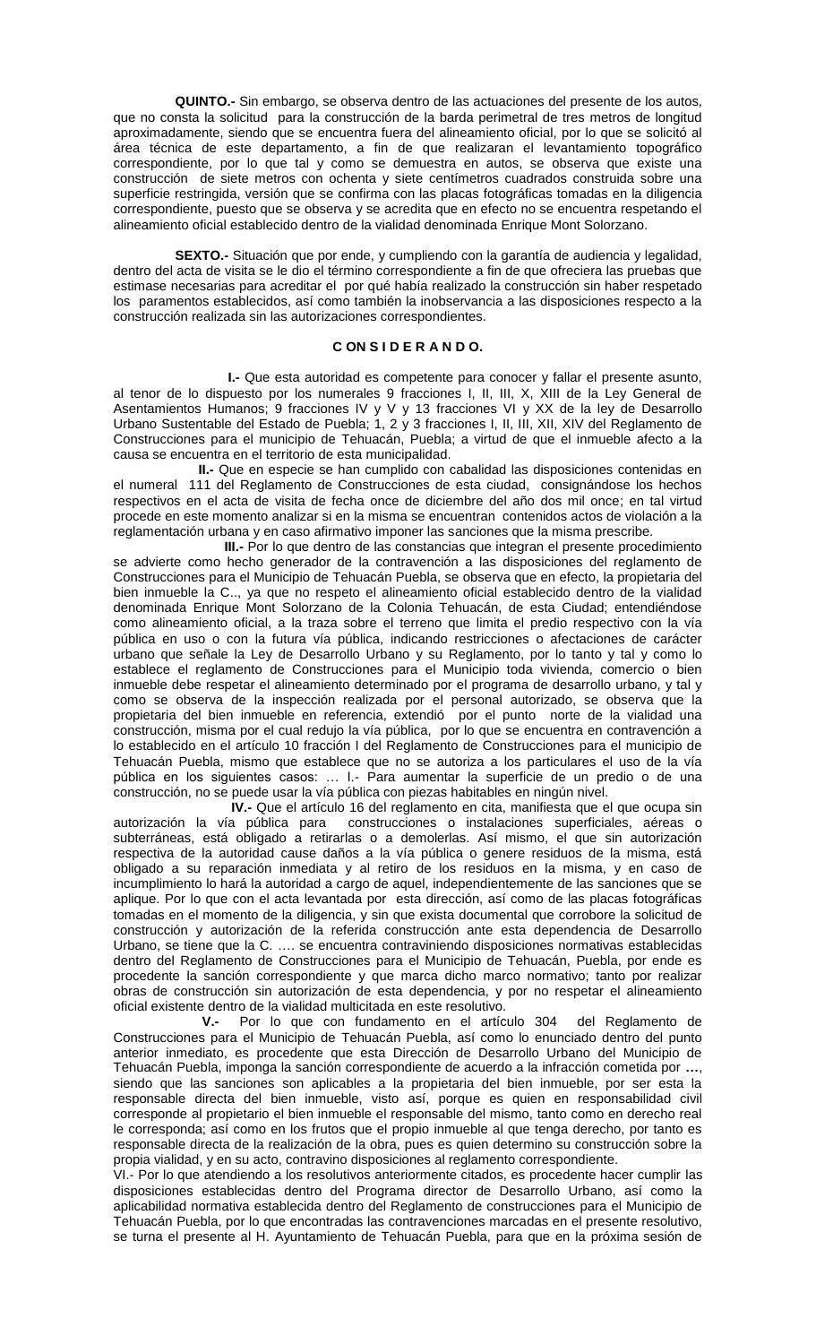**QUINTO.-** Sin embargo, se observa dentro de las actuaciones del presente de los autos, que no consta la solicitud para la construcción de la barda perimetral de tres metros de longitud aproximadamente, siendo que se encuentra fuera del alineamiento oficial, por lo que se solicitó al área técnica de este departamento, a fin de que realizaran el levantamiento topográfico correspondiente, por lo que tal y como se demuestra en autos, se observa que existe una construcción de siete metros con ochenta y siete centímetros cuadrados construida sobre una superficie restringida, versión que se confirma con las placas fotográficas tomadas en la diligencia correspondiente, puesto que se observa y se acredita que en efecto no se encuentra respetando el alineamiento oficial establecido dentro de la vialidad denominada Enrique Mont Solorzano.

**SEXTO.-** Situación que por ende, y cumpliendo con la garantía de audiencia y legalidad, dentro del acta de visita se le dio el término correspondiente a fin de que ofreciera las pruebas que estimase necesarias para acreditar el por qué había realizado la construcción sin haber respetado los paramentos establecidos, así como también la inobservancia a las disposiciones respecto a la construcción realizada sin las autorizaciones correspondientes.

**C ON S I D E R A N D O.**

**I.-** Que esta autoridad es competente para conocer y fallar el presente asunto, al tenor de lo dispuesto por los numerales 9 fracciones I, II, III, X, XIII de la Ley General de Asentamientos Humanos; 9 fracciones IV y V y 13 fracciones VI y XX de la ley de Desarrollo Urbano Sustentable del Estado de Puebla; 1, 2 y 3 fracciones I, II, III, XII, XIV del Reglamento de Construcciones para el municipio de Tehuacán, Puebla; a virtud de que el inmueble afecto a la causa se encuentra en el territorio de esta municipalidad.

**II.-** Que en especie se han cumplido con cabalidad las disposiciones contenidas en el numeral 111 del Reglamento de Construcciones de esta ciudad, consignándose los hechos respectivos en el acta de visita de fecha once de diciembre del año dos mil once; en tal virtud procede en este momento analizar si en la misma se encuentran contenidos actos de violación a la reglamentación urbana y en caso afirmativo imponer las sanciones que la misma prescribe.

**III.-** Por lo que dentro de las constancias que integran el presente procedimiento se advierte como hecho generador de la contravención a las disposiciones del reglamento de Construcciones para el Municipio de Tehuacán Puebla, se observa que en efecto, la propietaria del bien inmueble la C.., ya que no respeto el alineamiento oficial establecido dentro de la vialidad denominada Enrique Mont Solorzano de la Colonia Tehuacán, de esta Ciudad; entendiéndose como alineamiento oficial, a la traza sobre el terreno que limita el predio respectivo con la vía pública en uso o con la futura vía pública, indicando restricciones o afectaciones de carácter urbano que señale la Ley de Desarrollo Urbano y su Reglamento, por lo tanto y tal y como lo establece el reglamento de Construcciones para el Municipio toda vivienda, comercio o bien inmueble debe respetar el alineamiento determinado por el programa de desarrollo urbano, y tal y como se observa de la inspección realizada por el personal autorizado, se observa que la propietaria del bien inmueble en referencia, extendió por el punto norte de la vialidad una construcción, misma por el cual redujo la vía pública, por lo que se encuentra en contravención a lo establecido en el artículo 10 fracción I del Reglamento de Construcciones para el municipio de Tehuacán Puebla, mismo que establece que no se autoriza a los particulares el uso de la vía pública en los siguientes casos: … I.- Para aumentar la superficie de un predio o de una construcción, no se puede usar la vía pública con piezas habitables en ningún nivel.

**IV.-** Que el artículo 16 del reglamento en cita, manifiesta que el que ocupa sin autorización la vía pública para construcciones o instalaciones superficiales, aéreas o subterráneas, está obligado a retirarlas o a demolerlas. Así mismo, el que sin autorización respectiva de la autoridad cause daños a la vía pública o genere residuos de la misma, está obligado a su reparación inmediata y al retiro de los residuos en la misma, y en caso de incumplimiento lo hará la autoridad a cargo de aquel, independientemente de las sanciones que se aplique. Por lo que con el acta levantada por esta dirección, así como de las placas fotográficas tomadas en el momento de la diligencia, y sin que exista documental que corrobore la solicitud de construcción y autorización de la referida construcción ante esta dependencia de Desarrollo Urbano, se tiene que la C. …. se encuentra contraviniendo disposiciones normativas establecidas dentro del Reglamento de Construcciones para el Municipio de Tehuacán, Puebla, por ende es procedente la sanción correspondiente y que marca dicho marco normativo; tanto por realizar obras de construcción sin autorización de esta dependencia, y por no respetar el alineamiento oficial existente dentro de la vialidad multicitada en este resolutivo.

**V.-** Por lo que con fundamento en el artículo 304 del Reglamento de Construcciones para el Municipio de Tehuacán Puebla, así como lo enunciado dentro del punto anterior inmediato, es procedente que esta Dirección de Desarrollo Urbano del Municipio de Tehuacán Puebla, imponga la sanción correspondiente de acuerdo a la infracción cometida por **…**, siendo que las sanciones son aplicables a la propietaria del bien inmueble, por ser esta la responsable directa del bien inmueble, visto así, porque es quien en responsabilidad civil corresponde al propietario el bien inmueble el responsable del mismo, tanto como en derecho real le corresponda; así como en los frutos que el propio inmueble al que tenga derecho, por tanto es responsable directa de la realización de la obra, pues es quien determino su construcción sobre la propia vialidad, y en su acto, contravino disposiciones al reglamento correspondiente.

VI.- Por lo que atendiendo a los resolutivos anteriormente citados, es procedente hacer cumplir las disposiciones establecidas dentro del Programa director de Desarrollo Urbano, así como la aplicabilidad normativa establecida dentro del Reglamento de construcciones para el Municipio de Tehuacán Puebla, por lo que encontradas las contravenciones marcadas en el presente resolutivo, se turna el presente al H. Ayuntamiento de Tehuacán Puebla, para que en la próxima sesión de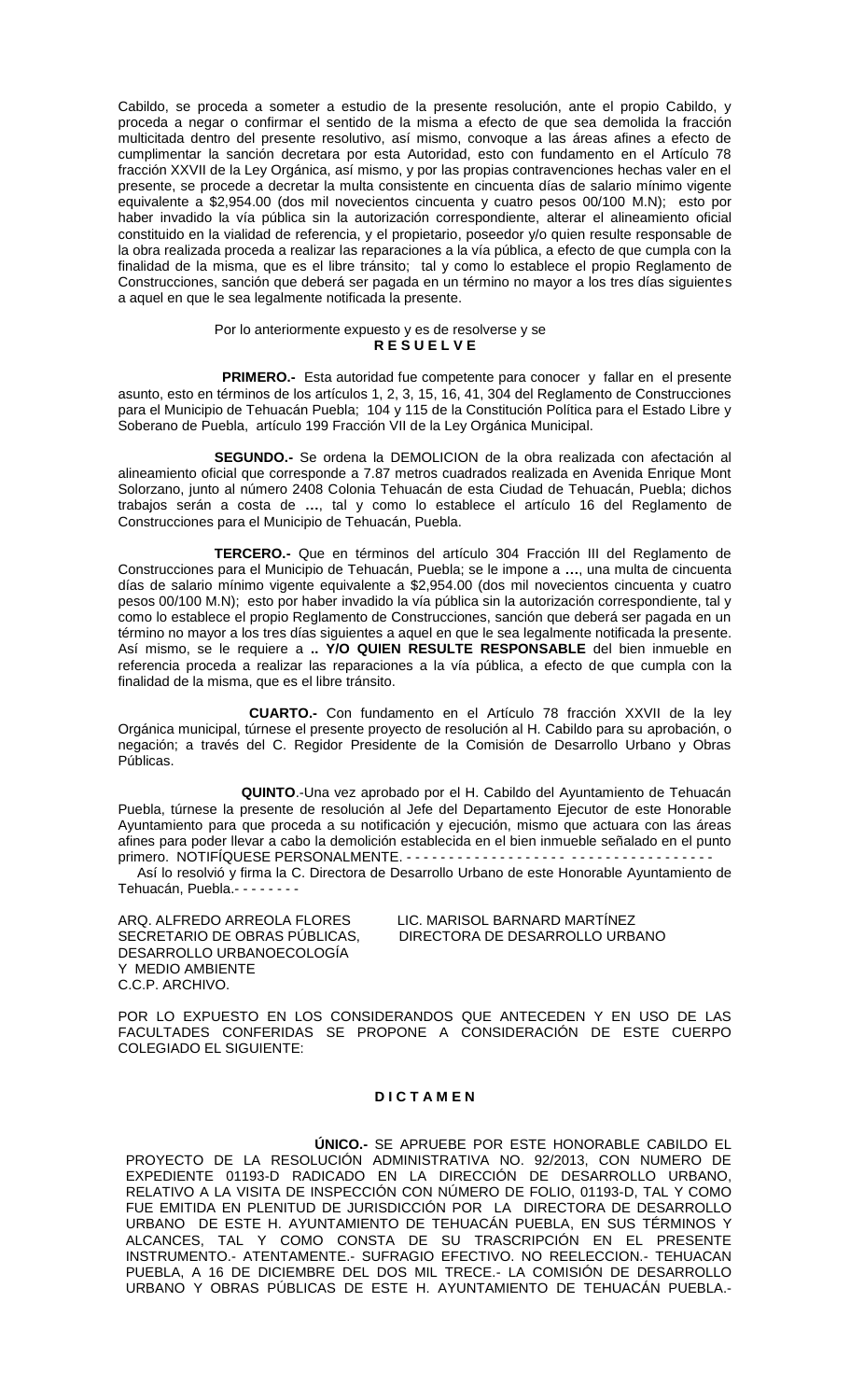Cabildo, se proceda a someter a estudio de la presente resolución, ante el propio Cabildo, y proceda a negar o confirmar el sentido de la misma a efecto de que sea demolida la fracción multicitada dentro del presente resolutivo, así mismo, convoque a las áreas afines a efecto de cumplimentar la sanción decretara por esta Autoridad, esto con fundamento en el Artículo 78 fracción XXVII de la Ley Orgánica, así mismo, y por las propias contravenciones hechas valer en el presente, se procede a decretar la multa consistente en cincuenta días de salario mínimo vigente equivalente a $2,954.00 (dos mil novecientos cincuenta y cuatro pesos 00/100 M.N); esto por haber invadido la vía pública sin la autorización correspondiente, alterar el alineamiento oficial constituido en la vialidad de referencia, y el propietario, poseedor y/o quien resulte responsable de la obra realizada proceda a realizar las reparaciones a la vía pública, a efecto de que cumpla con la finalidad de la misma, que es el libre tránsito; tal y como lo establece el propio Reglamento de Construcciones, sanción que deberá ser pagada en un término no mayor a los tres días siguientes a aquel en que le sea legalmente notificada la presente.

Por lo anteriormente expuesto y es de resolverse y se
**R E S U E L V E**

**PRIMERO.-** Esta autoridad fue competente para conocer y fallar en el presente asunto, esto en términos de los artículos 1, 2, 3, 15, 16, 41, 304 del Reglamento de Construcciones para el Municipio de Tehuacán Puebla; 104 y 115 de la Constitución Política para el Estado Libre y Soberano de Puebla, artículo 199 Fracción VII de la Ley Orgánica Municipal.

**SEGUNDO.-** Se ordena la DEMOLICION de la obra realizada con afectación al alineamiento oficial que corresponde a 7.87 metros cuadrados realizada en Avenida Enrique Mont Solorzano, junto al número 2408 Colonia Tehuacán de esta Ciudad de Tehuacán, Puebla; dichos trabajos serán a costa de **…**, tal y como lo establece el artículo 16 del Reglamento de Construcciones para el Municipio de Tehuacán, Puebla.

**TERCERO.-** Que en términos del artículo 304 Fracción III del Reglamento de Construcciones para el Municipio de Tehuacán, Puebla; se le impone a **…**, una multa de cincuenta días de salario mínimo vigente equivalente a $2,954.00 (dos mil novecientos cincuenta y cuatro pesos 00/100 M.N); esto por haber invadido la vía pública sin la autorización correspondiente, tal y como lo establece el propio Reglamento de Construcciones, sanción que deberá ser pagada en un término no mayor a los tres días siguientes a aquel en que le sea legalmente notificada la presente. Así mismo, se le requiere a **.. Y/O QUIEN RESULTE RESPONSABLE** del bien inmueble en referencia proceda a realizar las reparaciones a la vía pública, a efecto de que cumpla con la finalidad de la misma, que es el libre tránsito.

**CUARTO.-** Con fundamento en el Artículo 78 fracción XXVII de la ley Orgánica municipal, túrnese el presente proyecto de resolución al H. Cabildo para su aprobación, o negación; a través del C. Regidor Presidente de la Comisión de Desarrollo Urbano y Obras Públicas.

**QUINTO**.-Una vez aprobado por el H. Cabildo del Ayuntamiento de Tehuacán Puebla, túrnese la presente de resolución al Jefe del Departamento Ejecutor de este Honorable Ayuntamiento para que proceda a su notificación y ejecución, mismo que actuara con las áreas afines para poder llevar a cabo la demolición establecida en el bien inmueble señalado en el punto primero. NOTIFÍQUESE PERSONALMENTE. - - - - - - - - - - - - - - - - - - - - - - - - - - - - - - - - - - - -

Así lo resolvió y firma la C. Directora de Desarrollo Urbano de este Honorable Ayuntamiento de Tehuacán, Puebla.- - - - - - - -

ARQ. ALFREDO ARREOLA FLORES
SECRETARIO DE OBRAS PÚBLICAS, DESARROLLO URBANOECOLOGÍA Y MEDIO AMBIENTE
C.C.P. ARCHIVO.

LIC. MARISOL BARNARD MARTÍNEZ
DIRECTORA DE DESARROLLO URBANO

POR LO EXPUESTO EN LOS CONSIDERANDOS QUE ANTECEDEN Y EN USO DE LAS FACULTADES CONFERIDAS SE PROPONE A CONSIDERACIÓN DE ESTE CUERPO COLEGIADO EL SIGUIENTE:

**D I C T A M E N**

**ÚNICO.-** SE APRUEBE POR ESTE HONORABLE CABILDO EL PROYECTO DE LA RESOLUCIÓN ADMINISTRATIVA NO. 92/2013, CON NUMERO DE EXPEDIENTE 01193-D RADICADO EN LA DIRECCIÓN DE DESARROLLO URBANO, RELATIVO A LA VISITA DE INSPECCIÓN CON NÚMERO DE FOLIO, 01193-D, TAL Y COMO FUE EMITIDA EN PLENITUD DE JURISDICCIÓN POR LA DIRECTORA DE DESARROLLO URBANO DE ESTE H. AYUNTAMIENTO DE TEHUACÁN PUEBLA, EN SUS TÉRMINOS Y ALCANCES, TAL Y COMO CONSTA DE SU TRASCRIPCIÓN EN EL PRESENTE INSTRUMENTO.- ATENTAMENTE.- SUFRAGIO EFECTIVO. NO REELECCION.- TEHUACAN PUEBLA, A 16 DE DICIEMBRE DEL DOS MIL TRECE.- LA COMISIÓN DE DESARROLLO URBANO Y OBRAS PÚBLICAS DE ESTE H. AYUNTAMIENTO DE TEHUACÁN PUEBLA.-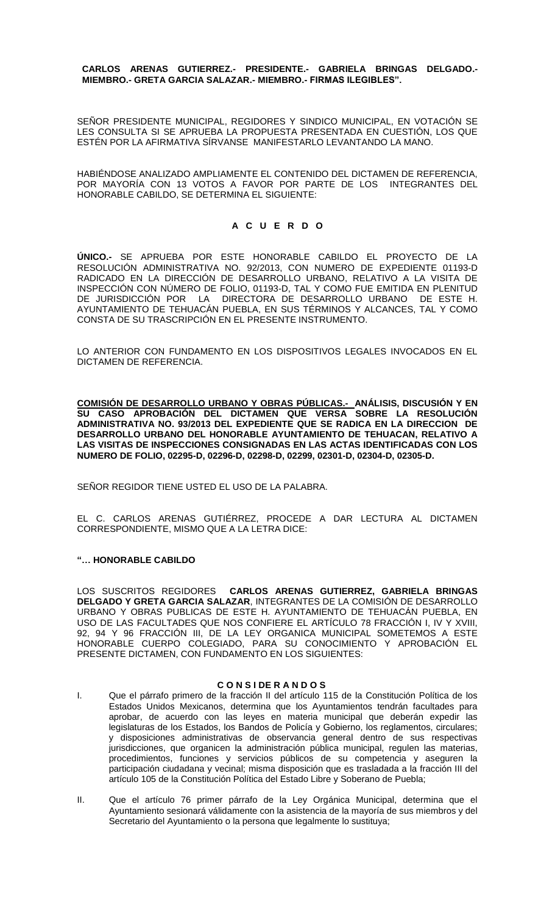**CARLOS ARENAS GUTIERREZ.- PRESIDENTE.- GABRIELA BRINGAS DELGADO.- MIEMBRO.- GRETA GARCIA SALAZAR.- MIEMBRO.- FIRMAS ILEGIBLES".**

SEÑOR PRESIDENTE MUNICIPAL, REGIDORES Y SINDICO MUNICIPAL, EN VOTACIÓN SE LES CONSULTA SI SE APRUEBA LA PROPUESTA PRESENTADA EN CUESTIÓN, LOS QUE ESTÉN POR LA AFIRMATIVA SÍRVANSE MANIFESTARLO LEVANTANDO LA MANO.

HABIÉNDOSE ANALIZADO AMPLIAMENTE EL CONTENIDO DEL DICTAMEN DE REFERENCIA, POR MAYORÍA CON 13 VOTOS A FAVOR POR PARTE DE LOS INTEGRANTES DEL HONORABLE CABILDO, SE DETERMINA EL SIGUIENTE:

**A C U E R D O**

**ÚNICO.-** SE APRUEBA POR ESTE HONORABLE CABILDO EL PROYECTO DE LA RESOLUCIÓN ADMINISTRATIVA NO. 92/2013, CON NUMERO DE EXPEDIENTE 01193-D RADICADO EN LA DIRECCIÓN DE DESARROLLO URBANO, RELATIVO A LA VISITA DE INSPECCIÓN CON NÚMERO DE FOLIO, 01193-D, TAL Y COMO FUE EMITIDA EN PLENITUD DE JURISDICCIÓN POR LA DIRECTORA DE DESARROLLO URBANO DE ESTE H. AYUNTAMIENTO DE TEHUACÁN PUEBLA, EN SUS TÉRMINOS Y ALCANCES, TAL Y COMO CONSTA DE SU TRASCRIPCIÓN EN EL PRESENTE INSTRUMENTO.

LO ANTERIOR CON FUNDAMENTO EN LOS DISPOSITIVOS LEGALES INVOCADOS EN EL DICTAMEN DE REFERENCIA.

**COMISIÓN DE DESARROLLO URBANO Y OBRAS PÚBLICAS.- ANÁLISIS, DISCUSIÓN Y EN SU CASO APROBACIÓN DEL DICTAMEN QUE VERSA SOBRE LA RESOLUCIÓN ADMINISTRATIVA NO. 93/2013 DEL EXPEDIENTE QUE SE RADICA EN LA DIRECCION DE DESARROLLO URBANO DEL HONORABLE AYUNTAMIENTO DE TEHUACAN, RELATIVO A LAS VISITAS DE INSPECCIONES CONSIGNADAS EN LAS ACTAS IDENTIFICADAS CON LOS NUMERO DE FOLIO, 02295-D, 02296-D, 02298-D, 02299, 02301-D, 02304-D, 02305-D.**

SEÑOR REGIDOR TIENE USTED EL USO DE LA PALABRA.

EL C. CARLOS ARENAS GUTIÉRREZ, PROCEDE A DAR LECTURA AL DICTAMEN CORRESPONDIENTE, MISMO QUE A LA LETRA DICE:

**"… HONORABLE CABILDO**

LOS SUSCRITOS REGIDORES **CARLOS ARENAS GUTIERREZ, GABRIELA BRINGAS DELGADO Y GRETA GARCIA SALAZAR**, INTEGRANTES DE LA COMISIÓN DE DESARROLLO URBANO Y OBRAS PUBLICAS DE ESTE H. AYUNTAMIENTO DE TEHUACÁN PUEBLA, EN USO DE LAS FACULTADES QUE NOS CONFIERE EL ARTÍCULO 78 FRACCIÓN I, IV Y XVIII, 92, 94 Y 96 FRACCIÓN III, DE LA LEY ORGANICA MUNICIPAL SOMETEMOS A ESTE HONORABLE CUERPO COLEGIADO, PARA SU CONOCIMIENTO Y APROBACIÓN EL PRESENTE DICTAMEN, CON FUNDAMENTO EN LOS SIGUIENTES:

**C O N S I DE R A N D O S**

I. Que el párrafo primero de la fracción II del artículo 115 de la Constitución Política de los Estados Unidos Mexicanos, determina que los Ayuntamientos tendrán facultades para aprobar, de acuerdo con las leyes en materia municipal que deberán expedir las legislaturas de los Estados, los Bandos de Policía y Gobierno, los reglamentos, circulares; y disposiciones administrativas de observancia general dentro de sus respectivas jurisdicciones, que organicen la administración pública municipal, regulen las materias, procedimientos, funciones y servicios públicos de su competencia y aseguren la participación ciudadana y vecinal; misma disposición que es trasladada a la fracción III del artículo 105 de la Constitución Política del Estado Libre y Soberano de Puebla;

II. Que el artículo 76 primer párrafo de la Ley Orgánica Municipal, determina que el Ayuntamiento sesionará válidamente con la asistencia de la mayoría de sus miembros y del Secretario del Ayuntamiento o la persona que legalmente lo sustituya;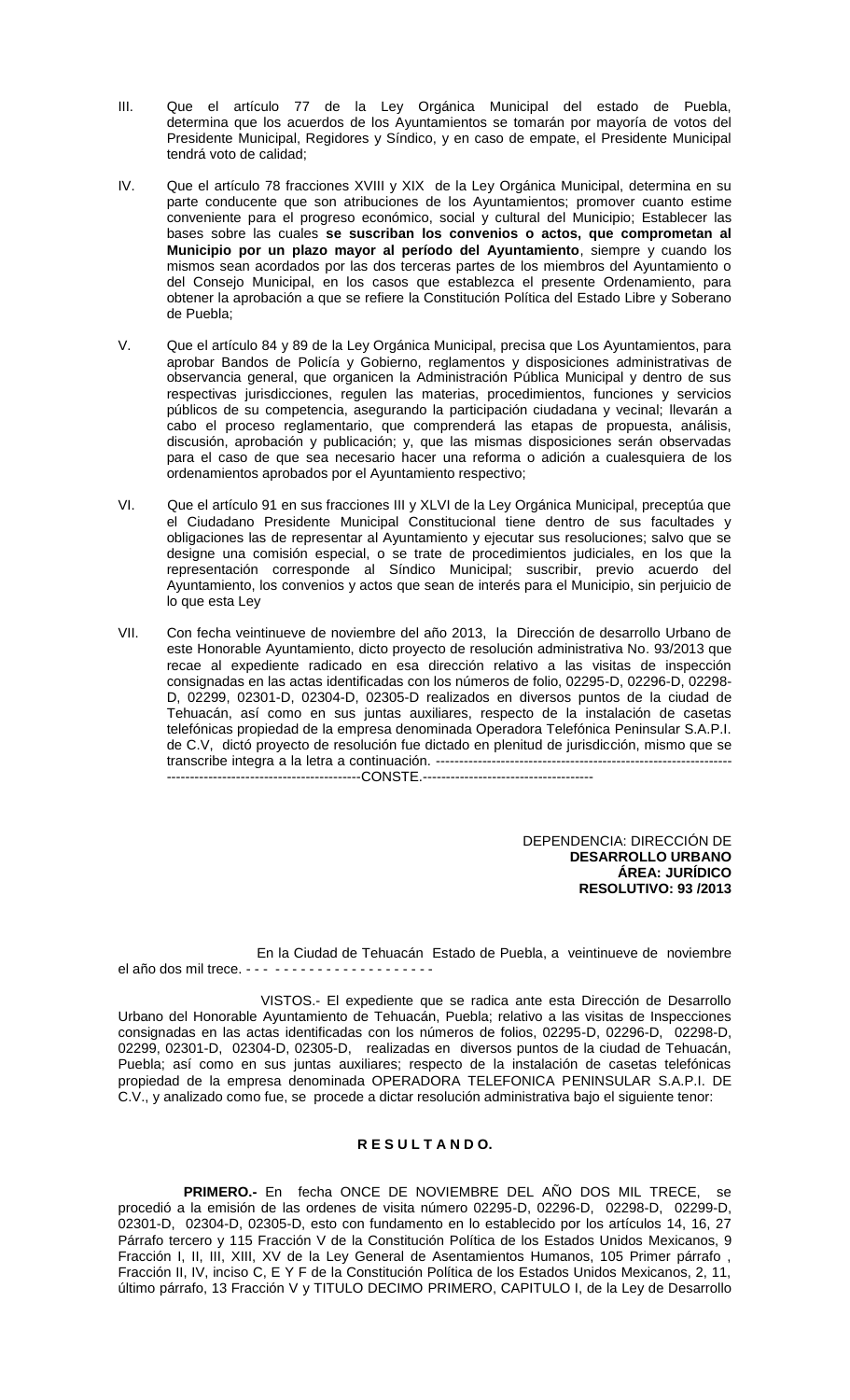III. Que el artículo 77 de la Ley Orgánica Municipal del estado de Puebla, determina que los acuerdos de los Ayuntamientos se tomarán por mayoría de votos del Presidente Municipal, Regidores y Síndico, y en caso de empate, el Presidente Municipal tendrá voto de calidad;

IV. Que el artículo 78 fracciones XVIII y XIX de la Ley Orgánica Municipal, determina en su parte conducente que son atribuciones de los Ayuntamientos; promover cuanto estime conveniente para el progreso económico, social y cultural del Municipio; Establecer las bases sobre las cuales **se suscriban los convenios o actos, que comprometan al Municipio por un plazo mayor al período del Ayuntamiento**, siempre y cuando los mismos sean acordados por las dos terceras partes de los miembros del Ayuntamiento o del Consejo Municipal, en los casos que establezca el presente Ordenamiento, para obtener la aprobación a que se refiere la Constitución Política del Estado Libre y Soberano de Puebla;

V. Que el artículo 84 y 89 de la Ley Orgánica Municipal, precisa que Los Ayuntamientos, para aprobar Bandos de Policía y Gobierno, reglamentos y disposiciones administrativas de observancia general, que organicen la Administración Pública Municipal y dentro de sus respectivas jurisdicciones, regulen las materias, procedimientos, funciones y servicios públicos de su competencia, asegurando la participación ciudadana y vecinal; llevarán a cabo el proceso reglamentario, que comprenderá las etapas de propuesta, análisis, discusión, aprobación y publicación; y, que las mismas disposiciones serán observadas para el caso de que sea necesario hacer una reforma o adición a cualesquiera de los ordenamientos aprobados por el Ayuntamiento respectivo;

VI. Que el artículo 91 en sus fracciones III y XLVI de la Ley Orgánica Municipal, preceptúa que el Ciudadano Presidente Municipal Constitucional tiene dentro de sus facultades y obligaciones las de representar al Ayuntamiento y ejecutar sus resoluciones; salvo que se designe una comisión especial, o se trate de procedimientos judiciales, en los que la representación corresponde al Síndico Municipal; suscribir, previo acuerdo del Ayuntamiento, los convenios y actos que sean de interés para el Municipio, sin perjuicio de lo que esta Ley

VII. Con fecha veintinueve de noviembre del año 2013, la Dirección de desarrollo Urbano de este Honorable Ayuntamiento, dicto proyecto de resolución administrativa No. 93/2013 que recae al expediente radicado en esa dirección relativo a las visitas de inspección consignadas en las actas identificadas con los números de folio, 02295-D, 02296-D, 02298-D, 02299, 02301-D, 02304-D, 02305-D realizados en diversos puntos de la ciudad de Tehuacán, así como en sus juntas auxiliares, respecto de la instalación de casetas telefónicas propiedad de la empresa denominada Operadora Telefónica Peninsular S.A.P.I. de C.V, dictó proyecto de resolución fue dictado en plenitud de jurisdicción, mismo que se transcribe integra a la letra a continuación. ------------------------------------------------------------------ ------------------------------------------CONSTE.-------------------------------------

DEPENDENCIA: DIRECCIÓN DE
**DESARROLLO URBANO**
**ÁREA: JURÍDICO**
**RESOLUTIVO: 93 /2013**

En la Ciudad de Tehuacán Estado de Puebla, a veintinueve de noviembre el año dos mil trece. - - - - - - - - - - - - - - - - - - - - - -

VISTOS.- El expediente que se radica ante esta Dirección de Desarrollo Urbano del Honorable Ayuntamiento de Tehuacán, Puebla; relativo a las visitas de Inspecciones consignadas en las actas identificadas con los números de folios, 02295-D, 02296-D, 02298-D, 02299, 02301-D, 02304-D, 02305-D, realizadas en diversos puntos de la ciudad de Tehuacán, Puebla; así como en sus juntas auxiliares; respecto de la instalación de casetas telefónicas propiedad de la empresa denominada OPERADORA TELEFONICA PENINSULAR S.A.P.I. DE C.V., y analizado como fue, se procede a dictar resolución administrativa bajo el siguiente tenor:

**R E S U L T A N D O.**

**PRIMERO.-** En fecha ONCE DE NOVIEMBRE DEL AÑO DOS MIL TRECE, se procedió a la emisión de las ordenes de visita número 02295-D, 02296-D, 02298-D, 02299-D, 02301-D, 02304-D, 02305-D, esto con fundamento en lo establecido por los artículos 14, 16, 27 Párrafo tercero y 115 Fracción V de la Constitución Política de los Estados Unidos Mexicanos, 9 Fracción I, II, III, XIII, XV de la Ley General de Asentamientos Humanos, 105 Primer párrafo , Fracción II, IV, inciso C, E Y F de la Constitución Política de los Estados Unidos Mexicanos, 2, 11, último párrafo, 13 Fracción V y TITULO DECIMO PRIMERO, CAPITULO I, de la Ley de Desarrollo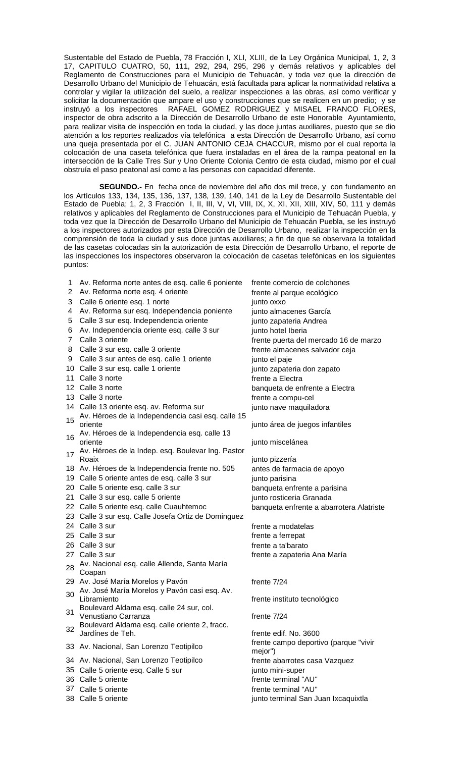Sustentable del Estado de Puebla, 78 Fracción I, XLI, XLIII, de la Ley Orgánica Municipal, 1, 2, 3 17, CAPITULO CUATRO, 50, 111, 292, 294, 295, 296 y demás relativos y aplicables del Reglamento de Construcciones para el Municipio de Tehuacán, y toda vez que la dirección de Desarrollo Urbano del Municipio de Tehuacán, está facultada para aplicar la normatividad relativa a controlar y vigilar la utilización del suelo, a realizar inspecciones a las obras, así como verificar y solicitar la documentación que ampare el uso y construcciones que se realicen en un predio; y se instruyó a los inspectores RAFAEL GOMEZ RODRIGUEZ y MISAEL FRANCO FLORES, inspector de obra adscrito a la Dirección de Desarrollo Urbano de este Honorable Ayuntamiento, para realizar visita de inspección en toda la ciudad, y las doce juntas auxiliares, puesto que se dio atención a los reportes realizados vía telefónica a esta Dirección de Desarrollo Urbano, así como una queja presentada por el C. JUAN ANTONIO CEJA CHACCUR, mismo por el cual reporta la colocación de una caseta telefónica que fuera instaladas en el área de la rampa peatonal en la intersección de la Calle Tres Sur y Uno Oriente Colonia Centro de esta ciudad, mismo por el cual obstruía el paso peatonal así como a las personas con capacidad diferente.

**SEGUNDO.-** En fecha once de noviembre del año dos mil trece, y con fundamento en los Artículos 133, 134, 135, 136, 137, 138, 139, 140, 141 de la Ley de Desarrollo Sustentable del Estado de Puebla; 1, 2, 3 Fracción I, II, III, V, VI, VIII, IX, X, XI, XII, XIII, XIV, 50, 111 y demás relativos y aplicables del Reglamento de Construcciones para el Municipio de Tehuacán Puebla, y toda vez que la Dirección de Desarrollo Urbano del Municipio de Tehuacán Puebla, se les instruyó a los inspectores autorizados por esta Dirección de Desarrollo Urbano, realizar la inspección en la comprensión de toda la ciudad y sus doce juntas auxiliares; a fin de que se observara la totalidad de las casetas colocadas sin la autorización de esta Dirección de Desarrollo Urbano, el reporte de las inspecciones los inspectores observaron la colocación de casetas telefónicas en los siguientes puntos:

| | | |
|---|---|---|
| 1 | Av. Reforma norte antes de esq. calle 6 poniente | frente comercio de colchones |
| 2 | Av. Reforma norte esq. 4 oriente | frente al parque ecológico |
| 3 | Calle 6 oriente esq. 1 norte | junto oxxo |
| 4 | Av. Reforma sur esq. Independencia poniente | junto almacenes García |
| 5 | Calle 3 sur esq. Independencia oriente | junto zapateria Andrea |
| 6 | Av. Independencia oriente esq. calle 3 sur | junto hotel Iberia |
| 7 | Calle 3 oriente | frente puerta del mercado 16 de marzo |
| 8 | Calle 3 sur esq. calle 3 oriente | frente almacenes salvador ceja |
| 9 | Calle 3 sur antes de esq. calle 1 oriente | junto el paje |
| 10 | Calle 3 sur esq. calle 1 oriente | junto zapateria don zapato |
| 11 | Calle 3 norte | frente a Electra |
| 12 | Calle 3 norte | banqueta de enfrente a Electra |
| 13 | Calle 3 norte | frente a compu-cel |
| 14 | Calle 13 oriente esq. av. Reforma sur | junto nave maquiladora |
| 15 | Av. Héroes de la Independencia casi esq. calle 15 oriente | junto área de juegos infantiles |
| 16 | Av. Héroes de la Independencia esq. calle 13 oriente | junto miscelánea |
| 17 | Av. Héroes de la Indep. esq. Boulevar Ing. Pastor Roaix | junto pizzería |
| 18 | Av. Héroes de la Independencia frente no. 505 | antes de farmacia de apoyo |
| 19 | Calle 5 oriente antes de esq. calle 3 sur | junto parisina |
| 20 | Calle 5 oriente esq. calle 3 sur | banqueta enfrente a parisina |
| 21 | Calle 3 sur esq. calle 5 oriente | junto rosticeria Granada |
| 22 | Calle 5 oriente esq. calle Cuauhtemoc | banqueta enfrente a abarrotera Alatriste |
| 23 | Calle 3 sur esq. Calle Josefa Ortiz de Dominguez | |
| 24 | Calle 3 sur | frente a modatelas |
| 25 | Calle 3 sur | frente a ferrepat |
| 26 | Calle 3 sur | frente a ta'barato |
| 27 | Calle 3 sur | frente a zapateria Ana María |
| 28 | Av. Nacional esq. calle Allende, Santa María Coapan | |
| 29 | Av. José María Morelos y Pavón | frente 7/24 |
| 30 | Av. José María Morelos y Pavón casi esq. Av. Libramiento | frente instituto tecnológico |
| 31 | Boulevard Aldama esq. calle 24 sur, col. Venustiano Carranza | frente 7/24 |
| 32 | Boulevard Aldama esq. calle oriente 2, fracc. Jardínes de Teh. | frente edif. No. 3600 |
| 33 | Av. Nacional, San Lorenzo Teotipilco | frente campo deportivo (parque "vivir mejor") |
| 34 | Av. Nacional, San Lorenzo Teotipilco | frente abarrotes casa Vazquez |
| 35 | Calle 5 oriente esq. Calle 5 sur | junto mini-super |
| 36 | Calle 5 oriente | frente terminal "AU" |
| 37 | Calle 5 oriente | frente terminal "AU" |
| 38 | Calle 5 oriente | junto terminal San Juan Ixcaquixtla |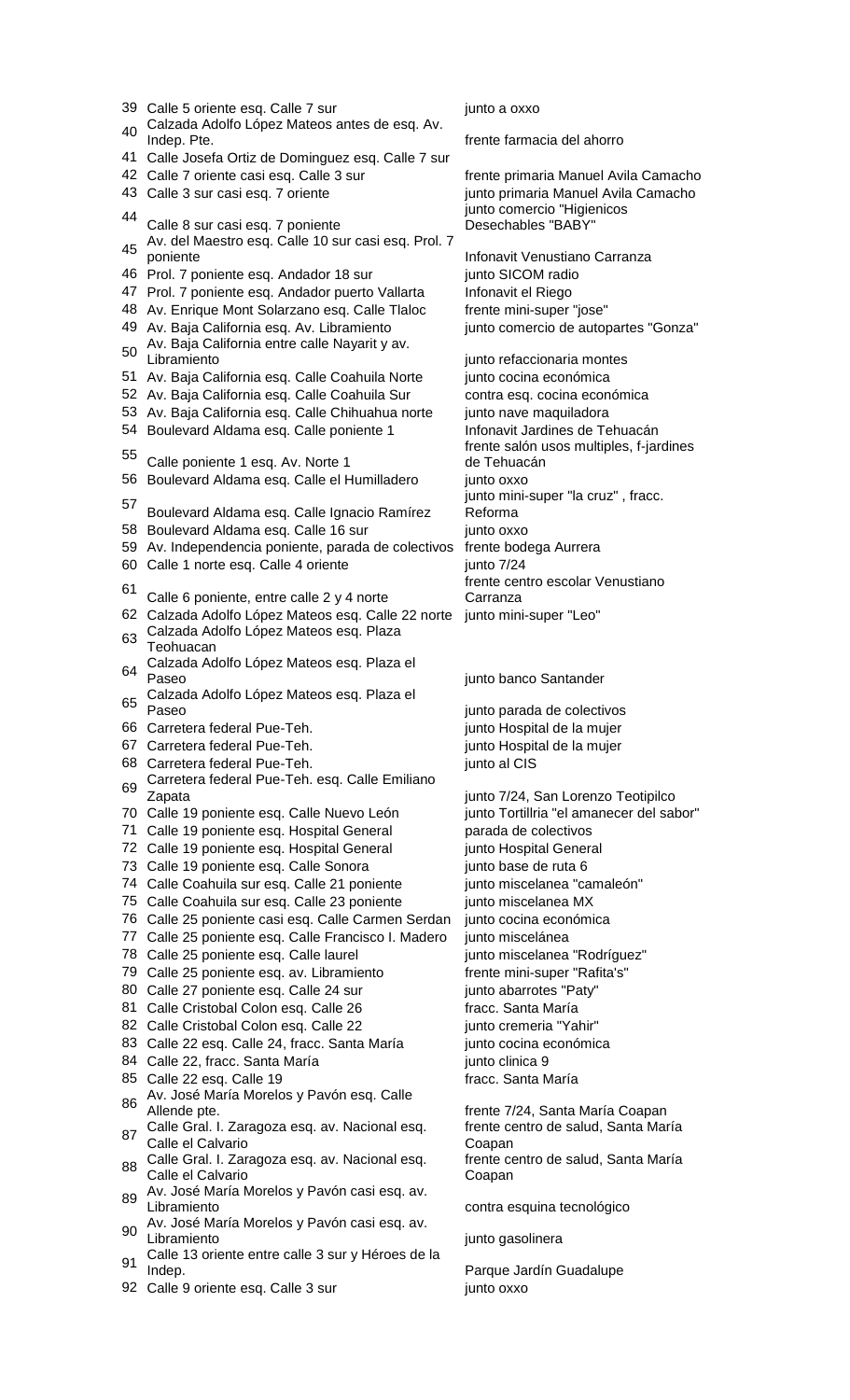| | | |
|---|---|---|
| 39 | Calle 5 oriente esq. Calle 7 sur | junto a oxxo |
| 40 | Calzada Adolfo López Mateos antes de esq. Av. Indep. Pte. | frente farmacia del ahorro |
| 41 | Calle Josefa Ortiz de Dominguez esq. Calle 7 sur | |
| 42 | Calle 7 oriente casi esq. Calle 3 sur | frente primaria Manuel Avila Camacho |
| 43 | Calle 3 sur casi esq. 7 oriente | junto primaria Manuel Avila Camacho |
| 44 | Calle 8 sur casi esq. 7 poniente | junto comercio "Higienicos Desechables "BABY" |
| 45 | Av. del Maestro esq. Calle 10 sur casi esq. Prol. 7 poniente | Infonavit Venustiano Carranza |
| 46 | Prol. 7 poniente esq. Andador 18 sur | junto SICOM radio |
| 47 | Prol. 7 poniente esq. Andador puerto Vallarta | Infonavit el Riego |
| 48 | Av. Enrique Mont Solarzano esq. Calle Tlaloc | frente mini-super "jose" |
| 49 | Av. Baja California esq. Av. Libramiento | junto comercio de autopartes "Gonza" |
| 50 | Av. Baja California entre calle Nayarit y av. Libramiento | junto refaccionaria montes |
| 51 | Av. Baja California esq. Calle Coahuila Norte | junto cocina económica |
| 52 | Av. Baja California esq. Calle Coahuila Sur | contra esq. cocina económica |
| 53 | Av. Baja California esq. Calle Chihuahua norte | junto nave maquiladora |
| 54 | Boulevard Aldama esq. Calle poniente 1 | Infonavit Jardines de Tehuacán |
| 55 | Calle poniente 1 esq. Av. Norte 1 | frente salón usos multiples, f-jardines de Tehuacán |
| 56 | Boulevard Aldama esq. Calle el Humilladero | junto oxxo |
| 57 | Boulevard Aldama esq. Calle Ignacio Ramírez | junto mini-super "la cruz" , fracc. Reforma |
| 58 | Boulevard Aldama esq. Calle 16 sur | junto oxxo |
| 59 | Av. Independencia poniente, parada de colectivos | frente bodega Aurrera |
| 60 | Calle 1 norte esq. Calle 4 oriente | junto 7/24 |
| 61 | Calle 6 poniente, entre calle 2 y 4 norte | frente centro escolar Venustiano Carranza |
| 62 | Calzada Adolfo López Mateos esq. Calle 22 norte | junto mini-super "Leo" |
| 63 | Calzada Adolfo López Mateos esq. Plaza Teohuacan | |
| 64 | Calzada Adolfo López Mateos esq. Plaza el Paseo | junto banco Santander |
| 65 | Calzada Adolfo López Mateos esq. Plaza el Paseo | junto parada de colectivos |
| 66 | Carretera federal Pue-Teh. | junto Hospital de la mujer |
| 67 | Carretera federal Pue-Teh. | junto Hospital de la mujer |
| 68 | Carretera federal Pue-Teh. | junto al CIS |
| 69 | Carretera federal Pue-Teh. esq. Calle Emiliano Zapata | junto 7/24, San Lorenzo Teotipilco |
| 70 | Calle 19 poniente esq. Calle Nuevo León | junto Tortillria "el amanecer del sabor" |
| 71 | Calle 19 poniente esq. Hospital General | parada de colectivos |
| 72 | Calle 19 poniente esq. Hospital General | junto Hospital General |
| 73 | Calle 19 poniente esq. Calle Sonora | junto base de ruta 6 |
| 74 | Calle Coahuila sur esq. Calle 21 poniente | junto miscelanea "camaleón" |
| 75 | Calle Coahuila sur esq. Calle 23 poniente | junto miscelanea MX |
| 76 | Calle 25 poniente casi esq. Calle Carmen Serdan | junto cocina económica |
| 77 | Calle 25 poniente esq. Calle Francisco I. Madero | junto miscelánea |
| 78 | Calle 25 poniente esq. Calle laurel | junto miscelanea "Rodríguez" |
| 79 | Calle 25 poniente esq. av. Libramiento | frente mini-super "Rafita's" |
| 80 | Calle 27 poniente esq. Calle 24 sur | junto abarrotes "Paty" |
| 81 | Calle Cristobal Colon esq. Calle 26 | fracc. Santa María |
| 82 | Calle Cristobal Colon esq. Calle 22 | junto cremeria "Yahir" |
| 83 | Calle 22 esq. Calle 24, fracc. Santa María | junto cocina económica |
| 84 | Calle 22, fracc. Santa María | junto clinica 9 |
| 85 | Calle 22 esq. Calle 19 | fracc. Santa María |
| 86 | Av. José María Morelos y Pavón esq. Calle Allende pte. | frente 7/24, Santa María Coapan |
| 87 | Calle Gral. I. Zaragoza esq. av. Nacional esq. Calle el Calvario | frente centro de salud, Santa María Coapan |
| 88 | Calle Gral. I. Zaragoza esq. av. Nacional esq. Calle el Calvario | frente centro de salud, Santa María Coapan |
| 89 | Av. José María Morelos y Pavón casi esq. av. Libramiento | contra esquina tecnológico |
| 90 | Av. José María Morelos y Pavón casi esq. av. Libramiento | junto gasolinera |
| 91 | Calle 13 oriente entre calle 3 sur y Héroes de la Indep. | Parque Jardín Guadalupe |
| 92 | Calle 9 oriente esq. Calle 3 sur | junto oxxo |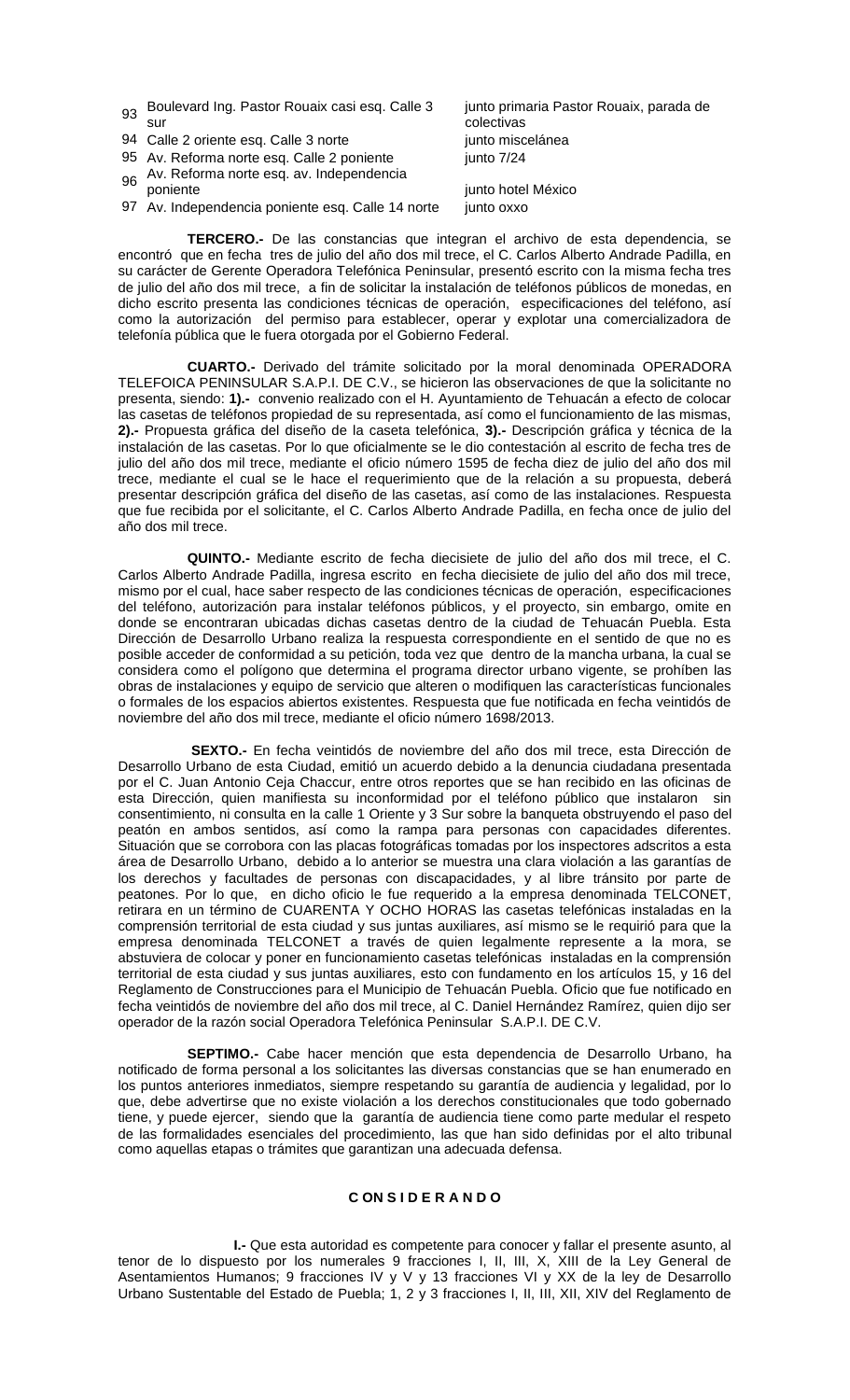| | | |
|---|---|---|
| 93 | Boulevard Ing. Pastor Rouaix casi esq. Calle 3 sur | junto primaria Pastor Rouaix, parada de colectivas |
| 94 | Calle 2 oriente esq. Calle 3 norte | junto miscelánea |
| 95 | Av. Reforma norte esq. Calle 2 poniente | junto 7/24 |
| 96 | Av. Reforma norte esq. av. Independencia poniente | junto hotel México |
| 97 | Av. Independencia poniente esq. Calle 14 norte | junto oxxo |

**TERCERO.-** De las constancias que integran el archivo de esta dependencia, se encontró que en fecha tres de julio del año dos mil trece, el C. Carlos Alberto Andrade Padilla, en su carácter de Gerente Operadora Telefónica Peninsular, presentó escrito con la misma fecha tres de julio del año dos mil trece, a fin de solicitar la instalación de teléfonos públicos de monedas, en dicho escrito presenta las condiciones técnicas de operación, especificaciones del teléfono, así como la autorización del permiso para establecer, operar y explotar una comercializadora de telefonía pública que le fuera otorgada por el Gobierno Federal.

**CUARTO.-** Derivado del trámite solicitado por la moral denominada OPERADORA TELEFOICA PENINSULAR S.A.P.I. DE C.V., se hicieron las observaciones de que la solicitante no presenta, siendo: **1).-** convenio realizado con el H. Ayuntamiento de Tehuacán a efecto de colocar las casetas de teléfonos propiedad de su representada, así como el funcionamiento de las mismas, **2).-** Propuesta gráfica del diseño de la caseta telefónica, **3).-** Descripción gráfica y técnica de la instalación de las casetas. Por lo que oficialmente se le dio contestación al escrito de fecha tres de julio del año dos mil trece, mediante el oficio número 1595 de fecha diez de julio del año dos mil trece, mediante el cual se le hace el requerimiento que de la relación a su propuesta, deberá presentar descripción gráfica del diseño de las casetas, así como de las instalaciones. Respuesta que fue recibida por el solicitante, el C. Carlos Alberto Andrade Padilla, en fecha once de julio del año dos mil trece.

**QUINTO.-** Mediante escrito de fecha diecisiete de julio del año dos mil trece, el C. Carlos Alberto Andrade Padilla, ingresa escrito en fecha diecisiete de julio del año dos mil trece, mismo por el cual, hace saber respecto de las condiciones técnicas de operación, especificaciones del teléfono, autorización para instalar teléfonos públicos, y el proyecto, sin embargo, omite en donde se encontraran ubicadas dichas casetas dentro de la ciudad de Tehuacán Puebla. Esta Dirección de Desarrollo Urbano realiza la respuesta correspondiente en el sentido de que no es posible acceder de conformidad a su petición, toda vez que dentro de la mancha urbana, la cual se considera como el polígono que determina el programa director urbano vigente, se prohíben las obras de instalaciones y equipo de servicio que alteren o modifiquen las características funcionales o formales de los espacios abiertos existentes. Respuesta que fue notificada en fecha veintidós de noviembre del año dos mil trece, mediante el oficio número 1698/2013.

**SEXTO.-** En fecha veintidós de noviembre del año dos mil trece, esta Dirección de Desarrollo Urbano de esta Ciudad, emitió un acuerdo debido a la denuncia ciudadana presentada por el C. Juan Antonio Ceja Chaccur, entre otros reportes que se han recibido en las oficinas de esta Dirección, quien manifiesta su inconformidad por el teléfono público que instalaron sin consentimiento, ni consulta en la calle 1 Oriente y 3 Sur sobre la banqueta obstruyendo el paso del peatón en ambos sentidos, así como la rampa para personas con capacidades diferentes. Situación que se corrobora con las placas fotográficas tomadas por los inspectores adscritos a esta área de Desarrollo Urbano, debido a lo anterior se muestra una clara violación a las garantías de los derechos y facultades de personas con discapacidades, y al libre tránsito por parte de peatones. Por lo que, en dicho oficio le fue requerido a la empresa denominada TELCONET, retirara en un término de CUARENTA Y OCHO HORAS las casetas telefónicas instaladas en la comprensión territorial de esta ciudad y sus juntas auxiliares, así mismo se le requirió para que la empresa denominada TELCONET a través de quien legalmente represente a la mora, se abstuviera de colocar y poner en funcionamiento casetas telefónicas instaladas en la comprensión territorial de esta ciudad y sus juntas auxiliares, esto con fundamento en los artículos 15, y 16 del Reglamento de Construcciones para el Municipio de Tehuacán Puebla. Oficio que fue notificado en fecha veintidós de noviembre del año dos mil trece, al C. Daniel Hernández Ramírez, quien dijo ser operador de la razón social Operadora Telefónica Peninsular S.A.P.I. DE C.V.

**SEPTIMO.-** Cabe hacer mención que esta dependencia de Desarrollo Urbano, ha notificado de forma personal a los solicitantes las diversas constancias que se han enumerado en los puntos anteriores inmediatos, siempre respetando su garantía de audiencia y legalidad, por lo que, debe advertirse que no existe violación a los derechos constitucionales que todo gobernado tiene, y puede ejercer, siendo que la garantía de audiencia tiene como parte medular el respeto de las formalidades esenciales del procedimiento, las que han sido definidas por el alto tribunal como aquellas etapas o trámites que garantizan una adecuada defensa.

**C O N S I D E R A N D O**

**I.-** Que esta autoridad es competente para conocer y fallar el presente asunto, al tenor de lo dispuesto por los numerales 9 fracciones I, II, III, X, XIII de la Ley General de Asentamientos Humanos; 9 fracciones IV y V y 13 fracciones VI y XX de la ley de Desarrollo Urbano Sustentable del Estado de Puebla; 1, 2 y 3 fracciones I, II, III, XII, XIV del Reglamento de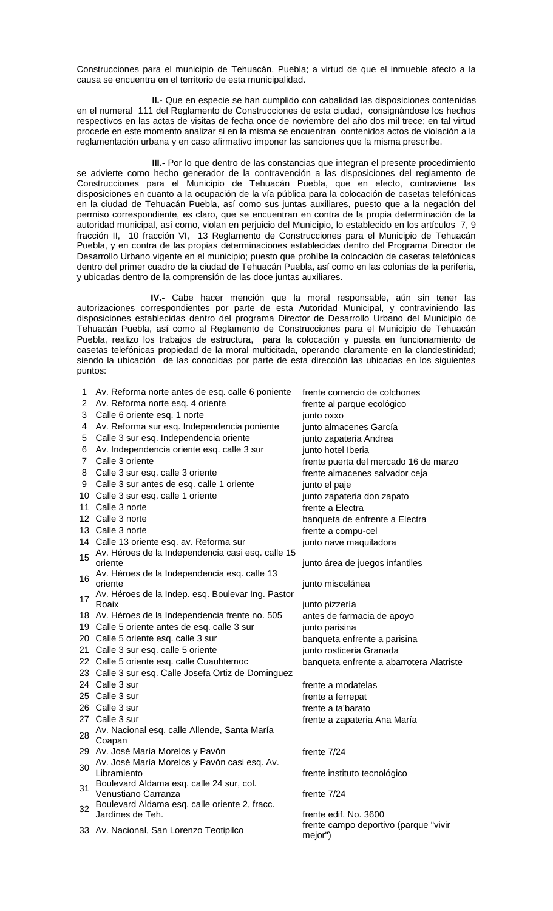Construcciones para el municipio de Tehuacán, Puebla; a virtud de que el inmueble afecto a la causa se encuentra en el territorio de esta municipalidad.

**II.-** Que en especie se han cumplido con cabalidad las disposiciones contenidas en el numeral 111 del Reglamento de Construcciones de esta ciudad, consignándose los hechos respectivos en las actas de visitas de fecha once de noviembre del año dos mil trece; en tal virtud procede en este momento analizar si en la misma se encuentran contenidos actos de violación a la reglamentación urbana y en caso afirmativo imponer las sanciones que la misma prescribe.

**III.-** Por lo que dentro de las constancias que integran el presente procedimiento se advierte como hecho generador de la contravención a las disposiciones del reglamento de Construcciones para el Municipio de Tehuacán Puebla, que en efecto, contraviene las disposiciones en cuanto a la ocupación de la vía pública para la colocación de casetas telefónicas en la ciudad de Tehuacán Puebla, así como sus juntas auxiliares, puesto que a la negación del permiso correspondiente, es claro, que se encuentran en contra de la propia determinación de la autoridad municipal, así como, violan en perjuicio del Municipio, lo establecido en los artículos 7, 9 fracción II, 10 fracción VI, 13 Reglamento de Construcciones para el Municipio de Tehuacán Puebla, y en contra de las propias determinaciones establecidas dentro del Programa Director de Desarrollo Urbano vigente en el municipio; puesto que prohíbe la colocación de casetas telefónicas dentro del primer cuadro de la ciudad de Tehuacán Puebla, así como en las colonias de la periferia, y ubicadas dentro de la comprensión de las doce juntas auxiliares.

**IV.-** Cabe hacer mención que la moral responsable, aún sin tener las autorizaciones correspondientes por parte de esta Autoridad Municipal, y contraviniendo las disposiciones establecidas dentro del programa Director de Desarrollo Urbano del Municipio de Tehuacán Puebla, así como al Reglamento de Construcciones para el Municipio de Tehuacán Puebla, realizo los trabajos de estructura, para la colocación y puesta en funcionamiento de casetas telefónicas propiedad de la moral multicitada, operando claramente en la clandestinidad; siendo la ubicación de las conocidas por parte de esta dirección las ubicadas en los siguientes puntos:

| | | |
|---|---|---|
| 1 | Av. Reforma norte antes de esq. calle 6 poniente | frente comercio de colchones |
| 2 | Av. Reforma norte esq. 4 oriente | frente al parque ecológico |
| 3 | Calle 6 oriente esq. 1 norte | junto oxxo |
| 4 | Av. Reforma sur esq. Independencia poniente | junto almacenes García |
| 5 | Calle 3 sur esq. Independencia oriente | junto zapateria Andrea |
| 6 | Av. Independencia oriente esq. calle 3 sur | junto hotel Iberia |
| 7 | Calle 3 oriente | frente puerta del mercado 16 de marzo |
| 8 | Calle 3 sur esq. calle 3 oriente | frente almacenes salvador ceja |
| 9 | Calle 3 sur antes de esq. calle 1 oriente | junto el paje |
| 10 | Calle 3 sur esq. calle 1 oriente | junto zapateria don zapato |
| 11 | Calle 3 norte | frente a Electra |
| 12 | Calle 3 norte | banqueta de enfrente a Electra |
| 13 | Calle 3 norte | frente a compu-cel |
| 14 | Calle 13 oriente esq. av. Reforma sur | junto nave maquiladora |
| 15 | Av. Héroes de la Independencia casi esq. calle 15 oriente | junto área de juegos infantiles |
| 16 | Av. Héroes de la Independencia esq. calle 13 oriente | junto miscelánea |
| 17 | Av. Héroes de la Indep. esq. Boulevar Ing. Pastor Roaix | junto pizzería |
| 18 | Av. Héroes de la Independencia frente no. 505 | antes de farmacia de apoyo |
| 19 | Calle 5 oriente antes de esq. calle 3 sur | junto parisina |
| 20 | Calle 5 oriente esq. calle 3 sur | banqueta enfrente a parisina |
| 21 | Calle 3 sur esq. calle 5 oriente | junto rosticeria Granada |
| 22 | Calle 5 oriente esq. calle Cuauhtemoc | banqueta enfrente a abarrotera Alatriste |
| 23 | Calle 3 sur esq. Calle Josefa Ortiz de Dominguez | |
| 24 | Calle 3 sur | frente a modatelas |
| 25 | Calle 3 sur | frente a ferrepat |
| 26 | Calle 3 sur | frente a ta'barato |
| 27 | Calle 3 sur | frente a zapateria Ana María |
| 28 | Av. Nacional esq. calle Allende, Santa María Coapan | |
| 29 | Av. José María Morelos y Pavón | frente 7/24 |
| 30 | Av. José María Morelos y Pavón casi esq. Av. Libramiento | frente instituto tecnológico |
| 31 | Boulevard Aldama esq. calle 24 sur, col. Venustiano Carranza | frente 7/24 |
| 32 | Boulevard Aldama esq. calle oriente 2, fracc. Jardínes de Teh. | frente edif. No. 3600 |
| 33 | Av. Nacional, San Lorenzo Teotipilco | frente campo deportivo (parque "vivir mejor") |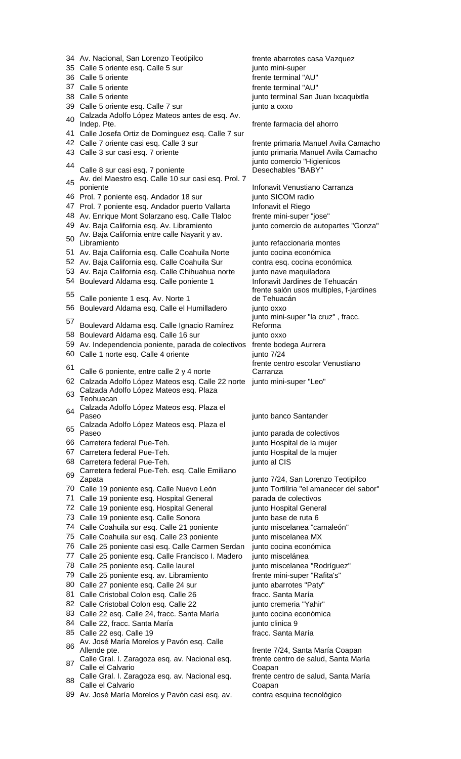| | | |
|---|---|---|
| 34 | Av. Nacional, San Lorenzo Teotipilco | frente abarrotes casa Vazquez |
| 35 | Calle 5 oriente esq. Calle 5 sur | junto mini-super |
| 36 | Calle 5 oriente | frente terminal "AU" |
| 37 | Calle 5 oriente | frente terminal "AU" |
| 38 | Calle 5 oriente | junto terminal San Juan Ixcaquixtla |
| 39 | Calle 5 oriente esq. Calle 7 sur | junto a oxxo |
| 40 | Calzada Adolfo López Mateos antes de esq. Av. Indep. Pte. | frente farmacia del ahorro |
| 41 | Calle Josefa Ortiz de Dominguez esq. Calle 7 sur | |
| 42 | Calle 7 oriente casi esq. Calle 3 sur | frente primaria Manuel Avila Camacho |
| 43 | Calle 3 sur casi esq. 7 oriente | junto primaria Manuel Avila Camacho |
| 44 | Calle 8 sur casi esq. 7 poniente | junto comercio "Higienicos Desechables "BABY" |
| 45 | Av. del Maestro esq. Calle 10 sur casi esq. Prol. 7 poniente | Infonavit Venustiano Carranza |
| 46 | Prol. 7 poniente esq. Andador 18 sur | junto SICOM radio |
| 47 | Prol. 7 poniente esq. Andador puerto Vallarta | Infonavit el Riego |
| 48 | Av. Enrique Mont Solarzano esq. Calle Tlaloc | frente mini-super "jose" |
| 49 | Av. Baja California esq. Av. Libramiento | junto comercio de autopartes "Gonza" |
| 50 | Av. Baja California entre calle Nayarit y av. Libramiento | junto refaccionaria montes |
| 51 | Av. Baja California esq. Calle Coahuila Norte | junto cocina económica |
| 52 | Av. Baja California esq. Calle Coahuila Sur | contra esq. cocina económica |
| 53 | Av. Baja California esq. Calle Chihuahua norte | junto nave maquiladora |
| 54 | Boulevard Aldama esq. Calle poniente 1 | Infonavit Jardines de Tehuacán |
| 55 | Calle poniente 1 esq. Av. Norte 1 | frente salón usos multiples, f-jardines de Tehuacán |
| 56 | Boulevard Aldama esq. Calle el Humilladero | junto oxxo |
| 57 | Boulevard Aldama esq. Calle Ignacio Ramírez | junto mini-super "la cruz" , fracc. Reforma |
| 58 | Boulevard Aldama esq. Calle 16 sur | junto oxxo |
| 59 | Av. Independencia poniente, parada de colectivos | frente bodega Aurrera |
| 60 | Calle 1 norte esq. Calle 4 oriente | junto 7/24 |
| 61 | Calle 6 poniente, entre calle 2 y 4 norte | frente centro escolar Venustiano Carranza |
| 62 | Calzada Adolfo López Mateos esq. Calle 22 norte | junto mini-super "Leo" |
| 63 | Calzada Adolfo López Mateos esq. Plaza Teohuacan | |
| 64 | Calzada Adolfo López Mateos esq. Plaza el Paseo | junto banco Santander |
| 65 | Calzada Adolfo López Mateos esq. Plaza el Paseo | junto parada de colectivos |
| 66 | Carretera federal Pue-Teh. | junto Hospital de la mujer |
| 67 | Carretera federal Pue-Teh. | junto Hospital de la mujer |
| 68 | Carretera federal Pue-Teh. | junto al CIS |
| 69 | Carretera federal Pue-Teh. esq. Calle Emiliano Zapata | junto 7/24, San Lorenzo Teotipilco |
| 70 | Calle 19 poniente esq. Calle Nuevo León | junto Tortillria "el amanecer del sabor" |
| 71 | Calle 19 poniente esq. Hospital General | parada de colectivos |
| 72 | Calle 19 poniente esq. Hospital General | junto Hospital General |
| 73 | Calle 19 poniente esq. Calle Sonora | junto base de ruta 6 |
| 74 | Calle Coahuila sur esq. Calle 21 poniente | junto miscelanea "camaleón" |
| 75 | Calle Coahuila sur esq. Calle 23 poniente | junto miscelanea MX |
| 76 | Calle 25 poniente casi esq. Calle Carmen Serdan | junto cocina económica |
| 77 | Calle 25 poniente esq. Calle Francisco I. Madero | junto miscelánea |
| 78 | Calle 25 poniente esq. Calle laurel | junto miscelanea "Rodríguez" |
| 79 | Calle 25 poniente esq. av. Libramiento | frente mini-super "Rafita's" |
| 80 | Calle 27 poniente esq. Calle 24 sur | junto abarrotes "Paty" |
| 81 | Calle Cristobal Colon esq. Calle 26 | fracc. Santa María |
| 82 | Calle Cristobal Colon esq. Calle 22 | junto cremeria "Yahir" |
| 83 | Calle 22 esq. Calle 24, fracc. Santa María | junto cocina económica |
| 84 | Calle 22, fracc. Santa María | junto clinica 9 |
| 85 | Calle 22 esq. Calle 19 | fracc. Santa María |
| 86 | Av. José María Morelos y Pavón esq. Calle Allende pte. | frente 7/24, Santa María Coapan |
| 87 | Calle Gral. I. Zaragoza esq. av. Nacional esq. Calle el Calvario | frente centro de salud, Santa María Coapan |
| 88 | Calle Gral. I. Zaragoza esq. av. Nacional esq. Calle el Calvario | frente centro de salud, Santa María Coapan |
| 89 | Av. José María Morelos y Pavón casi esq. av. | contra esquina tecnológico |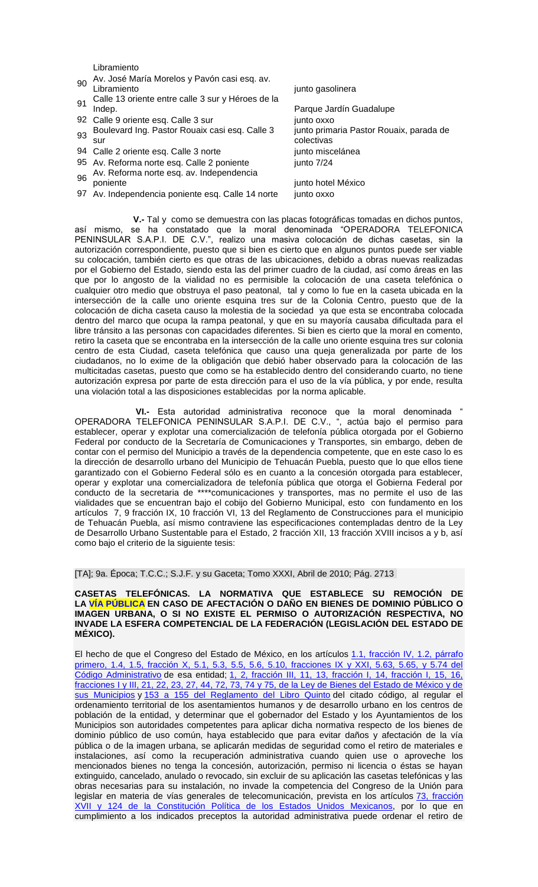| | | |
|---|---|---|
| | Libramiento | |
| 90 | Av. José María Morelos y Pavón casi esq. av. Libramiento | junto gasolinera |
| 91 | Calle 13 oriente entre calle 3 sur y Héroes de la Indep. | Parque Jardín Guadalupe |
| 92 | Calle 9 oriente esq. Calle 3 sur | junto oxxo |
| 93 | Boulevard Ing. Pastor Rouaix casi esq. Calle 3 sur | junto primaria Pastor Rouaix, parada de colectivas |
| 94 | Calle 2 oriente esq. Calle 3 norte | junto miscelánea |
| 95 | Av. Reforma norte esq. Calle 2 poniente | junto 7/24 |
| 96 | Av. Reforma norte esq. av. Independencia poniente | junto hotel México |
| 97 | Av. Independencia poniente esq. Calle 14 norte | junto oxxo |

**V.-** Tal y como se demuestra con las placas fotográficas tomadas en dichos puntos, así mismo, se ha constatado que la moral denominada "OPERADORA TELEFONICA PENINSULAR S.A.P.I. DE C.V.", realizo una masiva colocación de dichas casetas, sin la autorización correspondiente, puesto que si bien es cierto que en algunos puntos puede ser viable su colocación, también cierto es que otras de las ubicaciones, debido a obras nuevas realizadas por el Gobierno del Estado, siendo esta las del primer cuadro de la ciudad, así como áreas en las que por lo angosto de la vialidad no es permisible la colocación de una caseta telefónica o cualquier otro medio que obstruya el paso peatonal, tal y como lo fue en la caseta ubicada en la intersección de la calle uno oriente esquina tres sur de la Colonia Centro, puesto que de la colocación de dicha caseta causo la molestia de la sociedad ya que esta se encontraba colocada dentro del marco que ocupa la rampa peatonal, y que en su mayoría causaba dificultada para el libre tránsito a las personas con capacidades diferentes. Si bien es cierto que la moral en comento, retiro la caseta que se encontraba en la intersección de la calle uno oriente esquina tres sur colonia centro de esta Ciudad, caseta telefónica que causo una queja generalizada por parte de los ciudadanos, no lo exime de la obligación que debió haber observado para la colocación de las multicitadas casetas, puesto que como se ha establecido dentro del considerando cuarto, no tiene autorización expresa por parte de esta dirección para el uso de la vía pública, y por ende, resulta una violación total a las disposiciones establecidas por la norma aplicable.

**VI.-** Esta autoridad administrativa reconoce que la moral denominada " OPERADORA TELEFONICA PENINSULAR S.A.P.I. DE C.V., ", actúa bajo el permiso para establecer, operar y explotar una comercialización de telefonía pública otorgada por el Gobierno Federal por conducto de la Secretaría de Comunicaciones y Transportes, sin embargo, deben de contar con el permiso del Municipio a través de la dependencia competente, que en este caso lo es la dirección de desarrollo urbano del Municipio de Tehuacán Puebla, puesto que lo que ellos tiene garantizado con el Gobierno Federal sólo es en cuanto a la concesión otorgada para establecer, operar y explotar una comercializadora de telefonía pública que otorga el Gobierno Federal por conducto de la secretaria de ****comunicaciones y transportes, mas no permite el uso de las vialidades que se encuentran bajo el cobijo del Gobierno Municipal, esto con fundamento en los artículos 7, 9 fracción IX, 10 fracción VI, 13 del Reglamento de Construcciones para el municipio de Tehuacán Puebla, así mismo contraviene las especificaciones contempladas dentro de la Ley de Desarrollo Urbano Sustentable para el Estado, 2 fracción XII, 13 fracción XVIII incisos a y b, así como bajo el criterio de la siguiente tesis:

[TA]; 9a. Época; T.C.C.; S.J.F. y su Gaceta; Tomo XXXI, Abril de 2010; Pág. 2713

**CASETAS TELEFÓNICAS. LA NORMATIVA QUE ESTABLECE SU REMOCIÓN DE LA VÍA PÚBLICA EN CASO DE AFECTACIÓN O DAÑO EN BIENES DE DOMINIO PÚBLICO O IMAGEN URBANA, O SI NO EXISTE EL PERMISO O AUTORIZACIÓN RESPECTIVA, NO INVADE LA ESFERA COMPETENCIAL DE LA FEDERACIÓN (LEGISLACIÓN DEL ESTADO DE MÉXICO).**

El hecho de que el Congreso del Estado de México, en los artículos 1.1, fracción IV, 1.2, párrafo primero, 1.4, 1.5, fracción X, 5.1, 5.3, 5.5, 5.6, 5.10, fracciones IX y XXI, 5.63, 5.65, y 5.74 del Código Administrativo de esa entidad; 1, 2, fracción III, 11, 13, fracción I, 14, fracción I, 15, 16, fracciones I y III, 21, 22, 23, 27, 44, 72, 73, 74 y 75, de la Ley de Bienes del Estado de México y de sus Municipios y 153 a 155 del Reglamento del Libro Quinto del citado código, al regular el ordenamiento territorial de los asentamientos humanos y de desarrollo urbano en los centros de población de la entidad, y determinar que el gobernador del Estado y los Ayuntamientos de los Municipios son autoridades competentes para aplicar dicha normativa respecto de los bienes de dominio público de uso común, haya establecido que para evitar daños y afectación de la vía pública o de la imagen urbana, se aplicarán medidas de seguridad como el retiro de materiales e instalaciones, así como la recuperación administrativa cuando quien use o aproveche los mencionados bienes no tenga la concesión, autorización, permiso ni licencia o éstas se hayan extinguido, cancelado, anulado o revocado, sin excluir de su aplicación las casetas telefónicas y las obras necesarias para su instalación, no invade la competencia del Congreso de la Unión para legislar en materia de vías generales de telecomunicación, prevista en los artículos 73, fracción XVII y 124 de la Constitución Política de los Estados Unidos Mexicanos, por lo que en cumplimiento a los indicados preceptos la autoridad administrativa puede ordenar el retiro de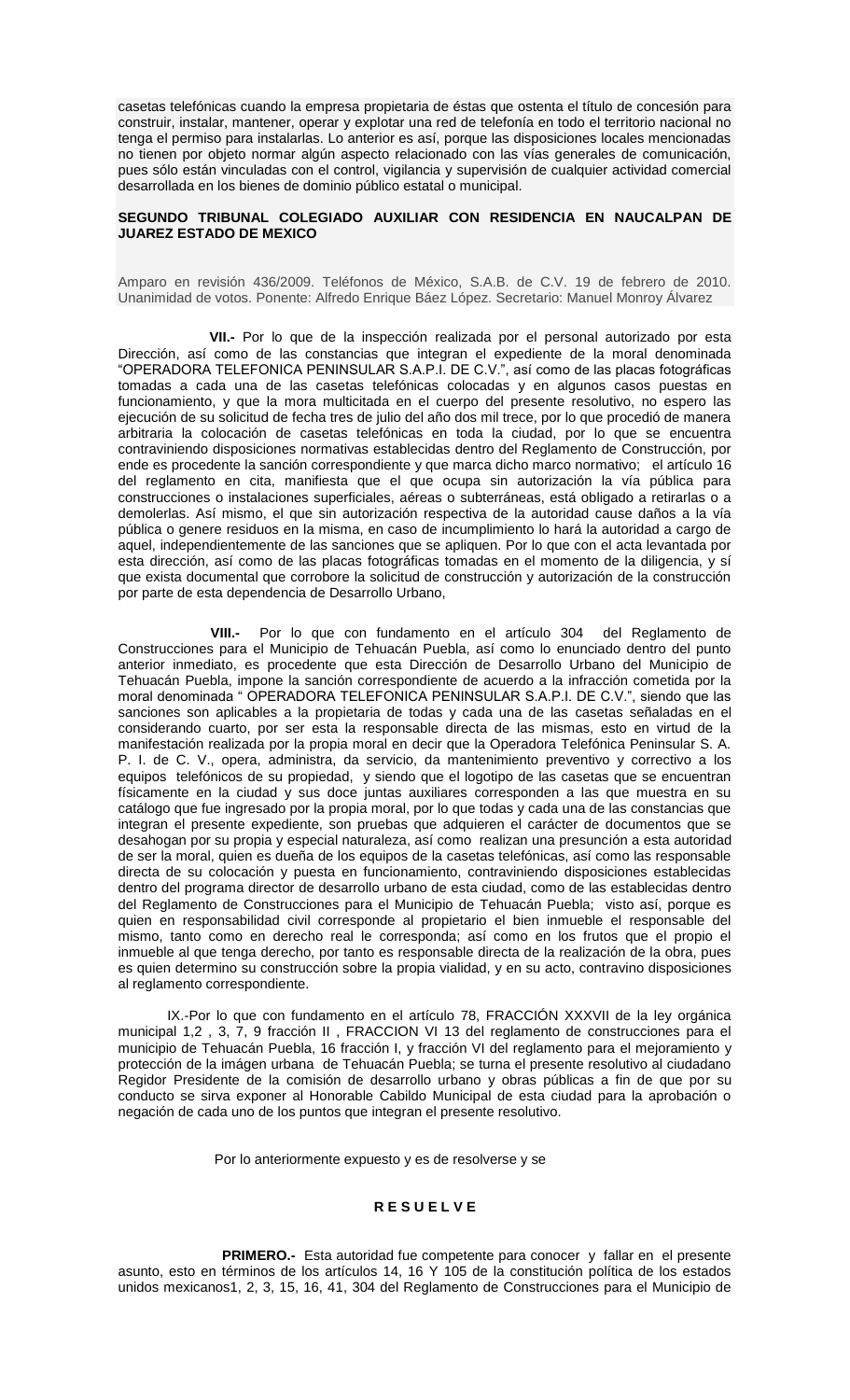casetas telefónicas cuando la empresa propietaria de éstas que ostenta el título de concesión para construir, instalar, mantener, operar y explotar una red de telefonía en todo el territorio nacional no tenga el permiso para instalarlas. Lo anterior es así, porque las disposiciones locales mencionadas no tienen por objeto normar algún aspecto relacionado con las vías generales de comunicación, pues sólo están vinculadas con el control, vigilancia y supervisión de cualquier actividad comercial desarrollada en los bienes de dominio público estatal o municipal.

**SEGUNDO TRIBUNAL COLEGIADO AUXILIAR CON RESIDENCIA EN NAUCALPAN DE JUAREZ ESTADO DE MEXICO**

Amparo en revisión 436/2009. Teléfonos de México, S.A.B. de C.V. 19 de febrero de 2010. Unanimidad de votos. Ponente: Alfredo Enrique Báez López. Secretario: Manuel Monroy Álvarez

**VII.-** Por lo que de la inspección realizada por el personal autorizado por esta Dirección, así como de las constancias que integran el expediente de la moral denominada "OPERADORA TELEFONICA PENINSULAR S.A.P.I. DE C.V.", así como de las placas fotográficas tomadas a cada una de las casetas telefónicas colocadas y en algunos casos puestas en funcionamiento, y que la mora multicitada en el cuerpo del presente resolutivo, no espero las ejecución de su solicitud de fecha tres de julio del año dos mil trece, por lo que procedió de manera arbitraria la colocación de casetas telefónicas en toda la ciudad, por lo que se encuentra contraviniendo disposiciones normativas establecidas dentro del Reglamento de Construcción, por ende es procedente la sanción correspondiente y que marca dicho marco normativo; el artículo 16 del reglamento en cita, manifiesta que el que ocupa sin autorización la vía pública para construcciones o instalaciones superficiales, aéreas o subterráneas, está obligado a retirarlas o a demolerlas. Así mismo, el que sin autorización respectiva de la autoridad cause daños a la vía pública o genere residuos en la misma, en caso de incumplimiento lo hará la autoridad a cargo de aquel, independientemente de las sanciones que se apliquen. Por lo que con el acta levantada por esta dirección, así como de las placas fotográficas tomadas en el momento de la diligencia, y sí que exista documental que corrobore la solicitud de construcción y autorización de la construcción por parte de esta dependencia de Desarrollo Urbano,

**VIII.-** Por lo que con fundamento en el artículo 304 del Reglamento de Construcciones para el Municipio de Tehuacán Puebla, así como lo enunciado dentro del punto anterior inmediato, es procedente que esta Dirección de Desarrollo Urbano del Municipio de Tehuacán Puebla, impone la sanción correspondiente de acuerdo a la infracción cometida por la moral denominada " OPERADORA TELEFONICA PENINSULAR S.A.P.I. DE C.V.", siendo que las sanciones son aplicables a la propietaria de todas y cada una de las casetas señaladas en el considerando cuarto, por ser esta la responsable directa de las mismas, esto en virtud de la manifestación realizada por la propia moral en decir que la Operadora Telefónica Peninsular S. A. P. I. de C. V., opera, administra, da servicio, da mantenimiento preventivo y correctivo a los equipos telefónicos de su propiedad, y siendo que el logotipo de las casetas que se encuentran físicamente en la ciudad y sus doce juntas auxiliares corresponden a las que muestra en su catálogo que fue ingresado por la propia moral, por lo que todas y cada una de las constancias que integran el presente expediente, son pruebas que adquieren el carácter de documentos que se desahogan por su propia y especial naturaleza, así como realizan una presunción a esta autoridad de ser la moral, quien es dueña de los equipos de la casetas telefónicas, así como las responsable directa de su colocación y puesta en funcionamiento, contraviniendo disposiciones establecidas dentro del programa director de desarrollo urbano de esta ciudad, como de las establecidas dentro del Reglamento de Construcciones para el Municipio de Tehuacán Puebla; visto así, porque es quien en responsabilidad civil corresponde al propietario el bien inmueble el responsable del mismo, tanto como en derecho real le corresponda; así como en los frutos que el propio el inmueble al que tenga derecho, por tanto es responsable directa de la realización de la obra, pues es quien determino su construcción sobre la propia vialidad, y en su acto, contravino disposiciones al reglamento correspondiente.

IX.-Por lo que con fundamento en el artículo 78, FRACCIÓN XXXVII de la ley orgánica municipal 1,2 , 3, 7, 9 fracción II , FRACCION VI 13 del reglamento de construcciones para el municipio de Tehuacán Puebla, 16 fracción I, y fracción VI del reglamento para el mejoramiento y protección de la imágen urbana de Tehuacán Puebla; se turna el presente resolutivo al ciudadano Regidor Presidente de la comisión de desarrollo urbano y obras públicas a fin de que por su conducto se sirva exponer al Honorable Cabildo Municipal de esta ciudad para la aprobación o negación de cada uno de los puntos que integran el presente resolutivo.

Por lo anteriormente expuesto y es de resolverse y se

**R E S U E L V E**

**PRIMERO.-** Esta autoridad fue competente para conocer y fallar en el presente asunto, esto en términos de los artículos 14, 16 Y 105 de la constitución política de los estados unidos mexicanos1, 2, 3, 15, 16, 41, 304 del Reglamento de Construcciones para el Municipio de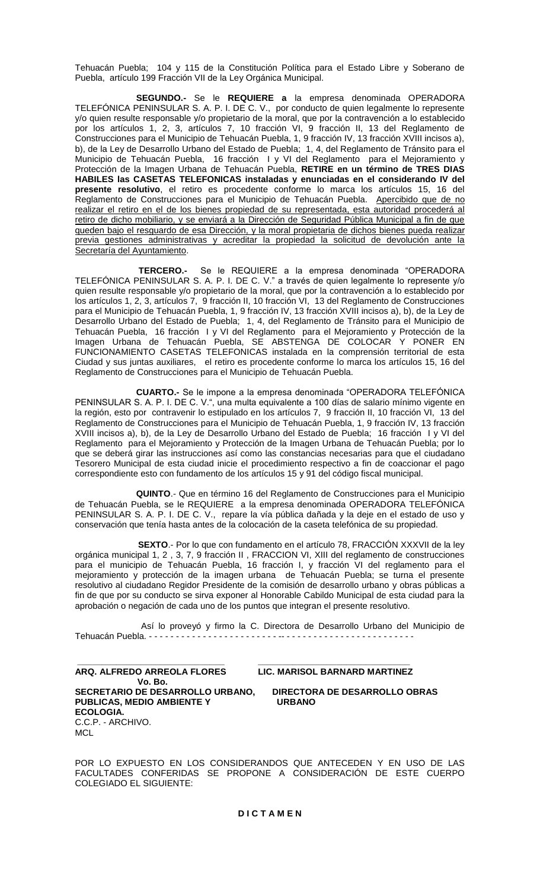Tehuacán Puebla; 104 y 115 de la Constitución Política para el Estado Libre y Soberano de Puebla, artículo 199 Fracción VII de la Ley Orgánica Municipal.

**SEGUNDO.-** Se le **REQUIERE a** la empresa denominada OPERADORA TELEFÓNICA PENINSULAR S. A. P. I. DE C. V., por conducto de quien legalmente lo represente y/o quien resulte responsable y/o propietario de la moral, que por la contravención a lo establecido por los artículos 1, 2, 3, artículos 7, 10 fracción VI, 9 fracción II, 13 del Reglamento de Construcciones para el Municipio de Tehuacán Puebla, 1, 9 fracción IV, 13 fracción XVIII incisos a), b), de la Ley de Desarrollo Urbano del Estado de Puebla; 1, 4, del Reglamento de Tránsito para el Municipio de Tehuacán Puebla, 16 fracción I y VI del Reglamento para el Mejoramiento y Protección de la Imagen Urbana de Tehuacán Puebla, **RETIRE en un término de TRES DIAS HABILES las CASETAS TELEFONICAS instaladas y enunciadas en el considerando IV del presente resolutivo**, el retiro es procedente conforme lo marca los artículos 15, 16 del Reglamento de Construcciones para el Municipio de Tehuacán Puebla. Apercibido que de no realizar el retiro en el de los bienes propiedad de su representada, esta autoridad procederá al retiro de dicho mobiliario, y se enviará a la Dirección de Seguridad Pública Municipal a fin de que queden bajo el resguardo de esa Dirección, y la moral propietaria de dichos bienes pueda realizar previa gestiones administrativas y acreditar la propiedad la solicitud de devolución ante la Secretaría del Ayuntamiento.

**TERCERO.-** Se le REQUIERE a la empresa denominada "OPERADORA TELEFÓNICA PENINSULAR S. A. P. I. DE C. V.", a través de quien legalmente lo represente y/o quien resulte responsable y/o propietario de la moral, que por la contravención a lo establecido por los artículos 1, 2, 3, artículos 7, 9 fracción II, 10 fracción VI, 13 del Reglamento de Construcciones para el Municipio de Tehuacán Puebla, 1, 9 fracción IV, 13 fracción XVIII incisos a), b), de la Ley de Desarrollo Urbano del Estado de Puebla; 1, 4, del Reglamento de Tránsito para el Municipio de Tehuacán Puebla, 16 fracción I y VI del Reglamento para el Mejoramiento y Protección de la Imagen Urbana de Tehuacán Puebla, SE ABSTENGA DE COLOCAR Y PONER EN FUNCIONAMIENTO CASETAS TELEFONICAS instalada en la comprensión territorial de esta Ciudad y sus juntas auxiliares, el retiro es procedente conforme lo marca los artículos 15, 16 del Reglamento de Construcciones para el Municipio de Tehuacán Puebla.

**CUARTO.-** Se le impone a la empresa denominada "OPERADORA TELEFÓNICA PENINSULAR S. A. P. I. DE C. V.", una multa equivalente a 100 días de salario mínimo vigente en la región, esto por contravenir lo estipulado en los artículos 7, 9 fracción II, 10 fracción VI, 13 del Reglamento de Construcciones para el Municipio de Tehuacán Puebla, 1, 9 fracción IV, 13 fracción XVIII incisos a), b), de la Ley de Desarrollo Urbano del Estado de Puebla; 16 fracción I y VI del Reglamento para el Mejoramiento y Protección de la Imagen Urbana de Tehuacán Puebla; por lo que se deberá girar las instrucciones así como las constancias necesarias para que el ciudadano Tesorero Municipal de esta ciudad inicie el procedimiento respectivo a fin de coaccionar el pago correspondiente esto con fundamento de los artículos 15 y 91 del código fiscal municipal.

**QUINTO**.- Que en término 16 del Reglamento de Construcciones para el Municipio de Tehuacán Puebla, se le REQUIERE a la empresa denominada OPERADORA TELEFÓNICA PENINSULAR S. A. P. I. DE C. V., repare la vía pública dañada y la deje en el estado de uso y conservación que tenía hasta antes de la colocación de la caseta telefónica de su propiedad.

**SEXTO**.- Por lo que con fundamento en el artículo 78, FRACCIÓN XXXVII de la ley orgánica municipal 1, 2 , 3, 7, 9 fracción II , FRACCION VI, XIII del reglamento de construcciones para el municipio de Tehuacán Puebla, 16 fracción I, y fracción VI del reglamento para el mejoramiento y protección de la imagen urbana de Tehuacán Puebla; se turna el presente resolutivo al ciudadano Regidor Presidente de la comisión de desarrollo urbano y obras públicas a fin de que por su conducto se sirva exponer al Honorable Cabildo Municipal de esta ciudad para la aprobación o negación de cada uno de los puntos que integran el presente resolutivo.

Así lo proveyó y firmo la C. Directora de Desarrollo Urbano del Municipio de Tehuacán Puebla. - - - - - - - - - - - - - - - - - - - - - - - - - - - - - - - - - - - - - - - - - - - - - - - -

| **ARQ. ALFREDO ARREOLA FLORES**<br>**Vo. Bo.**<br>**SECRETARIO DE DESARROLLO URBANO, PUBLICAS, MEDIO AMBIENTE Y ECOLOGIA.** | **LIC. MARISOL BARNARD MARTINEZ**<br><br>**DIRECTORA DE DESARROLLO OBRAS URBANO** |
|---|---|

C.C.P. - ARCHIVO.
MCL

POR LO EXPUESTO EN LOS CONSIDERANDOS QUE ANTECEDEN Y EN USO DE LAS FACULTADES CONFERIDAS SE PROPONE A CONSIDERACIÓN DE ESTE CUERPO COLEGIADO EL SIGUIENTE:

**D I C T A M E N**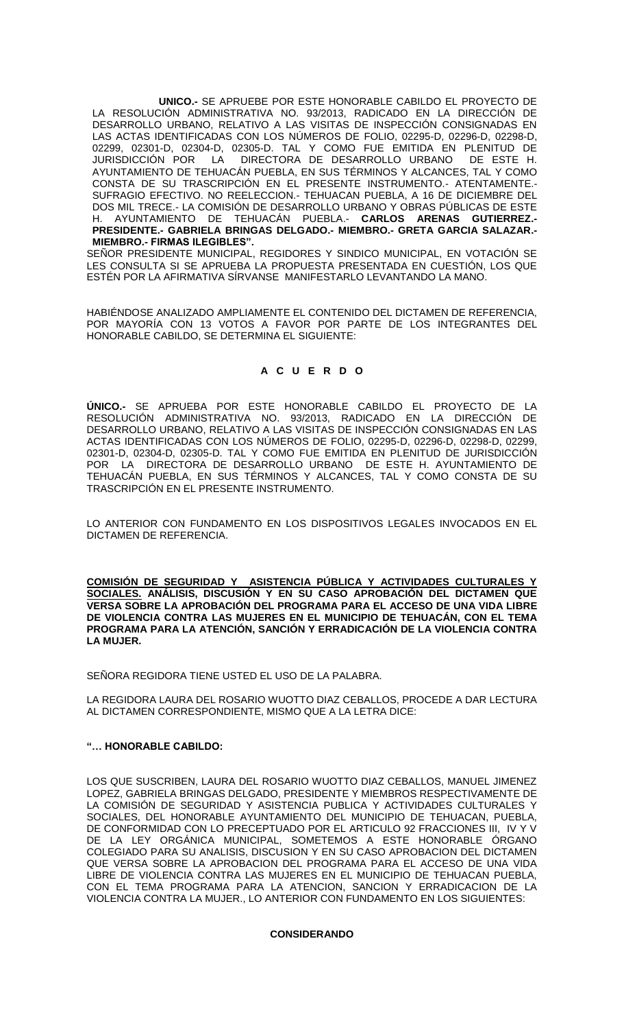**UNICO.-** SE APRUEBE POR ESTE HONORABLE CABILDO EL PROYECTO DE LA RESOLUCIÓN ADMINISTRATIVA NO. 93/2013, RADICADO EN LA DIRECCIÓN DE DESARROLLO URBANO, RELATIVO A LAS VISITAS DE INSPECCIÓN CONSIGNADAS EN LAS ACTAS IDENTIFICADAS CON LOS NÚMEROS DE FOLIO, 02295-D, 02296-D, 02298-D, 02299, 02301-D, 02304-D, 02305-D. TAL Y COMO FUE EMITIDA EN PLENITUD DE JURISDICCIÓN POR LA DIRECTORA DE DESARROLLO URBANO DE ESTE H. AYUNTAMIENTO DE TEHUACÁN PUEBLA, EN SUS TÉRMINOS Y ALCANCES, TAL Y COMO CONSTA DE SU TRASCRIPCIÓN EN EL PRESENTE INSTRUMENTO.- ATENTAMENTE.- SUFRAGIO EFECTIVO. NO REELECCION.- TEHUACAN PUEBLA, A 16 DE DICIEMBRE DEL DOS MIL TRECE.- LA COMISIÓN DE DESARROLLO URBANO Y OBRAS PÚBLICAS DE ESTE H. AYUNTAMIENTO DE TEHUACÁN PUEBLA.- **CARLOS ARENAS GUTIERREZ.- PRESIDENTE.- GABRIELA BRINGAS DELGADO.- MIEMBRO.- GRETA GARCIA SALAZAR.- MIEMBRO.- FIRMAS ILEGIBLES".**

SEÑOR PRESIDENTE MUNICIPAL, REGIDORES Y SINDICO MUNICIPAL, EN VOTACIÓN SE LES CONSULTA SI SE APRUEBA LA PROPUESTA PRESENTADA EN CUESTIÓN, LOS QUE ESTÉN POR LA AFIRMATIVA SÍRVANSE MANIFESTARLO LEVANTANDO LA MANO.

HABIÉNDOSE ANALIZADO AMPLIAMENTE EL CONTENIDO DEL DICTAMEN DE REFERENCIA, POR MAYORÍA CON 13 VOTOS A FAVOR POR PARTE DE LOS INTEGRANTES DEL HONORABLE CABILDO, SE DETERMINA EL SIGUIENTE:

**A C U E R D O**

**ÚNICO.-** SE APRUEBA POR ESTE HONORABLE CABILDO EL PROYECTO DE LA RESOLUCIÓN ADMINISTRATIVA NO. 93/2013, RADICADO EN LA DIRECCIÓN DE DESARROLLO URBANO, RELATIVO A LAS VISITAS DE INSPECCIÓN CONSIGNADAS EN LAS ACTAS IDENTIFICADAS CON LOS NÚMEROS DE FOLIO, 02295-D, 02296-D, 02298-D, 02299, 02301-D, 02304-D, 02305-D. TAL Y COMO FUE EMITIDA EN PLENITUD DE JURISDICCIÓN POR LA DIRECTORA DE DESARROLLO URBANO DE ESTE H. AYUNTAMIENTO DE TEHUACÁN PUEBLA, EN SUS TÉRMINOS Y ALCANCES, TAL Y COMO CONSTA DE SU TRASCRIPCIÓN EN EL PRESENTE INSTRUMENTO.

LO ANTERIOR CON FUNDAMENTO EN LOS DISPOSITIVOS LEGALES INVOCADOS EN EL DICTAMEN DE REFERENCIA.

**COMISIÓN DE SEGURIDAD Y ASISTENCIA PÚBLICA Y ACTIVIDADES CULTURALES Y SOCIALES. ANÁLISIS, DISCUSIÓN Y EN SU CASO APROBACIÓN DEL DICTAMEN QUE VERSA SOBRE LA APROBACIÓN DEL PROGRAMA PARA EL ACCESO DE UNA VIDA LIBRE DE VIOLENCIA CONTRA LAS MUJERES EN EL MUNICIPIO DE TEHUACÁN, CON EL TEMA PROGRAMA PARA LA ATENCIÓN, SANCIÓN Y ERRADICACIÓN DE LA VIOLENCIA CONTRA LA MUJER.**

SEÑORA REGIDORA TIENE USTED EL USO DE LA PALABRA.

LA REGIDORA LAURA DEL ROSARIO WUOTTO DIAZ CEBALLOS, PROCEDE A DAR LECTURA AL DICTAMEN CORRESPONDIENTE, MISMO QUE A LA LETRA DICE:

**"… HONORABLE CABILDO:**

LOS QUE SUSCRIBEN, LAURA DEL ROSARIO WUOTTO DIAZ CEBALLOS, MANUEL JIMENEZ LOPEZ, GABRIELA BRINGAS DELGADO, PRESIDENTE Y MIEMBROS RESPECTIVAMENTE DE LA COMISIÓN DE SEGURIDAD Y ASISTENCIA PUBLICA Y ACTIVIDADES CULTURALES Y SOCIALES, DEL HONORABLE AYUNTAMIENTO DEL MUNICIPIO DE TEHUACAN, PUEBLA, DE CONFORMIDAD CON LO PRECEPTUADO POR EL ARTICULO 92 FRACCIONES III, IV Y V DE LA LEY ORGÁNICA MUNICIPAL, SOMETEMOS A ESTE HONORABLE ÓRGANO COLEGIADO PARA SU ANALISIS, DISCUSION Y EN SU CASO APROBACION DEL DICTAMEN QUE VERSA SOBRE LA APROBACION DEL PROGRAMA PARA EL ACCESO DE UNA VIDA LIBRE DE VIOLENCIA CONTRA LAS MUJERES EN EL MUNICIPIO DE TEHUACAN PUEBLA, CON EL TEMA PROGRAMA PARA LA ATENCION, SANCION Y ERRADICACION DE LA VIOLENCIA CONTRA LA MUJER., LO ANTERIOR CON FUNDAMENTO EN LOS SIGUIENTES:

**CONSIDERANDO**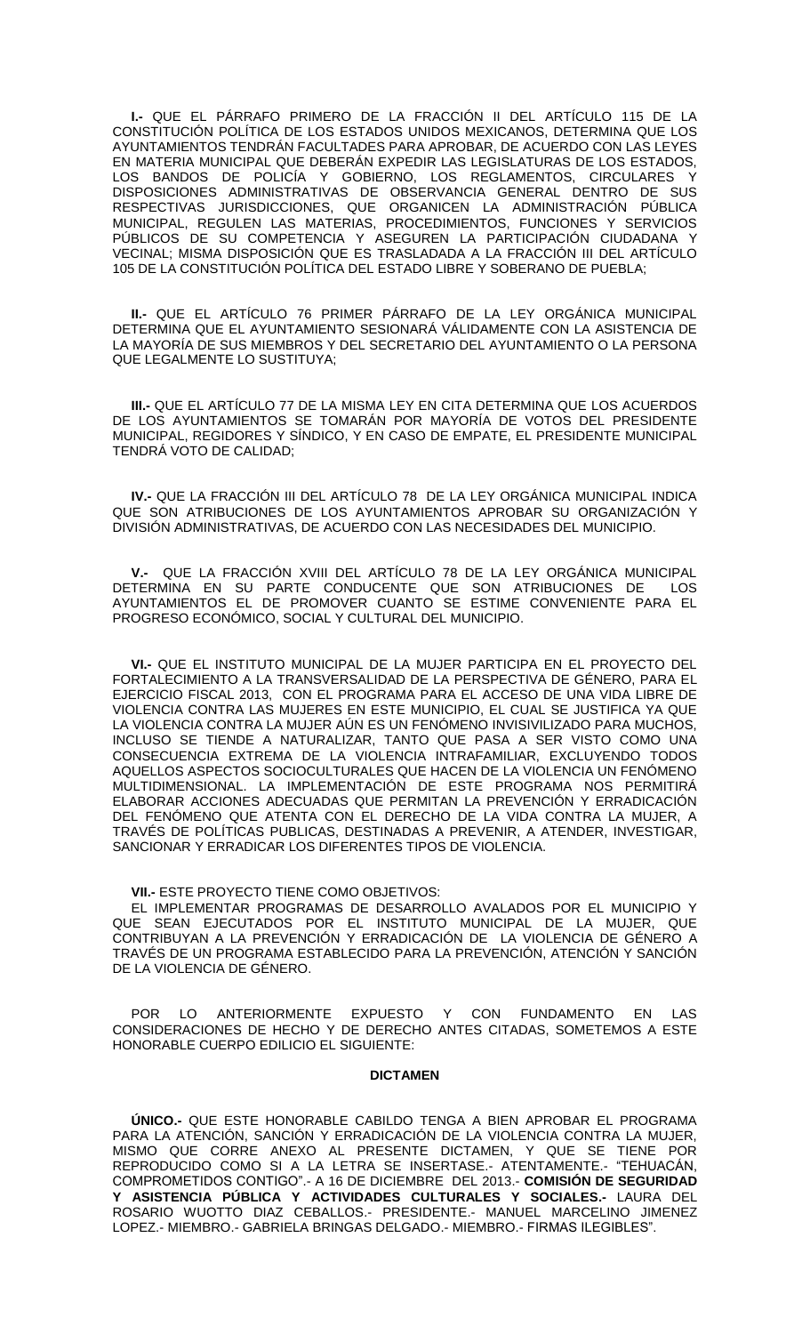**I.-** QUE EL PÁRRAFO PRIMERO DE LA FRACCIÓN II DEL ARTÍCULO 115 DE LA CONSTITUCIÓN POLÍTICA DE LOS ESTADOS UNIDOS MEXICANOS, DETERMINA QUE LOS AYUNTAMIENTOS TENDRÁN FACULTADES PARA APROBAR, DE ACUERDO CON LAS LEYES EN MATERIA MUNICIPAL QUE DEBERÁN EXPEDIR LAS LEGISLATURAS DE LOS ESTADOS, LOS BANDOS DE POLICÍA Y GOBIERNO, LOS REGLAMENTOS, CIRCULARES Y DISPOSICIONES ADMINISTRATIVAS DE OBSERVANCIA GENERAL DENTRO DE SUS RESPECTIVAS JURISDICCIONES, QUE ORGANICEN LA ADMINISTRACIÓN PÚBLICA MUNICIPAL, REGULEN LAS MATERIAS, PROCEDIMIENTOS, FUNCIONES Y SERVICIOS PÚBLICOS DE SU COMPETENCIA Y ASEGUREN LA PARTICIPACIÓN CIUDADANA Y VECINAL; MISMA DISPOSICIÓN QUE ES TRASLADADA A LA FRACCIÓN III DEL ARTÍCULO 105 DE LA CONSTITUCIÓN POLÍTICA DEL ESTADO LIBRE Y SOBERANO DE PUEBLA;

**II.-** QUE EL ARTÍCULO 76 PRIMER PÁRRAFO DE LA LEY ORGÁNICA MUNICIPAL DETERMINA QUE EL AYUNTAMIENTO SESIONARÁ VÁLIDAMENTE CON LA ASISTENCIA DE LA MAYORÍA DE SUS MIEMBROS Y DEL SECRETARIO DEL AYUNTAMIENTO O LA PERSONA QUE LEGALMENTE LO SUSTITUYA;

**III.-** QUE EL ARTÍCULO 77 DE LA MISMA LEY EN CITA DETERMINA QUE LOS ACUERDOS DE LOS AYUNTAMIENTOS SE TOMARÁN POR MAYORÍA DE VOTOS DEL PRESIDENTE MUNICIPAL, REGIDORES Y SÍNDICO, Y EN CASO DE EMPATE, EL PRESIDENTE MUNICIPAL TENDRÁ VOTO DE CALIDAD;

**IV.-** QUE LA FRACCIÓN III DEL ARTÍCULO 78 DE LA LEY ORGÁNICA MUNICIPAL INDICA QUE SON ATRIBUCIONES DE LOS AYUNTAMIENTOS APROBAR SU ORGANIZACIÓN Y DIVISIÓN ADMINISTRATIVAS, DE ACUERDO CON LAS NECESIDADES DEL MUNICIPIO.

**V.-** QUE LA FRACCIÓN XVIII DEL ARTÍCULO 78 DE LA LEY ORGÁNICA MUNICIPAL DETERMINA EN SU PARTE CONDUCENTE QUE SON ATRIBUCIONES DE LOS AYUNTAMIENTOS EL DE PROMOVER CUANTO SE ESTIME CONVENIENTE PARA EL PROGRESO ECONÓMICO, SOCIAL Y CULTURAL DEL MUNICIPIO.

**VI.-** QUE EL INSTITUTO MUNICIPAL DE LA MUJER PARTICIPA EN EL PROYECTO DEL FORTALECIMIENTO A LA TRANSVERSALIDAD DE LA PERSPECTIVA DE GÉNERO, PARA EL EJERCICIO FISCAL 2013, CON EL PROGRAMA PARA EL ACCESO DE UNA VIDA LIBRE DE VIOLENCIA CONTRA LAS MUJERES EN ESTE MUNICIPIO, EL CUAL SE JUSTIFICA YA QUE LA VIOLENCIA CONTRA LA MUJER AÚN ES UN FENÓMENO INVISIVILIZADO PARA MUCHOS, INCLUSO SE TIENDE A NATURALIZAR, TANTO QUE PASA A SER VISTO COMO UNA CONSECUENCIA EXTREMA DE LA VIOLENCIA INTRAFAMILIAR, EXCLUYENDO TODOS AQUELLOS ASPECTOS SOCIOCULTURALES QUE HACEN DE LA VIOLENCIA UN FENÓMENO MULTIDIMENSIONAL. LA IMPLEMENTACIÓN DE ESTE PROGRAMA NOS PERMITIRÁ ELABORAR ACCIONES ADECUADAS QUE PERMITAN LA PREVENCIÓN Y ERRADICACIÓN DEL FENÓMENO QUE ATENTA CON EL DERECHO DE LA VIDA CONTRA LA MUJER, A TRAVÉS DE POLÍTICAS PUBLICAS, DESTINADAS A PREVENIR, A ATENDER, INVESTIGAR, SANCIONAR Y ERRADICAR LOS DIFERENTES TIPOS DE VIOLENCIA.

**VII.-** ESTE PROYECTO TIENE COMO OBJETIVOS:

EL IMPLEMENTAR PROGRAMAS DE DESARROLLO AVALADOS POR EL MUNICIPIO Y QUE SEAN EJECUTADOS POR EL INSTITUTO MUNICIPAL DE LA MUJER, QUE CONTRIBUYAN A LA PREVENCIÓN Y ERRADICACIÓN DE LA VIOLENCIA DE GÉNERO A TRAVÉS DE UN PROGRAMA ESTABLECIDO PARA LA PREVENCIÓN, ATENCIÓN Y SANCIÓN DE LA VIOLENCIA DE GÉNERO.

POR LO ANTERIORMENTE EXPUESTO Y CON FUNDAMENTO EN LAS CONSIDERACIONES DE HECHO Y DE DERECHO ANTES CITADAS, SOMETEMOS A ESTE HONORABLE CUERPO EDILICIO EL SIGUIENTE:

**DICTAMEN**

**ÚNICO.-** QUE ESTE HONORABLE CABILDO TENGA A BIEN APROBAR EL PROGRAMA PARA LA ATENCIÓN, SANCIÓN Y ERRADICACIÓN DE LA VIOLENCIA CONTRA LA MUJER, MISMO QUE CORRE ANEXO AL PRESENTE DICTAMEN, Y QUE SE TIENE POR REPRODUCIDO COMO SI A LA LETRA SE INSERTASE.- ATENTAMENTE.- "TEHUACÁN, COMPROMETIDOS CONTIGO".- A 16 DE DICIEMBRE DEL 2013.- **COMISIÓN DE SEGURIDAD Y ASISTENCIA PÚBLICA Y ACTIVIDADES CULTURALES Y SOCIALES.-** LAURA DEL ROSARIO WUOTTO DIAZ CEBALLOS.- PRESIDENTE.- MANUEL MARCELINO JIMENEZ LOPEZ.- MIEMBRO.- GABRIELA BRINGAS DELGADO.- MIEMBRO.- FIRMAS ILEGIBLES".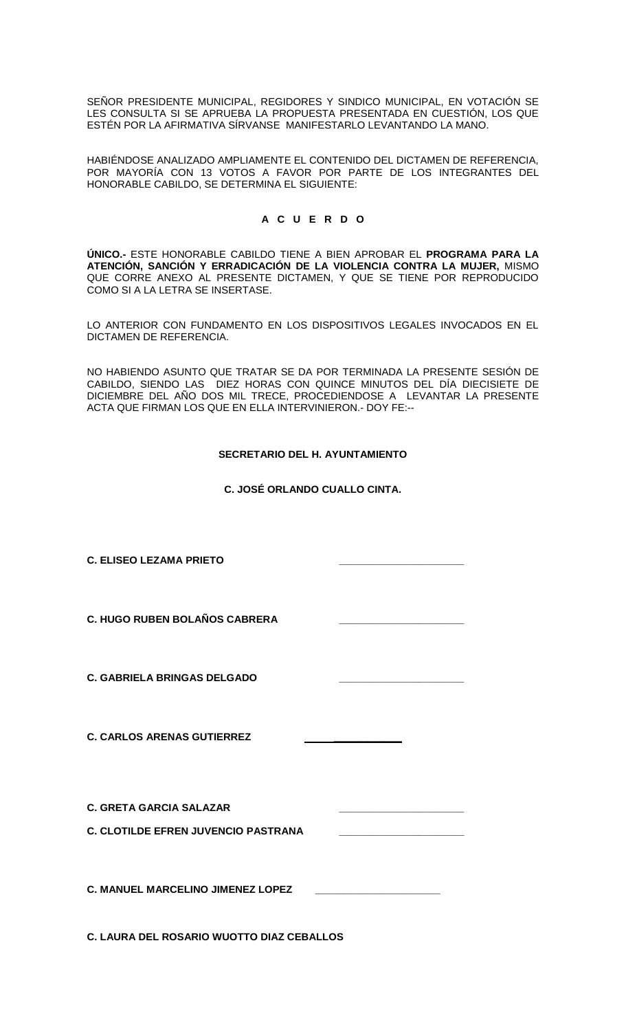SEÑOR PRESIDENTE MUNICIPAL, REGIDORES Y SINDICO MUNICIPAL, EN VOTACIÓN SE LES CONSULTA SI SE APRUEBA LA PROPUESTA PRESENTADA EN CUESTIÓN, LOS QUE ESTÉN POR LA AFIRMATIVA SÍRVANSE MANIFESTARLO LEVANTANDO LA MANO.

HABIÉNDOSE ANALIZADO AMPLIAMENTE EL CONTENIDO DEL DICTAMEN DE REFERENCIA, POR MAYORÍA CON 13 VOTOS A FAVOR POR PARTE DE LOS INTEGRANTES DEL HONORABLE CABILDO, SE DETERMINA EL SIGUIENTE:

**A C U E R D O**

**ÚNICO.-** ESTE HONORABLE CABILDO TIENE A BIEN APROBAR EL **PROGRAMA PARA LA ATENCIÓN, SANCIÓN Y ERRADICACIÓN DE LA VIOLENCIA CONTRA LA MUJER,** MISMO QUE CORRE ANEXO AL PRESENTE DICTAMEN, Y QUE SE TIENE POR REPRODUCIDO COMO SI A LA LETRA SE INSERTASE.

LO ANTERIOR CON FUNDAMENTO EN LOS DISPOSITIVOS LEGALES INVOCADOS EN EL DICTAMEN DE REFERENCIA.

NO HABIENDO ASUNTO QUE TRATAR SE DA POR TERMINADA LA PRESENTE SESIÓN DE CABILDO, SIENDO LAS DIEZ HORAS CON QUINCE MINUTOS DEL DÍA DIECISIETE DE DICIEMBRE DEL AÑO DOS MIL TRECE, PROCEDIENDOSE A LEVANTAR LA PRESENTE ACTA QUE FIRMAN LOS QUE EN ELLA INTERVINIERON.- DOY FE:--

**SECRETARIO DEL H. AYUNTAMIENTO**

**C. JOSÉ ORLANDO CUALLO CINTA.**

**C. ELISEO LEZAMA PRIETO** \_\_\_\_\_\_\_\_\_\_\_\_\_\_\_\_\_\_\_\_

**C. HUGO RUBEN BOLAÑOS CABRERA** \_\_\_\_\_\_\_\_\_\_\_\_\_\_\_\_\_\_\_\_

**C. GABRIELA BRINGAS DELGADO** \_\_\_\_\_\_\_\_\_\_\_\_\_\_\_\_\_\_\_\_

**C. CARLOS ARENAS GUTIERREZ** \_\_\_\_\_\_\_\_\_\_\_\_\_\_\_\_\_\_\_\_

**C. GRETA GARCIA SALAZAR** \_\_\_\_\_\_\_\_\_\_\_\_\_\_\_\_\_\_\_\_

**C. CLOTILDE EFREN JUVENCIO PASTRANA** \_\_\_\_\_\_\_\_\_\_\_\_\_\_\_\_\_\_\_\_

**C. MANUEL MARCELINO JIMENEZ LOPEZ** \_\_\_\_\_\_\_\_\_\_\_\_\_\_\_\_\_\_\_\_

**C. LAURA DEL ROSARIO WUOTTO DIAZ CEBALLOS**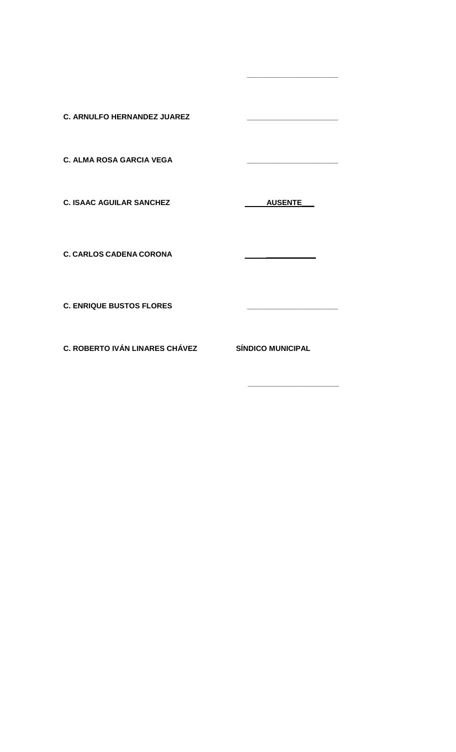_____________________

**C. ARNULFO HERNANDEZ JUAREZ** _____________________

**C. ALMA ROSA GARCIA VEGA** _____________________

**C. ISAAC AGUILAR SANCHEZ** **_____AUSENTE___**

**C. CARLOS CADENA CORONA** _____________________

**C. ENRIQUE BUSTOS FLORES** _____________________

**C. ROBERTO IVÁN LINARES CHÁVEZ** **SÍNDICO MUNICIPAL**

_____________________